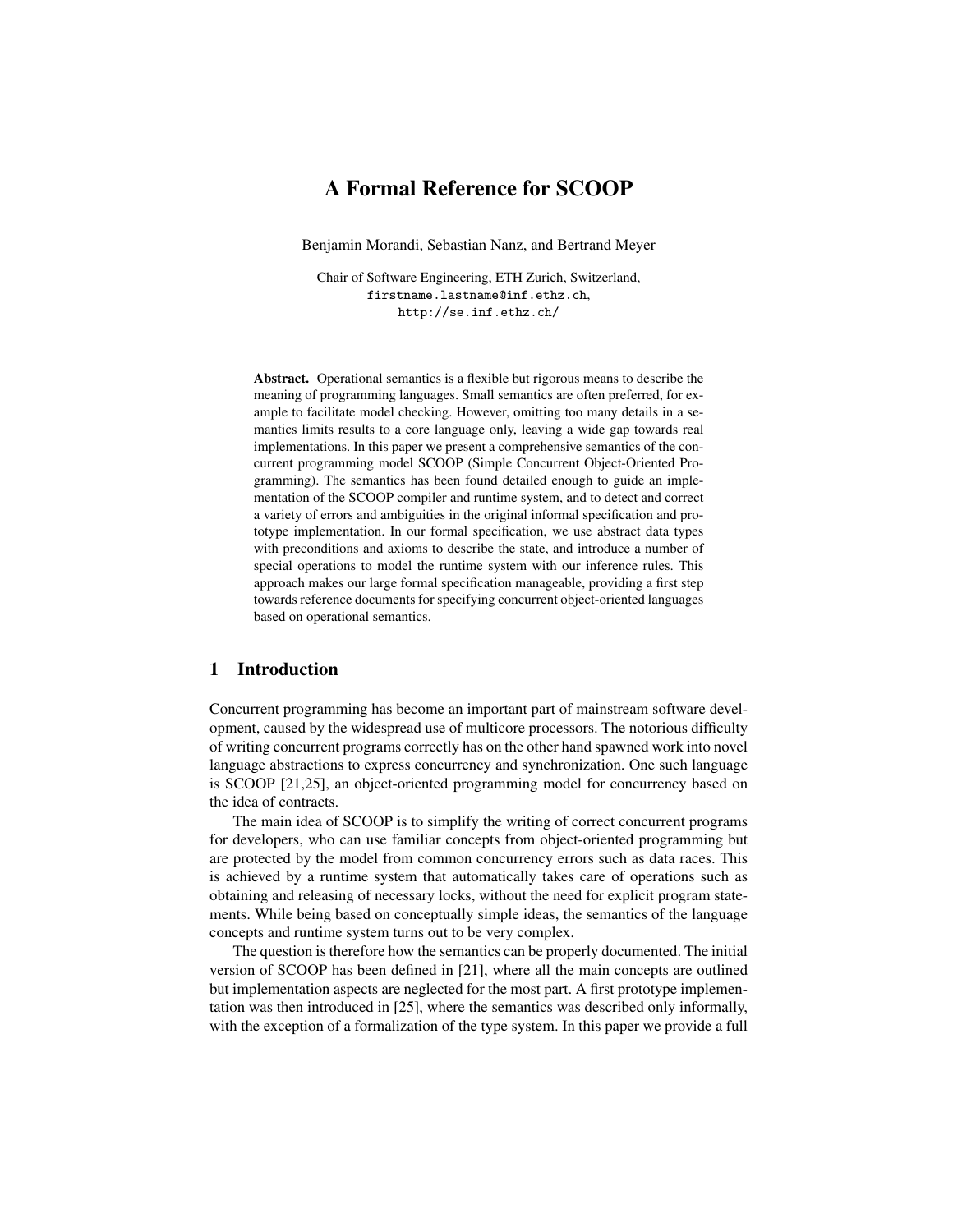# A Formal Reference for SCOOP

Benjamin Morandi, Sebastian Nanz, and Bertrand Meyer

Chair of Software Engineering, ETH Zurich, Switzerland,
firstname.lastname@inf.ethz.ch,
http://se.inf.ethz.ch/

**Abstract.** Operational semantics is a flexible but rigorous means to describe the meaning of programming languages. Small semantics are often preferred, for example to facilitate model checking. However, omitting too many details in a semantics limits results to a core language only, leaving a wide gap towards real implementations. In this paper we present a comprehensive semantics of the concurrent programming model SCOOP (Simple Concurrent Object-Oriented Programming). The semantics has been found detailed enough to guide an implementation of the SCOOP compiler and runtime system, and to detect and correct a variety of errors and ambiguities in the original informal specification and prototype implementation. In our formal specification, we use abstract data types with preconditions and axioms to describe the state, and introduce a number of special operations to model the runtime system with our inference rules. This approach makes our large formal specification manageable, providing a first step towards reference documents for specifying concurrent object-oriented languages based on operational semantics.

## 1 Introduction

Concurrent programming has become an important part of mainstream software development, caused by the widespread use of multicore processors. The notorious difficulty of writing concurrent programs correctly has on the other hand spawned work into novel language abstractions to express concurrency and synchronization. One such language is SCOOP [21,25], an object-oriented programming model for concurrency based on the idea of contracts.

The main idea of SCOOP is to simplify the writing of correct concurrent programs for developers, who can use familiar concepts from object-oriented programming but are protected by the model from common concurrency errors such as data races. This is achieved by a runtime system that automatically takes care of operations such as obtaining and releasing of necessary locks, without the need for explicit program statements. While being based on conceptually simple ideas, the semantics of the language concepts and runtime system turns out to be very complex.

The question is therefore how the semantics can be properly documented. The initial version of SCOOP has been defined in [21], where all the main concepts are outlined but implementation aspects are neglected for the most part. A first prototype implementation was then introduced in [25], where the semantics was described only informally, with the exception of a formalization of the type system. In this paper we provide a full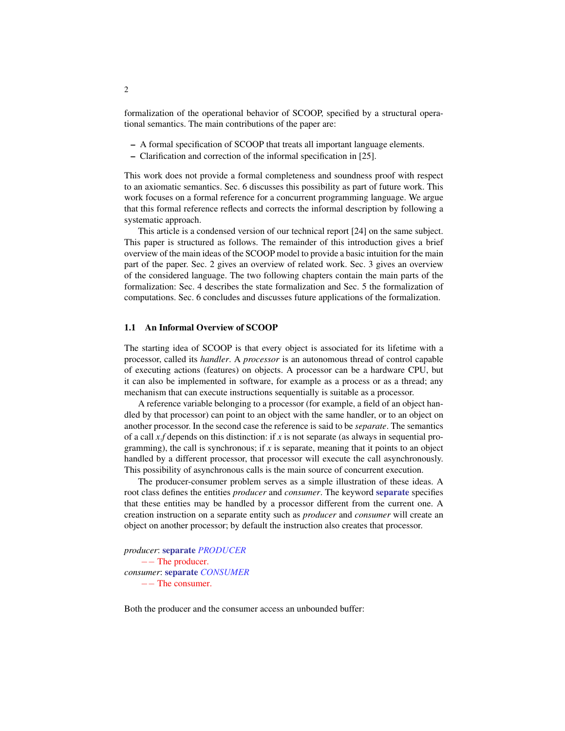formalization of the operational behavior of SCOOP, specified by a structural operational semantics. The main contributions of the paper are:

- A formal specification of SCOOP that treats all important language elements.
- Clarification and correction of the informal specification in [25].

This work does not provide a formal completeness and soundness proof with respect to an axiomatic semantics. Sec. 6 discusses this possibility as part of future work. This work focuses on a formal reference for a concurrent programming language. We argue that this formal reference reflects and corrects the informal description by following a systematic approach.

This article is a condensed version of our technical report [24] on the same subject. This paper is structured as follows. The remainder of this introduction gives a brief overview of the main ideas of the SCOOP model to provide a basic intuition for the main part of the paper. Sec. 2 gives an overview of related work. Sec. 3 gives an overview of the considered language. The two following chapters contain the main parts of the formalization: Sec. 4 describes the state formalization and Sec. 5 the formalization of computations. Sec. 6 concludes and discusses future applications of the formalization.

### 1.1 An Informal Overview of SCOOP

The starting idea of SCOOP is that every object is associated for its lifetime with a processor, called its *handler*. A *processor* is an autonomous thread of control capable of executing actions (features) on objects. A processor can be a hardware CPU, but it can also be implemented in software, for example as a process or as a thread; any mechanism that can execute instructions sequentially is suitable as a processor.

A reference variable belonging to a processor (for example, a field of an object handled by that processor) can point to an object with the same handler, or to an object on another processor. In the second case the reference is said to be *separate*. The semantics of a call *x.f* depends on this distinction: if *x* is not separate (as always in sequential programming), the call is synchronous; if *x* is separate, meaning that it points to an object handled by a different processor, that processor will execute the call asynchronously. This possibility of asynchronous calls is the main source of concurrent execution.

The producer-consumer problem serves as a simple illustration of these ideas. A root class defines the entities *producer* and *consumer*. The keyword **separate** specifies that these entities may be handled by a processor different from the current one. A creation instruction on a separate entity such as *producer* and *consumer* will create an object on another processor; by default the instruction also creates that processor.

```
producer: separate PRODUCER
    -- The producer.
consumer: separate CONSUMER
    -- The consumer.
```

Both the producer and the consumer access an unbounded buffer: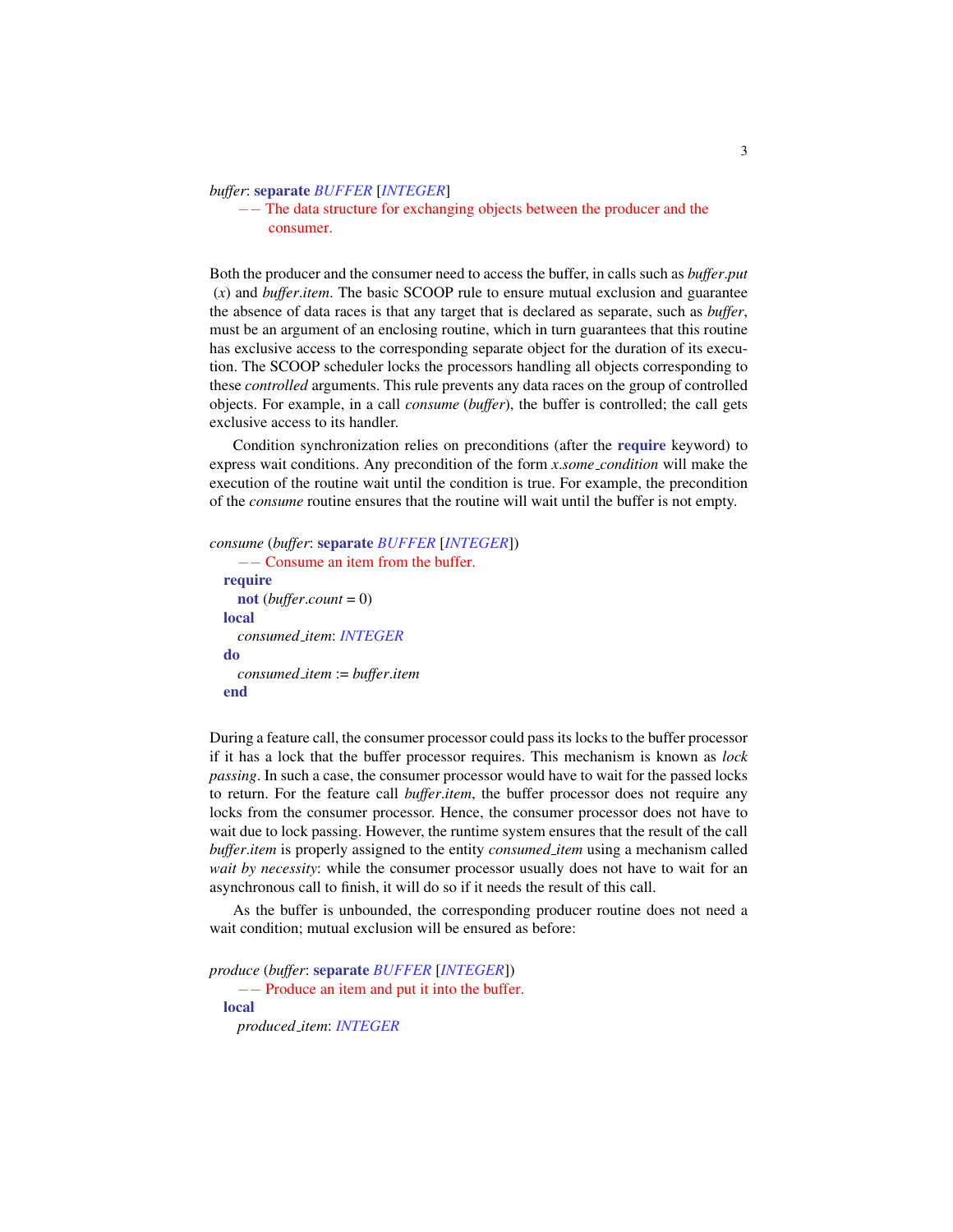```
buffer: separate BUFFER [INTEGER]
		-- The data structure for exchanging objects between the producer and the
			consumer.
```

Both the producer and the consumer need to access the buffer, in calls such as *buffer.put* (*x*) and *buffer.item*. The basic SCOOP rule to ensure mutual exclusion and guarantee the absence of data races is that any target that is declared as separate, such as *buffer*, must be an argument of an enclosing routine, which in turn guarantees that this routine has exclusive access to the corresponding separate object for the duration of its execution. The SCOOP scheduler locks the processors handling all objects corresponding to these *controlled* arguments. This rule prevents any data races on the group of controlled objects. For example, in a call *consume* (*buffer*), the buffer is controlled; the call gets exclusive access to its handler.

Condition synchronization relies on preconditions (after the **require** keyword) to express wait conditions. Any precondition of the form *x.some_condition* will make the execution of the routine wait until the condition is true. For example, the precondition of the *consume* routine ensures that the routine will wait until the buffer is not empty.

```
consume (buffer: separate BUFFER [INTEGER])
		-- Consume an item from the buffer.
	require
		not (buffer.count = 0)
	local
		consumed_item: INTEGER
	do
		consumed_item := buffer.item
	end
```

During a feature call, the consumer processor could pass its locks to the buffer processor if it has a lock that the buffer processor requires. This mechanism is known as *lock passing*. In such a case, the consumer processor would have to wait for the passed locks to return. For the feature call *buffer.item*, the buffer processor does not require any locks from the consumer processor. Hence, the consumer processor does not have to wait due to lock passing. However, the runtime system ensures that the result of the call *buffer.item* is properly assigned to the entity *consumed_item* using a mechanism called *wait by necessity*: while the consumer processor usually does not have to wait for an asynchronous call to finish, it will do so if it needs the result of this call.

As the buffer is unbounded, the corresponding producer routine does not need a wait condition; mutual exclusion will be ensured as before:

```
produce (buffer: separate BUFFER [INTEGER])
		-- Produce an item and put it into the buffer.
	local
		produced_item: INTEGER
```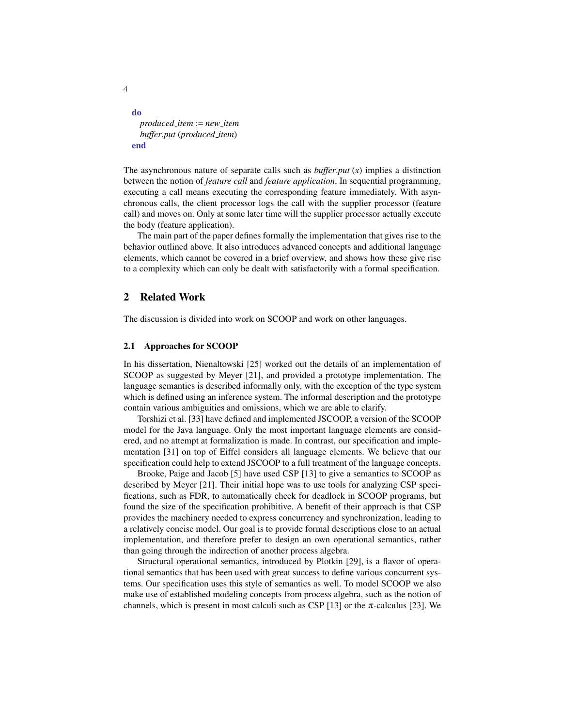```
do
  produced_item := new_item
  buffer.put (produced_item)
end
```

The asynchronous nature of separate calls such as *buffer.put* (*x*) implies a distinction between the notion of *feature call* and *feature application*. In sequential programming, executing a call means executing the corresponding feature immediately. With asynchronous calls, the client processor logs the call with the supplier processor (feature call) and moves on. Only at some later time will the supplier processor actually execute the body (feature application).

The main part of the paper defines formally the implementation that gives rise to the behavior outlined above. It also introduces advanced concepts and additional language elements, which cannot be covered in a brief overview, and shows how these give rise to a complexity which can only be dealt with satisfactorily with a formal specification.

## 2 Related Work

The discussion is divided into work on SCOOP and work on other languages.

### 2.1 Approaches for SCOOP

In his dissertation, Nienaltowski [25] worked out the details of an implementation of SCOOP as suggested by Meyer [21], and provided a prototype implementation. The language semantics is described informally only, with the exception of the type system which is defined using an inference system. The informal description and the prototype contain various ambiguities and omissions, which we are able to clarify.

Torshizi et al. [33] have defined and implemented JSCOOP, a version of the SCOOP model for the Java language. Only the most important language elements are considered, and no attempt at formalization is made. In contrast, our specification and implementation [31] on top of Eiffel considers all language elements. We believe that our specification could help to extend JSCOOP to a full treatment of the language concepts.

Brooke, Paige and Jacob [5] have used CSP [13] to give a semantics to SCOOP as described by Meyer [21]. Their initial hope was to use tools for analyzing CSP specifications, such as FDR, to automatically check for deadlock in SCOOP programs, but found the size of the specification prohibitive. A benefit of their approach is that CSP provides the machinery needed to express concurrency and synchronization, leading to a relatively concise model. Our goal is to provide formal descriptions close to an actual implementation, and therefore prefer to design an own operational semantics, rather than going through the indirection of another process algebra.

Structural operational semantics, introduced by Plotkin [29], is a flavor of operational semantics that has been used with great success to define various concurrent systems. Our specification uses this style of semantics as well. To model SCOOP we also make use of established modeling concepts from process algebra, such as the notion of channels, which is present in most calculi such as CSP [13] or the $\pi$-calculus [23]. We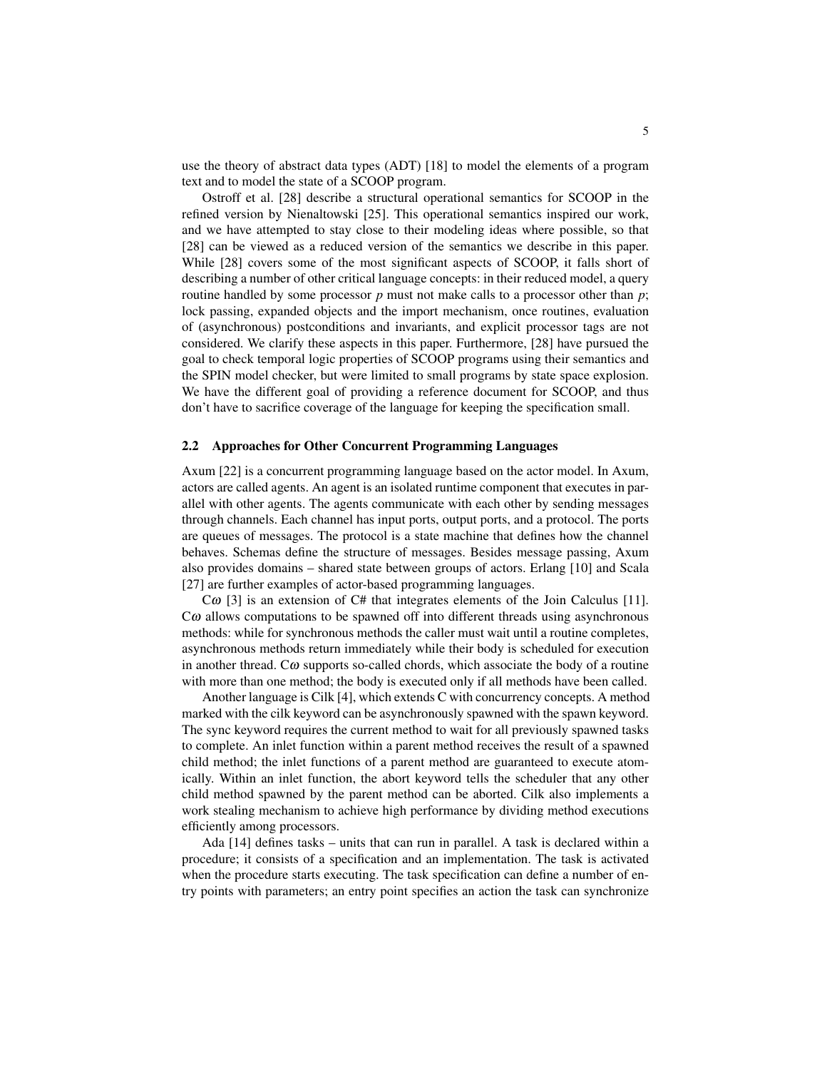use the theory of abstract data types (ADT) [18] to model the elements of a program text and to model the state of a SCOOP program.

Ostroff et al. [28] describe a structural operational semantics for SCOOP in the refined version by Nienaltowski [25]. This operational semantics inspired our work, and we have attempted to stay close to their modeling ideas where possible, so that [28] can be viewed as a reduced version of the semantics we describe in this paper. While [28] covers some of the most significant aspects of SCOOP, it falls short of describing a number of other critical language concepts: in their reduced model, a query routine handled by some processor $p$ must not make calls to a processor other than $p$; lock passing, expanded objects and the import mechanism, once routines, evaluation of (asynchronous) postconditions and invariants, and explicit processor tags are not considered. We clarify these aspects in this paper. Furthermore, [28] have pursued the goal to check temporal logic properties of SCOOP programs using their semantics and the SPIN model checker, but were limited to small programs by state space explosion. We have the different goal of providing a reference document for SCOOP, and thus don't have to sacrifice coverage of the language for keeping the specification small.

### 2.2 Approaches for Other Concurrent Programming Languages

Axum [22] is a concurrent programming language based on the actor model. In Axum, actors are called agents. An agent is an isolated runtime component that executes in parallel with other agents. The agents communicate with each other by sending messages through channels. Each channel has input ports, output ports, and a protocol. The ports are queues of messages. The protocol is a state machine that defines how the channel behaves. Schemas define the structure of messages. Besides message passing, Axum also provides domains – shared state between groups of actors. Erlang [10] and Scala [27] are further examples of actor-based programming languages.

C$\omega$ [3] is an extension of C# that integrates elements of the Join Calculus [11]. C$\omega$ allows computations to be spawned off into different threads using asynchronous methods: while for synchronous methods the caller must wait until a routine completes, asynchronous methods return immediately while their body is scheduled for execution in another thread. C$\omega$ supports so-called chords, which associate the body of a routine with more than one method; the body is executed only if all methods have been called.

Another language is Cilk [4], which extends C with concurrency concepts. A method marked with the cilk keyword can be asynchronously spawned with the spawn keyword. The sync keyword requires the current method to wait for all previously spawned tasks to complete. An inlet function within a parent method receives the result of a spawned child method; the inlet functions of a parent method are guaranteed to execute atomically. Within an inlet function, the abort keyword tells the scheduler that any other child method spawned by the parent method can be aborted. Cilk also implements a work stealing mechanism to achieve high performance by dividing method executions efficiently among processors.

Ada [14] defines tasks – units that can run in parallel. A task is declared within a procedure; it consists of a specification and an implementation. The task is activated when the procedure starts executing. The task specification can define a number of entry points with parameters; an entry point specifies an action the task can synchronize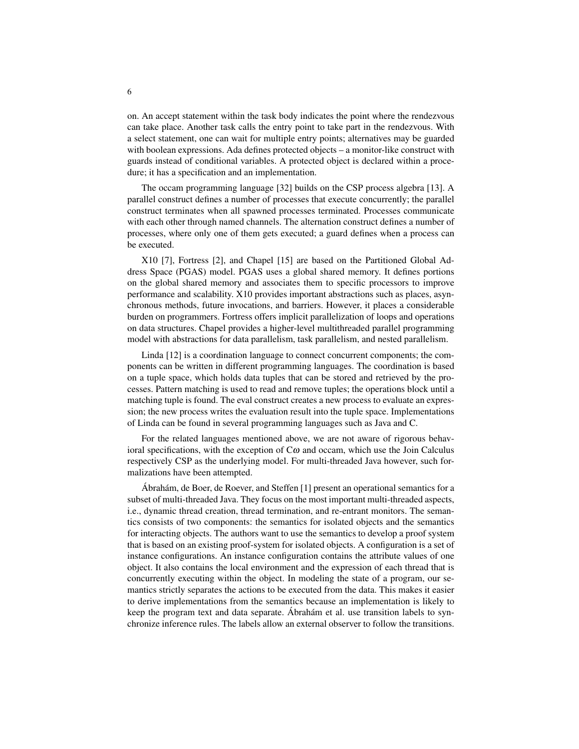on. An accept statement within the task body indicates the point where the rendezvous can take place. Another task calls the entry point to take part in the rendezvous. With a select statement, one can wait for multiple entry points; alternatives may be guarded with boolean expressions. Ada defines protected objects – a monitor-like construct with guards instead of conditional variables. A protected object is declared within a procedure; it has a specification and an implementation.

The occam programming language [32] builds on the CSP process algebra [13]. A parallel construct defines a number of processes that execute concurrently; the parallel construct terminates when all spawned processes terminated. Processes communicate with each other through named channels. The alternation construct defines a number of processes, where only one of them gets executed; a guard defines when a process can be executed.

X10 [7], Fortress [2], and Chapel [15] are based on the Partitioned Global Address Space (PGAS) model. PGAS uses a global shared memory. It defines portions on the global shared memory and associates them to specific processors to improve performance and scalability. X10 provides important abstractions such as places, asynchronous methods, future invocations, and barriers. However, it places a considerable burden on programmers. Fortress offers implicit parallelization of loops and operations on data structures. Chapel provides a higher-level multithreaded parallel programming model with abstractions for data parallelism, task parallelism, and nested parallelism.

Linda [12] is a coordination language to connect concurrent components; the components can be written in different programming languages. The coordination is based on a tuple space, which holds data tuples that can be stored and retrieved by the processes. Pattern matching is used to read and remove tuples; the operations block until a matching tuple is found. The eval construct creates a new process to evaluate an expression; the new process writes the evaluation result into the tuple space. Implementations of Linda can be found in several programming languages such as Java and C.

For the related languages mentioned above, we are not aware of rigorous behavioral specifications, with the exception of C$\omega$ and occam, which use the Join Calculus respectively CSP as the underlying model. For multi-threaded Java however, such formalizations have been attempted.

Ábrahám, de Boer, de Roever, and Steffen [1] present an operational semantics for a subset of multi-threaded Java. They focus on the most important multi-threaded aspects, i.e., dynamic thread creation, thread termination, and re-entrant monitors. The semantics consists of two components: the semantics for isolated objects and the semantics for interacting objects. The authors want to use the semantics to develop a proof system that is based on an existing proof-system for isolated objects. A configuration is a set of instance configurations. An instance configuration contains the attribute values of one object. It also contains the local environment and the expression of each thread that is concurrently executing within the object. In modeling the state of a program, our semantics strictly separates the actions to be executed from the data. This makes it easier to derive implementations from the semantics because an implementation is likely to keep the program text and data separate. Ábrahám et al. use transition labels to synchronize inference rules. The labels allow an external observer to follow the transitions.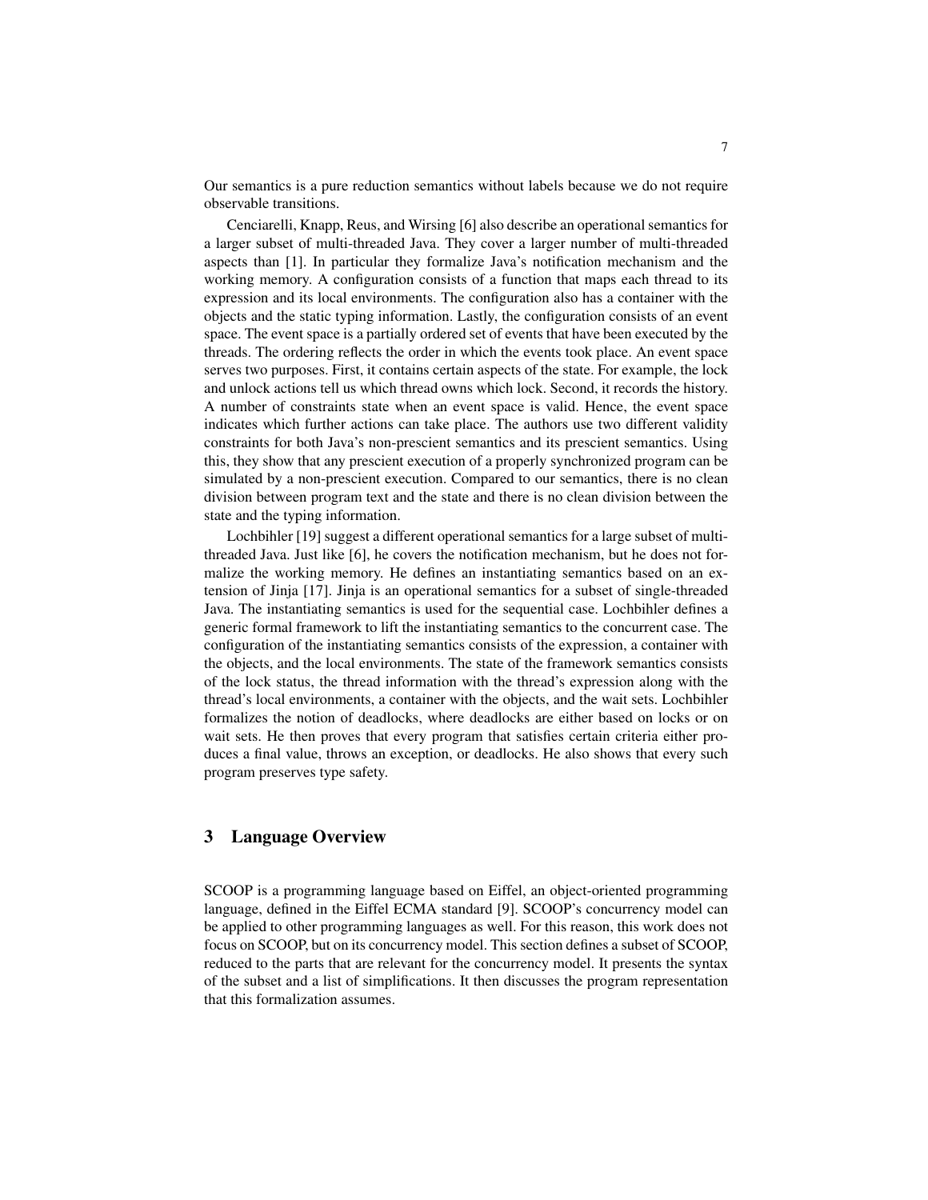Our semantics is a pure reduction semantics without labels because we do not require observable transitions.

Cenciarelli, Knapp, Reus, and Wirsing [6] also describe an operational semantics for a larger subset of multi-threaded Java. They cover a larger number of multi-threaded aspects than [1]. In particular they formalize Java's notification mechanism and the working memory. A configuration consists of a function that maps each thread to its expression and its local environments. The configuration also has a container with the objects and the static typing information. Lastly, the configuration consists of an event space. The event space is a partially ordered set of events that have been executed by the threads. The ordering reflects the order in which the events took place. An event space serves two purposes. First, it contains certain aspects of the state. For example, the lock and unlock actions tell us which thread owns which lock. Second, it records the history. A number of constraints state when an event space is valid. Hence, the event space indicates which further actions can take place. The authors use two different validity constraints for both Java's non-prescient semantics and its prescient semantics. Using this, they show that any prescient execution of a properly synchronized program can be simulated by a non-prescient execution. Compared to our semantics, there is no clean division between program text and the state and there is no clean division between the state and the typing information.

Lochbihler [19] suggest a different operational semantics for a large subset of multi-threaded Java. Just like [6], he covers the notification mechanism, but he does not formalize the working memory. He defines an instantiating semantics based on an extension of Jinja [17]. Jinja is an operational semantics for a subset of single-threaded Java. The instantiating semantics is used for the sequential case. Lochbihler defines a generic formal framework to lift the instantiating semantics to the concurrent case. The configuration of the instantiating semantics consists of the expression, a container with the objects, and the local environments. The state of the framework semantics consists of the lock status, the thread information with the thread's expression along with the thread's local environments, a container with the objects, and the wait sets. Lochbihler formalizes the notion of deadlocks, where deadlocks are either based on locks or on wait sets. He then proves that every program that satisfies certain criteria either produces a final value, throws an exception, or deadlocks. He also shows that every such program preserves type safety.

## 3 Language Overview

SCOOP is a programming language based on Eiffel, an object-oriented programming language, defined in the Eiffel ECMA standard [9]. SCOOP's concurrency model can be applied to other programming languages as well. For this reason, this work does not focus on SCOOP, but on its concurrency model. This section defines a subset of SCOOP, reduced to the parts that are relevant for the concurrency model. It presents the syntax of the subset and a list of simplifications. It then discusses the program representation that this formalization assumes.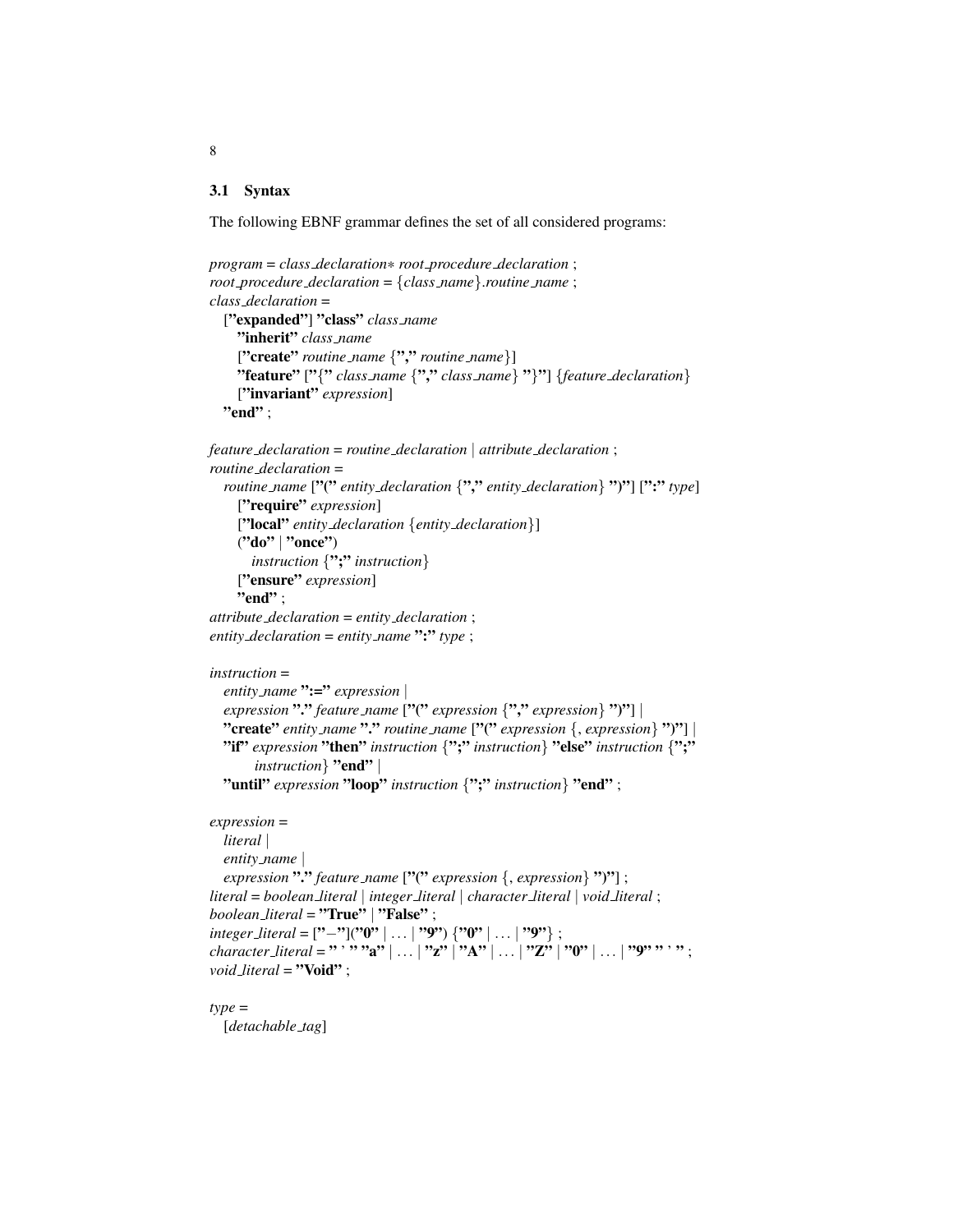### 3.1 Syntax

The following EBNF grammar defines the set of all considered programs:

*program* = *class_declaration*∗ *root_procedure_declaration* ;
*root_procedure_declaration* = {*class_name*}.*routine_name* ;
*class_declaration* =
  [**"expanded"**] **"class"** *class_name*
    **"inherit"** *class_name*
    [**"create"** *routine_name* {**","** *routine_name*}]
    **"feature"** [**"{"** *class_name* {**","** *class_name*} **"}"**] {*feature_declaration*}
    [**"invariant"** *expression*]
  **"end"** ;

*feature_declaration* = *routine_declaration* | *attribute_declaration* ;
*routine_declaration* =
  *routine_name* [**"("** *entity_declaration* {**","** *entity_declaration*} **")"**] [**":"** *type*]
    [**"require"** *expression*]
    [**"local"** *entity_declaration* {*entity_declaration*}]
    (**"do"** | **"once"**)
      *instruction* {**";"** *instruction*}
    [**"ensure"** *expression*]
    **"end"** ;
*attribute_declaration* = *entity_declaration* ;
*entity_declaration* = *entity_name* **":"** *type* ;

*instruction* =
  *entity_name* **":="** *expression* |
  *expression* **"."** *feature_name* [**"("** *expression* {**","** *expression*} **")"**] |
  **"create"** *entity_name* **"."** *routine_name* [**"("** *expression* {, *expression*} **")"**] |
  **"if"** *expression* **"then"** *instruction* {**";"** *instruction*} **"else"** *instruction* {**";"**
      *instruction*} **"end"** |
  **"until"** *expression* **"loop"** *instruction* {**";"** *instruction*} **"end"** ;

*expression* =
  *literal* |
  *entity_name* |
  *expression* **"."** *feature_name* [**"("** *expression* {, *expression*} **")"**] ;
*literal* = *boolean_literal* | *integer_literal* | *character_literal* | *void_literal* ;
*boolean_literal* = **"True"** | **"False"** ;
*integer_literal* = [**"−"**](**"0"** | ... | **"9"**) {**"0"** | ... | **"9"**} ;
*character_literal* = **" ' "** **"a"** | ... | **"z"** | **"A"** | ... | **"Z"** | **"0"** | ... | **"9"** **" ' "** ;
*void_literal* = **"Void"** ;

*type* =
  [*detachable_tag*]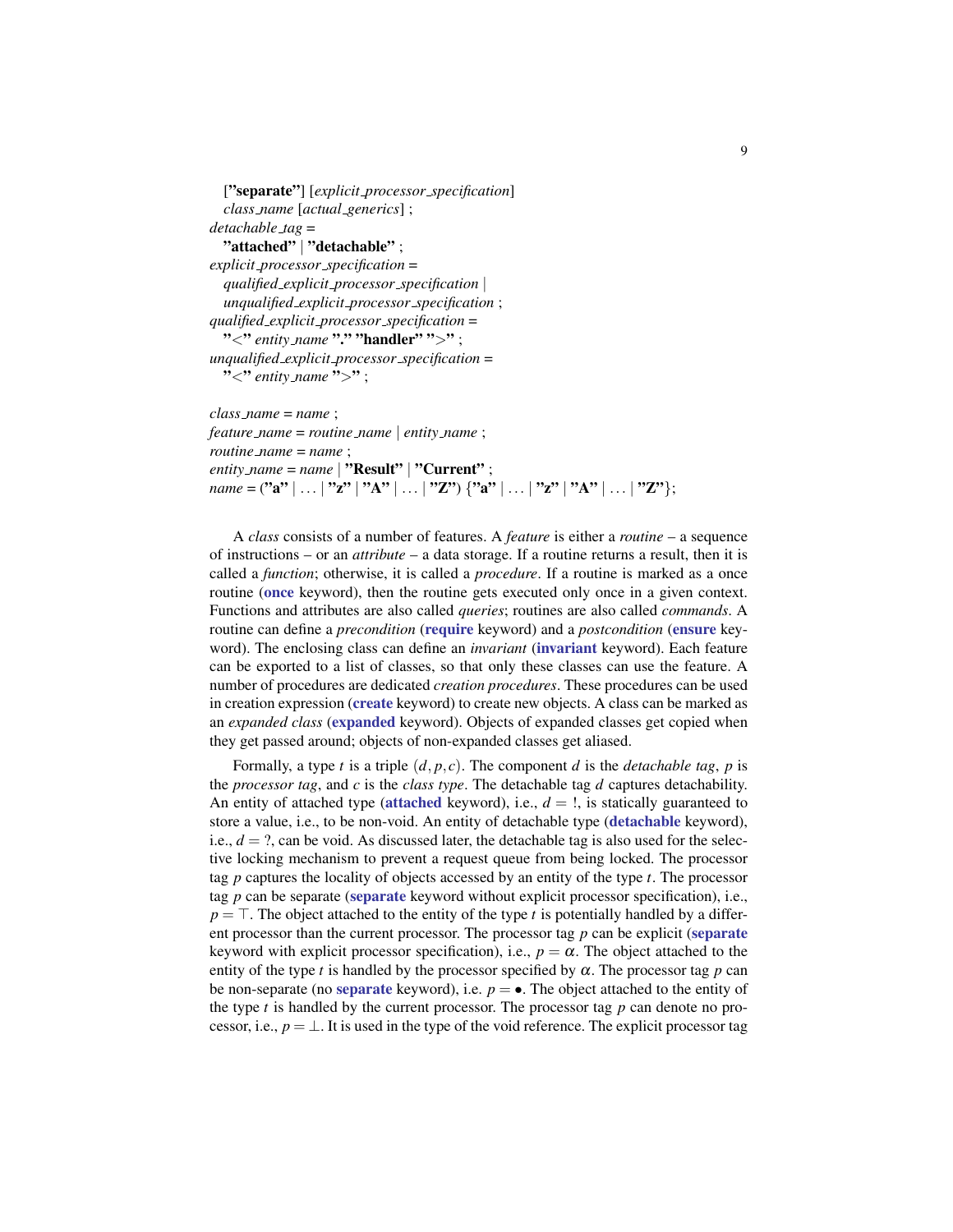```
  ["separate"] [explicit_processor_specification]
  class_name [actual_generics] ;
detachable_tag =
  "attached" | "detachable" ;
explicit_processor_specification =
  qualified_explicit_processor_specification |
  unqualified_explicit_processor_specification ;
qualified_explicit_processor_specification =
  "<" entity_name "." "handler" ">" ;
unqualified_explicit_processor_specification =
  "<" entity_name ">" ;

class_name = name ;
feature_name = routine_name | entity_name ;
routine_name = name ;
entity_name = name | "Result" | "Current" ;
name = ("a" | ... | "z" | "A" | ... | "Z") {"a" | ... | "z" | "A" | ... | "Z"};
```

A *class* consists of a number of features. A *feature* is either a *routine* – a sequence of instructions – or an *attribute* – a data storage. If a routine returns a result, then it is called a *function*; otherwise, it is called a *procedure*. If a routine is marked as a once routine (**once** keyword), then the routine gets executed only once in a given context. Functions and attributes are also called *queries*; routines are also called *commands*. A routine can define a *precondition* (**require** keyword) and a *postcondition* (**ensure** keyword). The enclosing class can define an *invariant* (**invariant** keyword). Each feature can be exported to a list of classes, so that only these classes can use the feature. A number of procedures are dedicated *creation procedures*. These procedures can be used in creation expression (**create** keyword) to create new objects. A class can be marked as an *expanded class* (**expanded** keyword). Objects of expanded classes get copied when they get passed around; objects of non-expanded classes get aliased.

Formally, a type $t$ is a triple $(d, p, c)$. The component $d$ is the *detachable tag*, $p$ is the *processor tag*, and $c$ is the *class type*. The detachable tag $d$ captures detachability. An entity of attached type (**attached** keyword), i.e., $d = !$, is statically guaranteed to store a value, i.e., to be non-void. An entity of detachable type (**detachable** keyword), i.e., $d = ?$, can be void. As discussed later, the detachable tag is also used for the selective locking mechanism to prevent a request queue from being locked. The processor tag $p$ captures the locality of objects accessed by an entity of the type $t$. The processor tag $p$ can be separate (**separate** keyword without explicit processor specification), i.e., $p = \top$. The object attached to the entity of the type $t$ is potentially handled by a different processor than the current processor. The processor tag $p$ can be explicit (**separate** keyword with explicit processor specification), i.e., $p = \alpha$. The object attached to the entity of the type $t$ is handled by the processor specified by $\alpha$. The processor tag $p$ can be non-separate (no **separate** keyword), i.e. $p = \bullet$. The object attached to the entity of the type $t$ is handled by the current processor. The processor tag $p$ can denote no processor, i.e., $p = \bot$. It is used in the type of the void reference. The explicit processor tag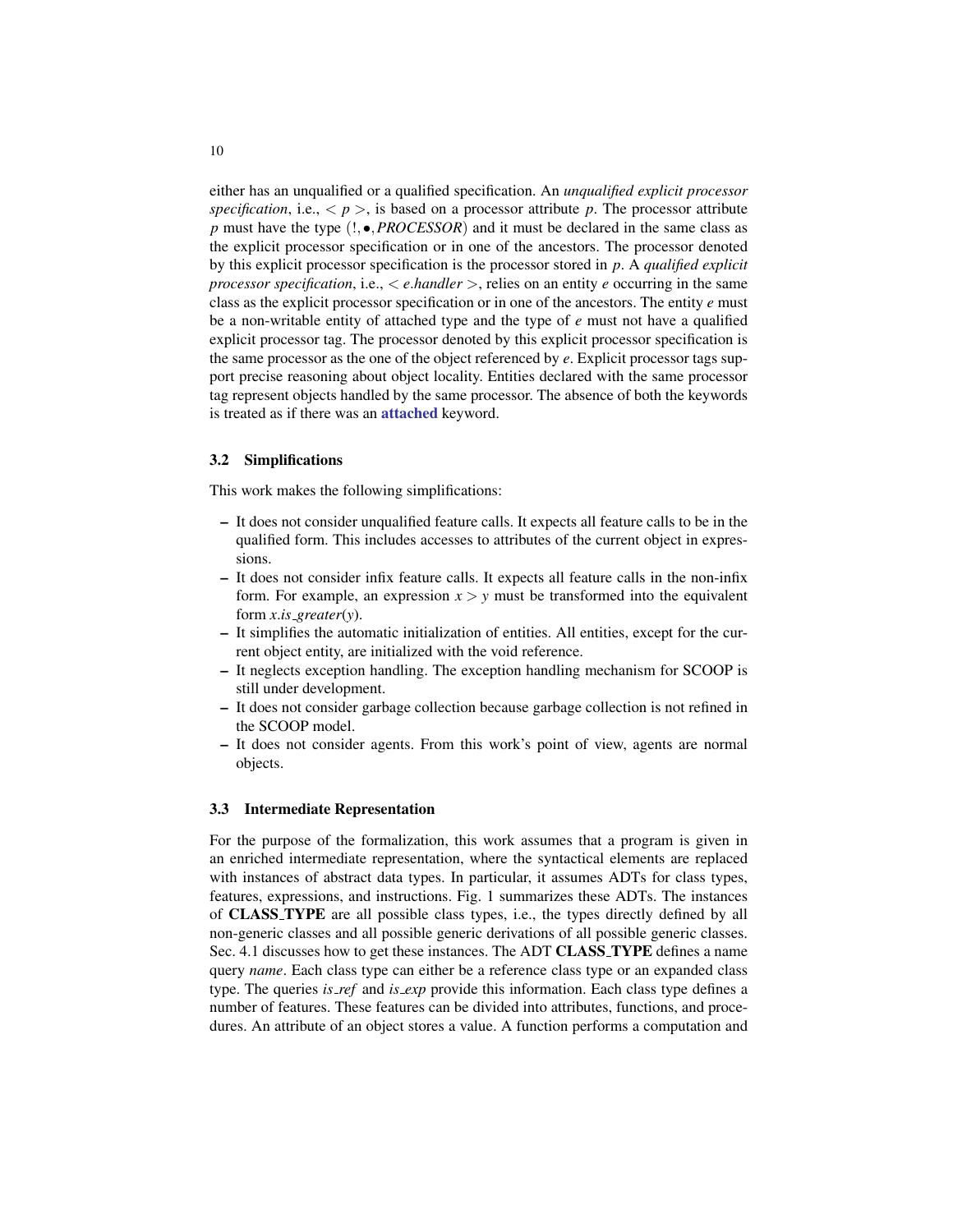either has an unqualified or a qualified specification. An *unqualified explicit processor specification*, i.e., $< p >$, is based on a processor attribute $p$. The processor attribute $p$ must have the type $(!, \bullet, PROCESSOR)$ and it must be declared in the same class as the explicit processor specification or in one of the ancestors. The processor denoted by this explicit processor specification is the processor stored in $p$. A *qualified explicit processor specification*, i.e., $< e.handler >$, relies on an entity $e$ occurring in the same class as the explicit processor specification or in one of the ancestors. The entity $e$ must be a non-writable entity of attached type and the type of $e$ must not have a qualified explicit processor tag. The processor denoted by this explicit processor specification is the same processor as the one of the object referenced by $e$. Explicit processor tags support precise reasoning about object locality. Entities declared with the same processor tag represent objects handled by the same processor. The absence of both the keywords is treated as if there was an **attached** keyword.

### 3.2 Simplifications

This work makes the following simplifications:

- It does not consider unqualified feature calls. It expects all feature calls to be in the qualified form. This includes accesses to attributes of the current object in expressions.
- It does not consider infix feature calls. It expects all feature calls in the non-infix form. For example, an expression $x > y$ must be transformed into the equivalent form $x.is\_greater(y)$.
- It simplifies the automatic initialization of entities. All entities, except for the current object entity, are initialized with the void reference.
- It neglects exception handling. The exception handling mechanism for SCOOP is still under development.
- It does not consider garbage collection because garbage collection is not refined in the SCOOP model.
- It does not consider agents. From this work's point of view, agents are normal objects.

### 3.3 Intermediate Representation

For the purpose of the formalization, this work assumes that a program is given in an enriched intermediate representation, where the syntactical elements are replaced with instances of abstract data types. In particular, it assumes ADTs for class types, features, expressions, and instructions. Fig. 1 summarizes these ADTs. The instances of **CLASS_TYPE** are all possible class types, i.e., the types directly defined by all non-generic classes and all possible generic derivations of all possible generic classes. Sec. 4.1 discusses how to get these instances. The ADT **CLASS_TYPE** defines a name query *name*. Each class type can either be a reference class type or an expanded class type. The queries *is_ref* and *is_exp* provide this information. Each class type defines a number of features. These features can be divided into attributes, functions, and procedures. An attribute of an object stores a value. A function performs a computation and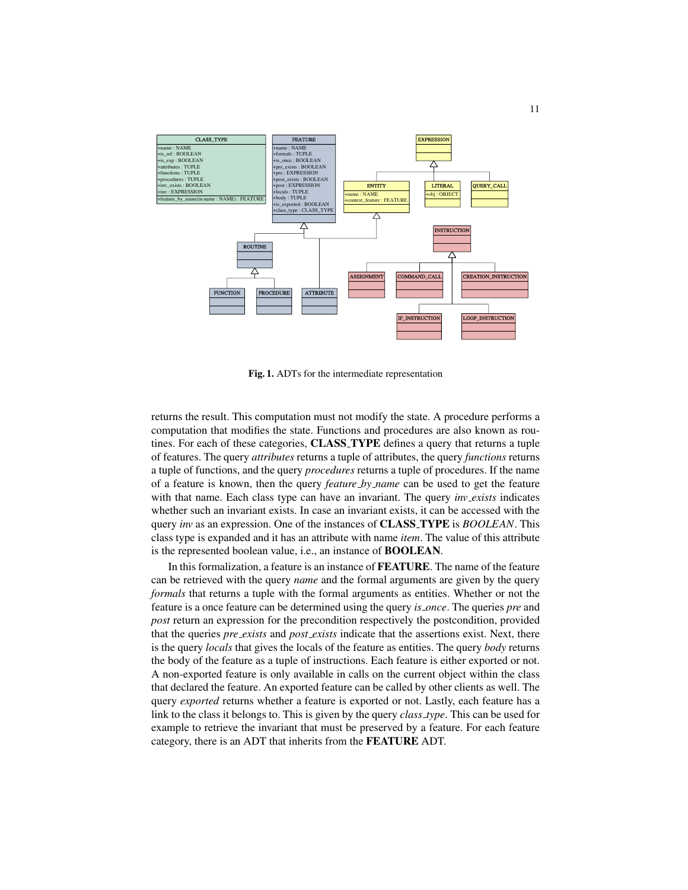**Fig. 1.** ADTs for the intermediate representation

returns the result. This computation must not modify the state. A procedure performs a computation that modifies the state. Functions and procedures are also known as routines. For each of these categories, **CLASS_TYPE** defines a query that returns a tuple of features. The query *attributes* returns a tuple of attributes, the query *functions* returns a tuple of functions, and the query *procedures* returns a tuple of procedures. If the name of a feature is known, then the query *feature_by_name* can be used to get the feature with that name. Each class type can have an invariant. The query *inv_exists* indicates whether such an invariant exists. In case an invariant exists, it can be accessed with the query *inv* as an expression. One of the instances of **CLASS_TYPE** is *BOOLEAN*. This class type is expanded and it has an attribute with name *item*. The value of this attribute is the represented boolean value, i.e., an instance of **BOOLEAN**.

In this formalization, a feature is an instance of **FEATURE**. The name of the feature can be retrieved with the query *name* and the formal arguments are given by the query *formals* that returns a tuple with the formal arguments as entities. Whether or not the feature is a once feature can be determined using the query *is_once*. The queries *pre* and *post* return an expression for the precondition respectively the postcondition, provided that the queries *pre_exists* and *post_exists* indicate that the assertions exist. Next, there is the query *locals* that gives the locals of the feature as entities. The query *body* returns the body of the feature as a tuple of instructions. Each feature is either exported or not. A non-exported feature is only available in calls on the current object within the class that declared the feature. An exported feature can be called by other clients as well. The query *exported* returns whether a feature is exported or not. Lastly, each feature has a link to the class it belongs to. This is given by the query *class_type*. This can be used for example to retrieve the invariant that must be preserved by a feature. For each feature category, there is an ADT that inherits from the **FEATURE** ADT.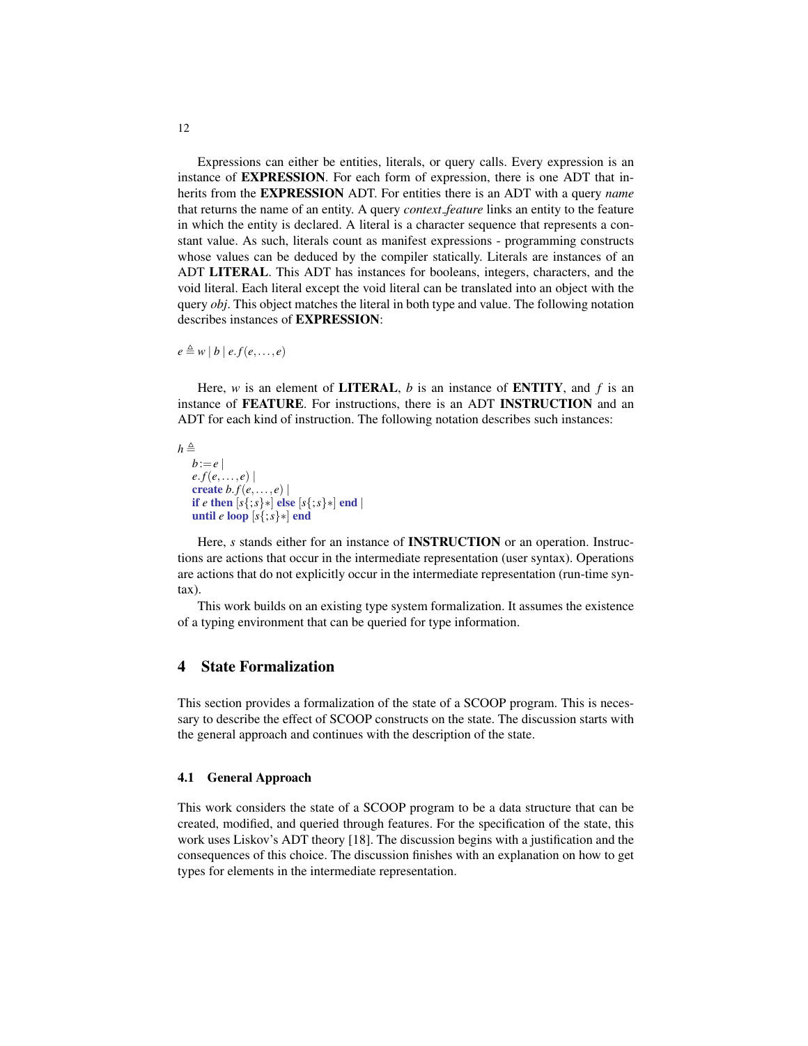Expressions can either be entities, literals, or query calls. Every expression is an instance of **EXPRESSION**. For each form of expression, there is one ADT that inherits from the **EXPRESSION** ADT. For entities there is an ADT with a query *name* that returns the name of an entity. A query *context_feature* links an entity to the feature in which the entity is declared. A literal is a character sequence that represents a constant value. As such, literals count as manifest expressions - programming constructs whose values can be deduced by the compiler statically. Literals are instances of an ADT **LITERAL**. This ADT has instances for booleans, integers, characters, and the void literal. Each literal except the void literal can be translated into an object with the query *obj*. This object matches the literal in both type and value. The following notation describes instances of **EXPRESSION**:

$$e \triangleq w \mid b \mid e.f(e,\ldots,e)$$

Here, $w$ is an element of **LITERAL**, $b$ is an instance of **ENTITY**, and $f$ is an instance of **FEATURE**. For instructions, there is an ADT **INSTRUCTION** and an ADT for each kind of instruction. The following notation describes such instances:

$h \triangleq$
  $b := e \mid$
  $e.f(e,\ldots,e) \mid$
  **create** $b.f(e,\ldots,e) \mid$
  **if** $e$ **then** $[s\{;s\}*]$ **else** $[s\{;s\}*]$ **end** $\mid$
  **until** $e$ **loop** $[s\{;s\}*]$ **end**

Here, $s$ stands either for an instance of **INSTRUCTION** or an operation. Instructions are actions that occur in the intermediate representation (user syntax). Operations are actions that do not explicitly occur in the intermediate representation (run-time syntax).

This work builds on an existing type system formalization. It assumes the existence of a typing environment that can be queried for type information.

## 4 State Formalization

This section provides a formalization of the state of a SCOOP program. This is necessary to describe the effect of SCOOP constructs on the state. The discussion starts with the general approach and continues with the description of the state.

### 4.1 General Approach

This work considers the state of a SCOOP program to be a data structure that can be created, modified, and queried through features. For the specification of the state, this work uses Liskov's ADT theory [18]. The discussion begins with a justification and the consequences of this choice. The discussion finishes with an explanation on how to get types for elements in the intermediate representation.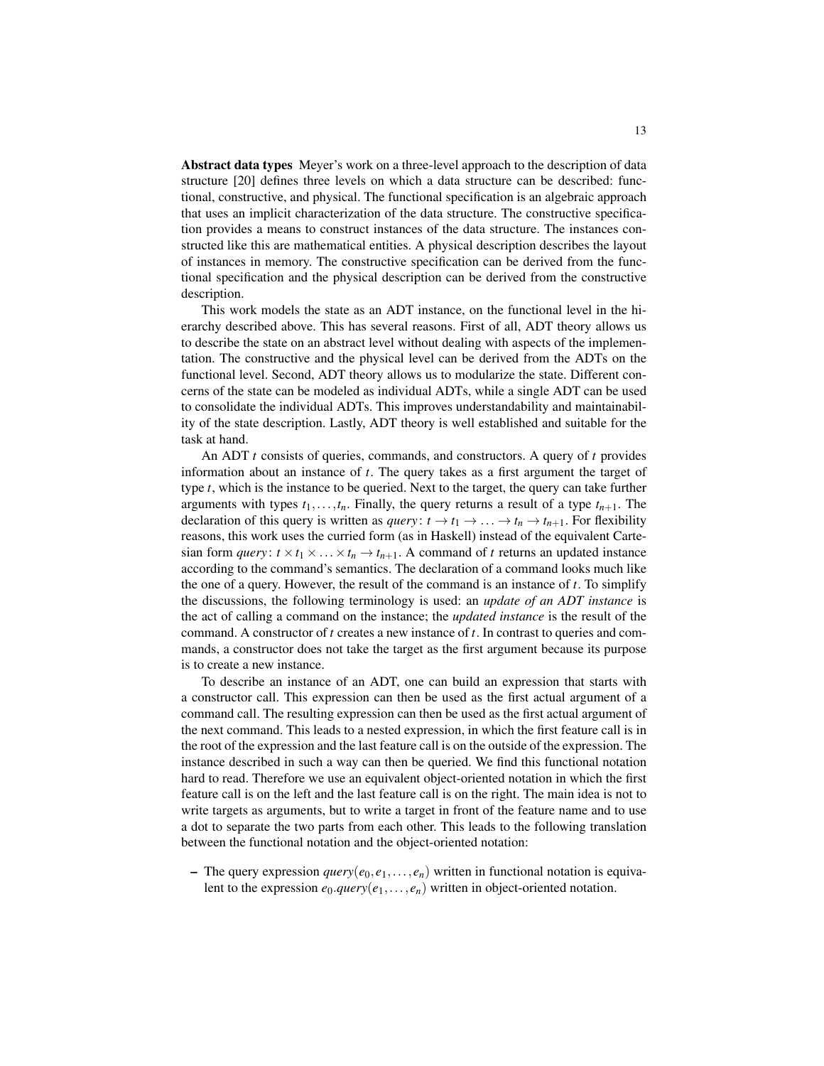**Abstract data types** Meyer's work on a three-level approach to the description of data structure [20] defines three levels on which a data structure can be described: functional, constructive, and physical. The functional specification is an algebraic approach that uses an implicit characterization of the data structure. The constructive specification provides a means to construct instances of the data structure. The instances constructed like this are mathematical entities. A physical description describes the layout of instances in memory. The constructive specification can be derived from the functional specification and the physical description can be derived from the constructive description.

This work models the state as an ADT instance, on the functional level in the hierarchy described above. This has several reasons. First of all, ADT theory allows us to describe the state on an abstract level without dealing with aspects of the implementation. The constructive and the physical level can be derived from the ADTs on the functional level. Second, ADT theory allows us to modularize the state. Different concerns of the state can be modeled as individual ADTs, while a single ADT can be used to consolidate the individual ADTs. This improves understandability and maintainability of the state description. Lastly, ADT theory is well established and suitable for the task at hand.

An ADT $t$ consists of queries, commands, and constructors. A query of $t$ provides information about an instance of $t$. The query takes as a first argument the target of type $t$, which is the instance to be queried. Next to the target, the query can take further arguments with types $t_1, \ldots, t_n$. Finally, the query returns a result of a type $t_{n+1}$. The declaration of this query is written as $query\colon t \to t_1 \to \ldots \to t_n \to t_{n+1}$. For flexibility reasons, this work uses the curried form (as in Haskell) instead of the equivalent Cartesian form $query\colon t \times t_1 \times \ldots \times t_n \to t_{n+1}$. A command of $t$ returns an updated instance according to the command's semantics. The declaration of a command looks much like the one of a query. However, the result of the command is an instance of $t$. To simplify the discussions, the following terminology is used: an *update of an ADT instance* is the act of calling a command on the instance; the *updated instance* is the result of the command. A constructor of $t$ creates a new instance of $t$. In contrast to queries and commands, a constructor does not take the target as the first argument because its purpose is to create a new instance.

To describe an instance of an ADT, one can build an expression that starts with a constructor call. This expression can then be used as the first actual argument of a command call. The resulting expression can then be used as the first actual argument of the next command. This leads to a nested expression, in which the first feature call is in the root of the expression and the last feature call is on the outside of the expression. The instance described in such a way can then be queried. We find this functional notation hard to read. Therefore we use an equivalent object-oriented notation in which the first feature call is on the left and the last feature call is on the right. The main idea is not to write targets as arguments, but to write a target in front of the feature name and to use a dot to separate the two parts from each other. This leads to the following translation between the functional notation and the object-oriented notation:

- The query expression $query(e_0, e_1, \ldots, e_n)$ written in functional notation is equivalent to the expression $e_0.query(e_1, \ldots, e_n)$ written in object-oriented notation.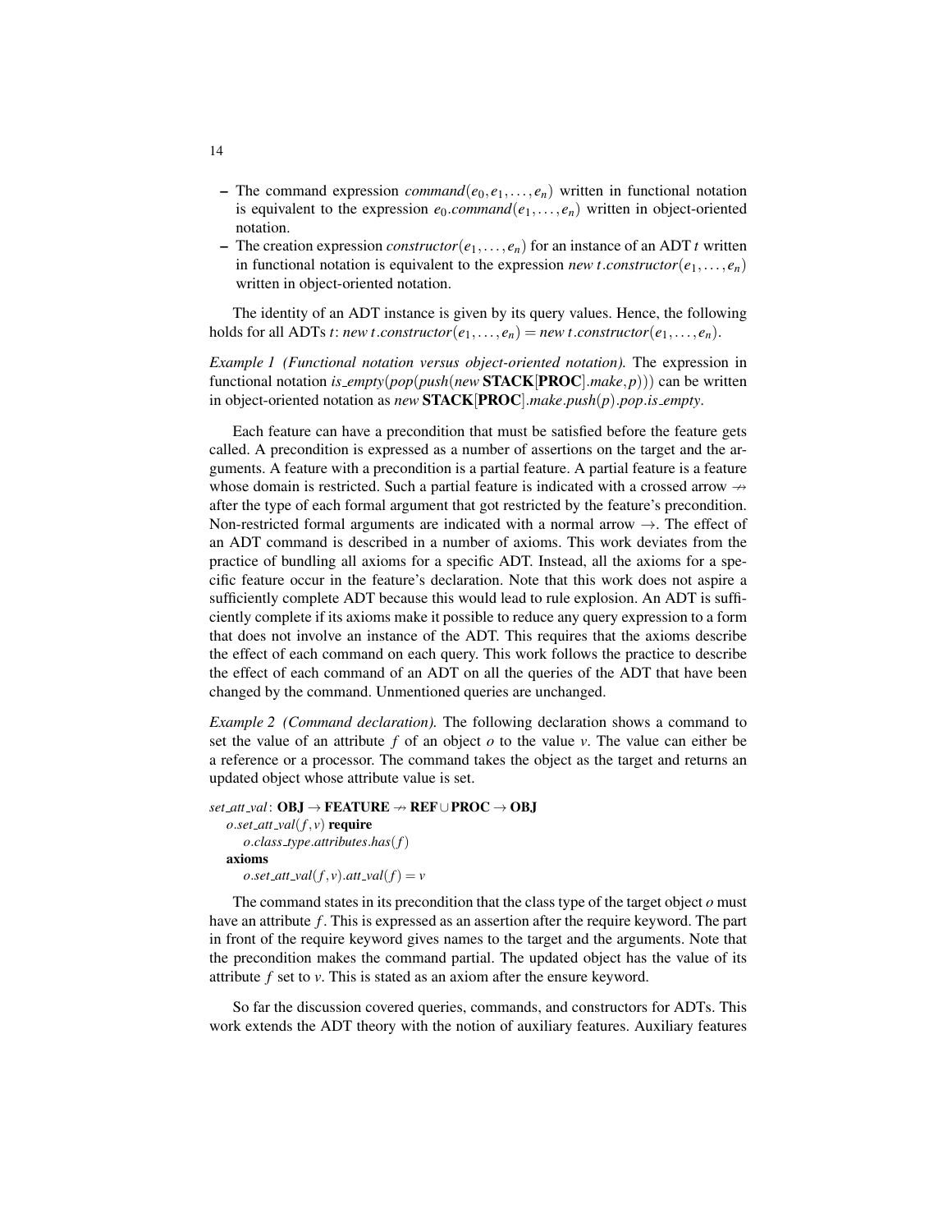- The command expression $command(e_0, e_1, \ldots, e_n)$ written in functional notation is equivalent to the expression $e_0.command(e_1, \ldots, e_n)$ written in object-oriented notation.
- The creation expression $constructor(e_1, \ldots, e_n)$ for an instance of an ADT $t$ written in functional notation is equivalent to the expression $new\ t.constructor(e_1, \ldots, e_n)$ written in object-oriented notation.

The identity of an ADT instance is given by its query values. Hence, the following holds for all ADTs $t$: $new\ t.constructor(e_1, \ldots, e_n) = new\ t.constructor(e_1, \ldots, e_n)$.

*Example 1 (Functional notation versus object-oriented notation).* The expression in functional notation $is\_empty(pop(push(new\ \mathbf{STACK}[\mathbf{PROC}].make, p)))$ can be written in object-oriented notation as $new\ \mathbf{STACK}[\mathbf{PROC}].make.push(p).pop.is\_empty$.

Each feature can have a precondition that must be satisfied before the feature gets called. A precondition is expressed as a number of assertions on the target and the arguments. A feature with a precondition is a partial feature. A partial feature is a feature whose domain is restricted. Such a partial feature is indicated with a crossed arrow $\not\rightarrow$ after the type of each formal argument that got restricted by the feature's precondition. Non-restricted formal arguments are indicated with a normal arrow $\rightarrow$. The effect of an ADT command is described in a number of axioms. This work deviates from the practice of bundling all axioms for a specific ADT. Instead, all the axioms for a specific feature occur in the feature's declaration. Note that this work does not aspire a sufficiently complete ADT because this would lead to rule explosion. An ADT is sufficiently complete if its axioms make it possible to reduce any query expression to a form that does not involve an instance of the ADT. This requires that the axioms describe the effect of each command on each query. This work follows the practice to describe the effect of each command of an ADT on all the queries of the ADT that have been changed by the command. Unmentioned queries are unchanged.

*Example 2 (Command declaration).* The following declaration shows a command to set the value of an attribute $f$ of an object $o$ to the value $v$. The value can either be a reference or a processor. The command takes the object as the target and returns an updated object whose attribute value is set.

$set\_att\_val$: $\mathbf{OBJ} \rightarrow \mathbf{FEATURE} \not\rightarrow \mathbf{REF} \cup \mathbf{PROC} \rightarrow \mathbf{OBJ}$
  $o.set\_att\_val(f, v)$ **require**
    $o.class\_type.attributes.has(f)$
  **axioms**
    $o.set\_att\_val(f, v).att\_val(f) = v$

The command states in its precondition that the class type of the target object $o$ must have an attribute $f$. This is expressed as an assertion after the require keyword. The part in front of the require keyword gives names to the target and the arguments. Note that the precondition makes the command partial. The updated object has the value of its attribute $f$ set to $v$. This is stated as an axiom after the ensure keyword.

So far the discussion covered queries, commands, and constructors for ADTs. This work extends the ADT theory with the notion of auxiliary features. Auxiliary features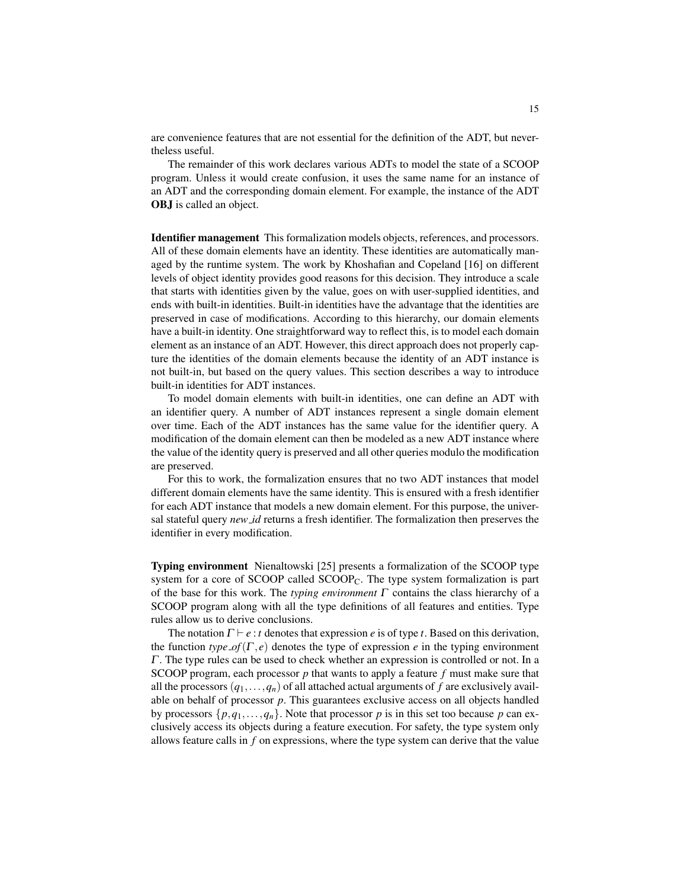are convenience features that are not essential for the definition of the ADT, but nevertheless useful.

The remainder of this work declares various ADTs to model the state of a SCOOP program. Unless it would create confusion, it uses the same name for an instance of an ADT and the corresponding domain element. For example, the instance of the ADT **OBJ** is called an object.

**Identifier management** This formalization models objects, references, and processors. All of these domain elements have an identity. These identities are automatically managed by the runtime system. The work by Khoshafian and Copeland [16] on different levels of object identity provides good reasons for this decision. They introduce a scale that starts with identities given by the value, goes on with user-supplied identities, and ends with built-in identities. Built-in identities have the advantage that the identities are preserved in case of modifications. According to this hierarchy, our domain elements have a built-in identity. One straightforward way to reflect this, is to model each domain element as an instance of an ADT. However, this direct approach does not properly capture the identities of the domain elements because the identity of an ADT instance is not built-in, but based on the query values. This section describes a way to introduce built-in identities for ADT instances.

To model domain elements with built-in identities, one can define an ADT with an identifier query. A number of ADT instances represent a single domain element over time. Each of the ADT instances has the same value for the identifier query. A modification of the domain element can then be modeled as a new ADT instance where the value of the identity query is preserved and all other queries modulo the modification are preserved.

For this to work, the formalization ensures that no two ADT instances that model different domain elements have the same identity. This is ensured with a fresh identifier for each ADT instance that models a new domain element. For this purpose, the universal stateful query *new_id* returns a fresh identifier. The formalization then preserves the identifier in every modification.

**Typing environment** Nienaltowski [25] presents a formalization of the SCOOP type system for a core of SCOOP called $\text{SCOOP}_\text{C}$. The type system formalization is part of the base for this work. The *typing environment* $\Gamma$ contains the class hierarchy of a SCOOP program along with all the type definitions of all features and entities. Type rules allow us to derive conclusions.

The notation $\Gamma \vdash e : t$ denotes that expression $e$ is of type $t$. Based on this derivation, the function $type\_of(\Gamma, e)$ denotes the type of expression $e$ in the typing environment $\Gamma$. The type rules can be used to check whether an expression is controlled or not. In a SCOOP program, each processor $p$ that wants to apply a feature $f$ must make sure that all the processors $(q_1, \ldots, q_n)$ of all attached actual arguments of $f$ are exclusively available on behalf of processor $p$. This guarantees exclusive access on all objects handled by processors $\{p, q_1, \ldots, q_n\}$. Note that processor $p$ is in this set too because $p$ can exclusively access its objects during a feature execution. For safety, the type system only allows feature calls in $f$ on expressions, where the type system can derive that the value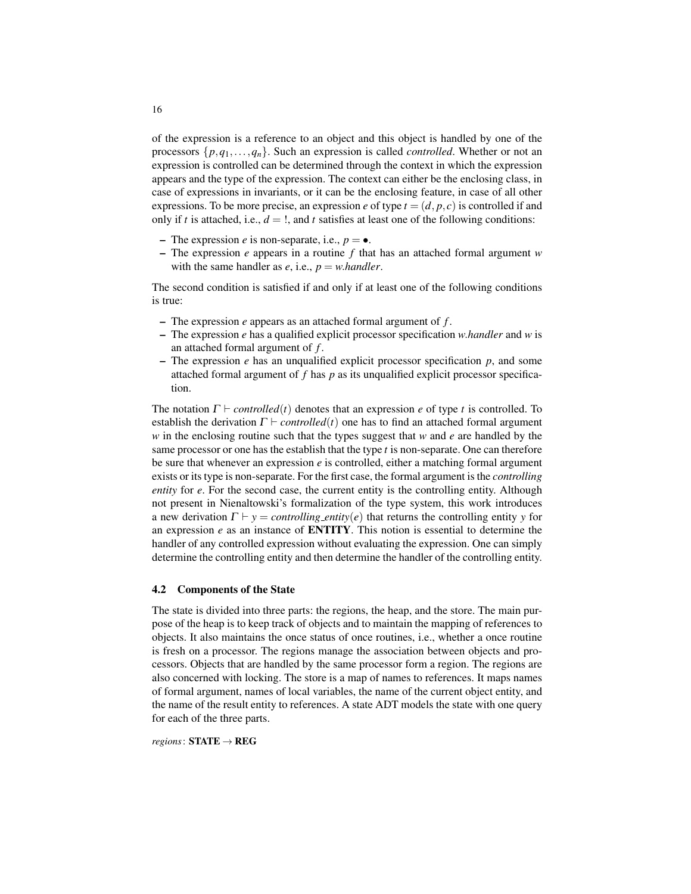of the expression is a reference to an object and this object is handled by one of the processors $\{p, q_1, \ldots, q_n\}$. Such an expression is called *controlled*. Whether or not an expression is controlled can be determined through the context in which the expression appears and the type of the expression. The context can either be the enclosing class, in case of expressions in invariants, or it can be the enclosing feature, in case of all other expressions. To be more precise, an expression $e$ of type $t = (d, p, c)$ is controlled if and only if $t$ is attached, i.e., $d = !$, and $t$ satisfies at least one of the following conditions:

- The expression $e$ is non-separate, i.e., $p = \bullet$.
- The expression $e$ appears in a routine $f$ that has an attached formal argument $w$ with the same handler as $e$, i.e., $p = w.handler$.

The second condition is satisfied if and only if at least one of the following conditions is true:

- The expression $e$ appears as an attached formal argument of $f$.
- The expression $e$ has a qualified explicit processor specification *w.handler* and $w$ is an attached formal argument of $f$.
- The expression $e$ has an unqualified explicit processor specification $p$, and some attached formal argument of $f$ has $p$ as its unqualified explicit processor specification.

The notation $\Gamma \vdash controlled(t)$ denotes that an expression $e$ of type $t$ is controlled. To establish the derivation $\Gamma \vdash controlled(t)$ one has to find an attached formal argument $w$ in the enclosing routine such that the types suggest that $w$ and $e$ are handled by the same processor or one has the establish that the type $t$ is non-separate. One can therefore be sure that whenever an expression $e$ is controlled, either a matching formal argument exists or its type is non-separate. For the first case, the formal argument is the *controlling entity* for $e$. For the second case, the current entity is the controlling entity. Although not present in Nienaltowski's formalization of the type system, this work introduces a new derivation $\Gamma \vdash y = controlling\_entity(e)$ that returns the controlling entity $y$ for an expression $e$ as an instance of **ENTITY**. This notion is essential to determine the handler of any controlled expression without evaluating the expression. One can simply determine the controlling entity and then determine the handler of the controlling entity.

### 4.2 Components of the State

The state is divided into three parts: the regions, the heap, and the store. The main purpose of the heap is to keep track of objects and to maintain the mapping of references to objects. It also maintains the once status of once routines, i.e., whether a once routine is fresh on a processor. The regions manage the association between objects and processors. Objects that are handled by the same processor form a region. The regions are also concerned with locking. The store is a map of names to references. It maps names of formal argument, names of local variables, the name of the current object entity, and the name of the result entity to references. A state ADT models the state with one query for each of the three parts.

$regions\colon \textbf{STATE} \rightarrow \textbf{REG}$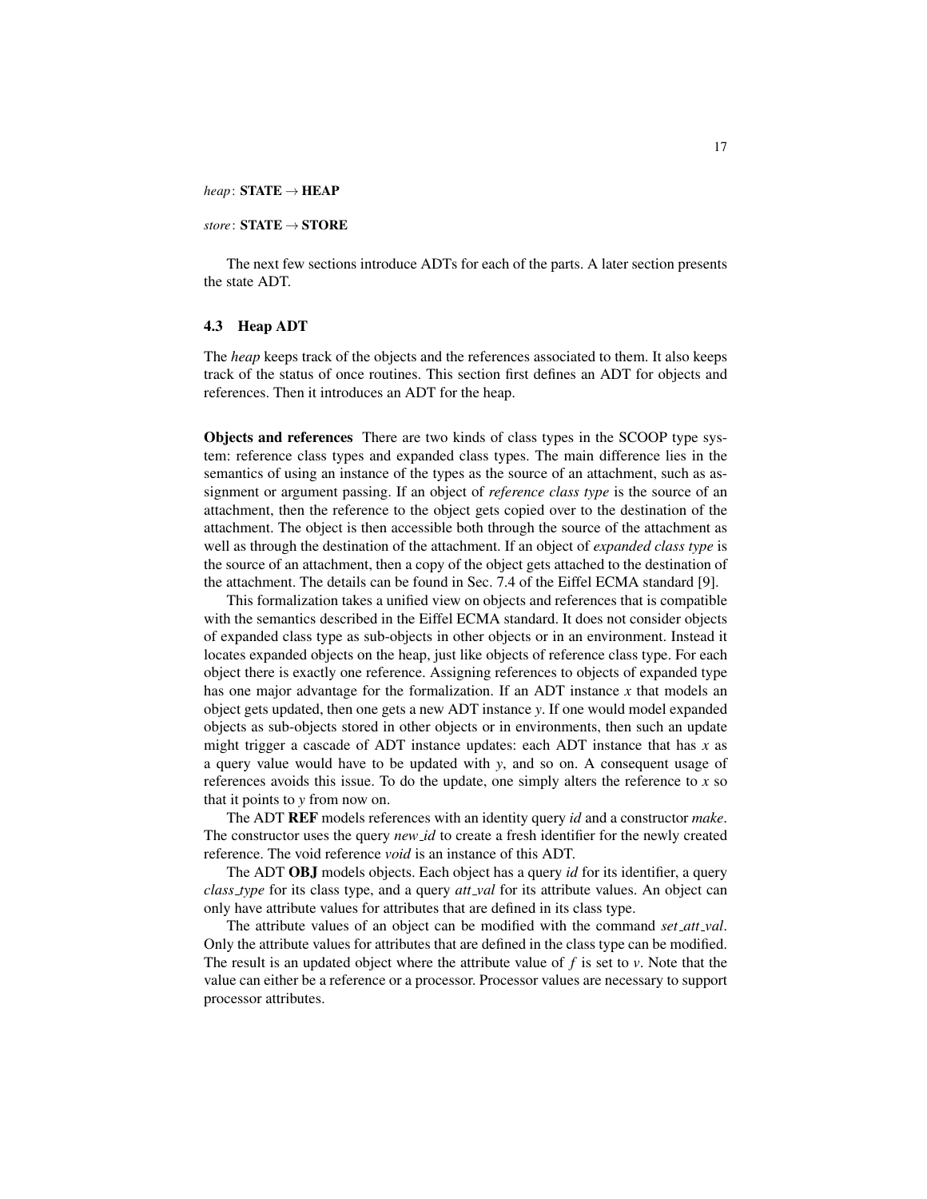*heap*: **STATE** → **HEAP**

*store*: **STATE** → **STORE**

The next few sections introduce ADTs for each of the parts. A later section presents the state ADT.

### 4.3 Heap ADT

The *heap* keeps track of the objects and the references associated to them. It also keeps track of the status of once routines. This section first defines an ADT for objects and references. Then it introduces an ADT for the heap.

**Objects and references** There are two kinds of class types in the SCOOP type system: reference class types and expanded class types. The main difference lies in the semantics of using an instance of the types as the source of an attachment, such as assignment or argument passing. If an object of *reference class type* is the source of an attachment, then the reference to the object gets copied over to the destination of the attachment. The object is then accessible both through the source of the attachment as well as through the destination of the attachment. If an object of *expanded class type* is the source of an attachment, then a copy of the object gets attached to the destination of the attachment. The details can be found in Sec. 7.4 of the Eiffel ECMA standard [9].

This formalization takes a unified view on objects and references that is compatible with the semantics described in the Eiffel ECMA standard. It does not consider objects of expanded class type as sub-objects in other objects or in an environment. Instead it locates expanded objects on the heap, just like objects of reference class type. For each object there is exactly one reference. Assigning references to objects of expanded type has one major advantage for the formalization. If an ADT instance $x$ that models an object gets updated, then one gets a new ADT instance $y$. If one would model expanded objects as sub-objects stored in other objects or in environments, then such an update might trigger a cascade of ADT instance updates: each ADT instance that has $x$ as a query value would have to be updated with $y$, and so on. A consequent usage of references avoids this issue. To do the update, one simply alters the reference to $x$ so that it points to $y$ from now on.

The ADT **REF** models references with an identity query *id* and a constructor *make*. The constructor uses the query *new_id* to create a fresh identifier for the newly created reference. The void reference *void* is an instance of this ADT.

The ADT **OBJ** models objects. Each object has a query *id* for its identifier, a query *class_type* for its class type, and a query *att_val* for its attribute values. An object can only have attribute values for attributes that are defined in its class type.

The attribute values of an object can be modified with the command *set_att_val*. Only the attribute values for attributes that are defined in the class type can be modified. The result is an updated object where the attribute value of $f$ is set to $v$. Note that the value can either be a reference or a processor. Processor values are necessary to support processor attributes.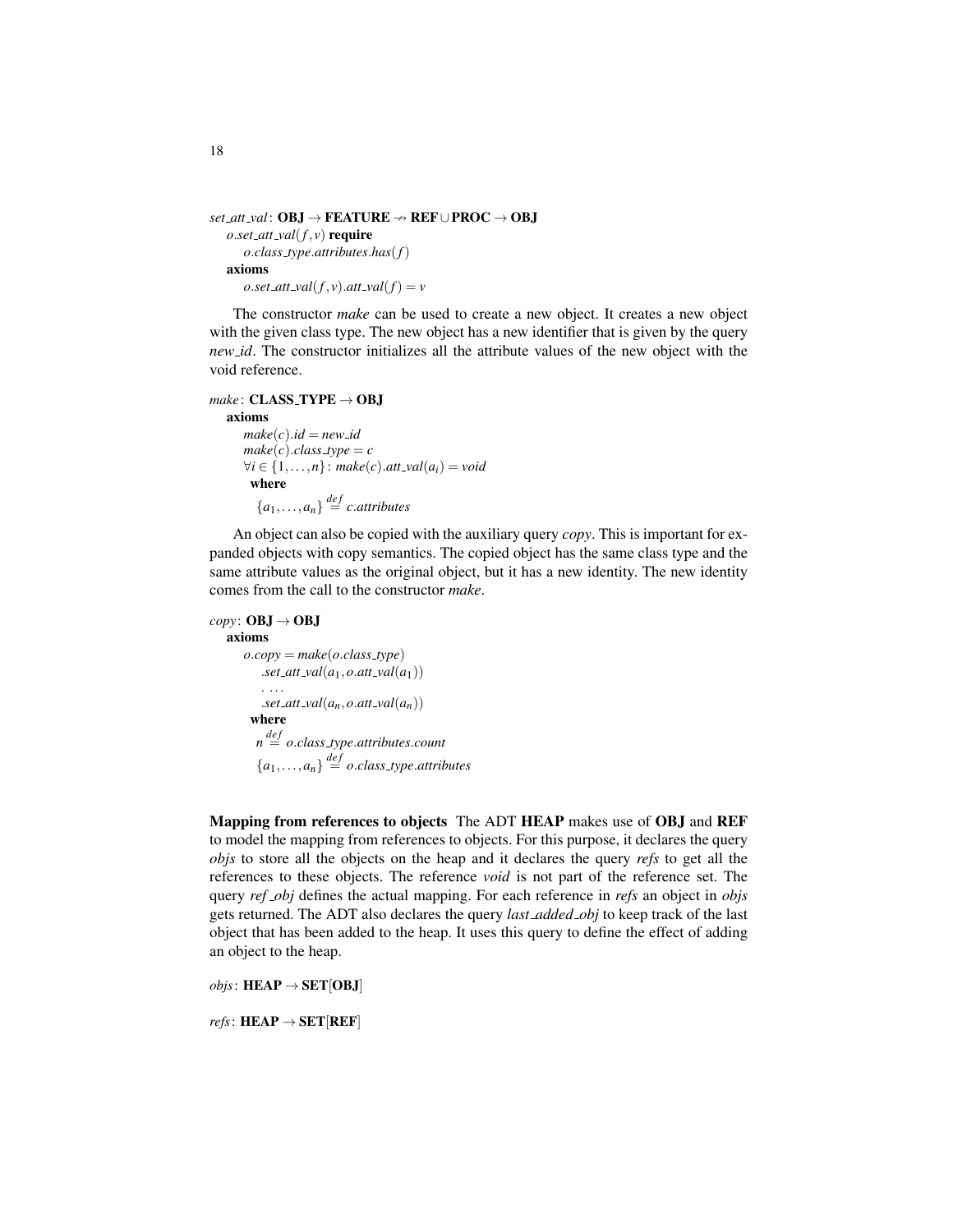*set_att_val*: **OBJ** → **FEATURE** ⇸ **REF** ∪ **PROC** → **OBJ**
  *o.set_att_val*$(f, v)$ **require**
    *o.class_type.attributes.has*$(f)$
  **axioms**
    *o.set_att_val*$(f, v)$*.att_val*$(f) = v$

The constructor *make* can be used to create a new object. It creates a new object with the given class type. The new object has a new identifier that is given by the query *new_id*. The constructor initializes all the attribute values of the new object with the void reference.

*make*: **CLASS_TYPE** → **OBJ**
  **axioms**
    *make*$(c)$*.id* = *new_id*
    *make*$(c)$*.class_type* = $c$
    $\forall i \in \{1, \ldots, n\}$: *make*$(c)$*.att_val*$(a_i)$ = *void*
    **where**
      $\{a_1, \ldots, a_n\} \stackrel{def}{=} c.attributes$

An object can also be copied with the auxiliary query *copy*. This is important for expanded objects with copy semantics. The copied object has the same class type and the same attribute values as the original object, but it has a new identity. The new identity comes from the call to the constructor *make*.

*copy*: **OBJ** → **OBJ**
  **axioms**
    *o.copy* = *make*$(o.class\_type)$
      *.set_att_val*$(a_1, o.att\_val(a_1))$
      . ...
      *.set_att_val*$(a_n, o.att\_val(a_n))$
    **where**
      $n \stackrel{def}{=} o.class\_type.attributes.count$
      $\{a_1, \ldots, a_n\} \stackrel{def}{=} o.class\_type.attributes$

**Mapping from references to objects** The ADT **HEAP** makes use of **OBJ** and **REF** to model the mapping from references to objects. For this purpose, it declares the query *objs* to store all the objects on the heap and it declares the query *refs* to get all the references to these objects. The reference *void* is not part of the reference set. The query *ref_obj* defines the actual mapping. For each reference in *refs* an object in *objs* gets returned. The ADT also declares the query *last_added_obj* to keep track of the last object that has been added to the heap. It uses this query to define the effect of adding an object to the heap.

*objs*: **HEAP** → **SET**[**OBJ**]

*refs*: **HEAP** → **SET**[**REF**]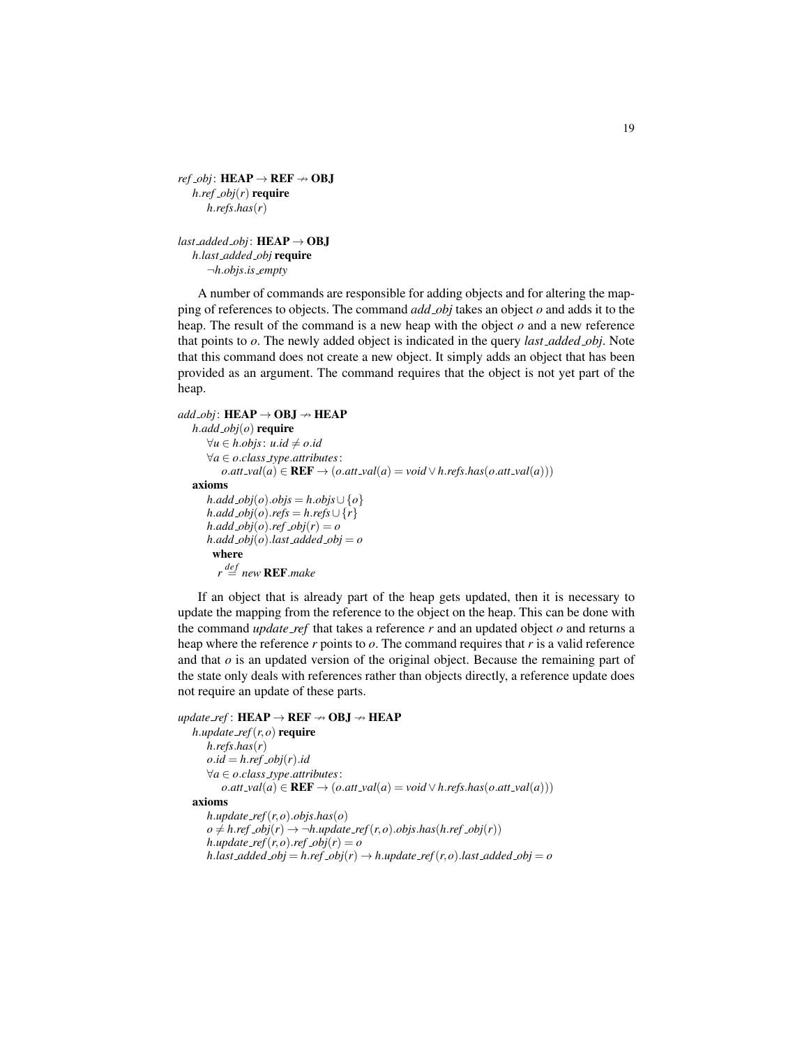$ref\_obj$: **HEAP** $\rightarrow$ **REF** $\nrightarrow$ **OBJ**
  $h.ref\_obj(r)$ **require**
    $h.refs.has(r)$

$last\_added\_obj$: **HEAP** $\rightarrow$ **OBJ**
  $h.last\_added\_obj$ **require**
    $\neg h.objs.is\_empty$

A number of commands are responsible for adding objects and for altering the mapping of references to objects. The command *add_obj* takes an object $o$ and adds it to the heap. The result of the command is a new heap with the object $o$ and a new reference that points to $o$. The newly added object is indicated in the query *last_added_obj*. Note that this command does not create a new object. It simply adds an object that has been provided as an argument. The command requires that the object is not yet part of the heap.

$add\_obj$: **HEAP** $\rightarrow$ **OBJ** $\nrightarrow$ **HEAP**
  $h.add\_obj(o)$ **require**
    $\forall u \in h.objs: u.id \neq o.id$
    $\forall a \in o.class\_type.attributes:$
      $o.att\_val(a) \in \mathbf{REF} \rightarrow (o.att\_val(a) = void \lor h.refs.has(o.att\_val(a)))$
  **axioms**
    $h.add\_obj(o).objs = h.objs \cup \{o\}$
    $h.add\_obj(o).refs = h.refs \cup \{r\}$
    $h.add\_obj(o).ref\_obj(r) = o$
    $h.add\_obj(o).last\_added\_obj = o$
     **where**
      $r \overset{def}{=} new\ \mathbf{REF}.make$

If an object that is already part of the heap gets updated, then it is necessary to update the mapping from the reference to the object on the heap. This can be done with the command *update_ref* that takes a reference $r$ and an updated object $o$ and returns a heap where the reference $r$ points to $o$. The command requires that $r$ is a valid reference and that $o$ is an updated version of the original object. Because the remaining part of the state only deals with references rather than objects directly, a reference update does not require an update of these parts.

$update\_ref$: **HEAP** $\rightarrow$ **REF** $\nrightarrow$ **OBJ** $\nrightarrow$ **HEAP**
  $h.update\_ref(r,o)$ **require**
    $h.refs.has(r)$
    $o.id = h.ref\_obj(r).id$
    $\forall a \in o.class\_type.attributes:$
      $o.att\_val(a) \in \mathbf{REF} \rightarrow (o.att\_val(a) = void \lor h.refs.has(o.att\_val(a)))$
  **axioms**
    $h.update\_ref(r,o).objs.has(o)$
    $o \neq h.ref\_obj(r) \rightarrow \neg h.update\_ref(r,o).objs.has(h.ref\_obj(r))$
    $h.update\_ref(r,o).ref\_obj(r) = o$
    $h.last\_added\_obj = h.ref\_obj(r) \rightarrow h.update\_ref(r,o).last\_added\_obj = o$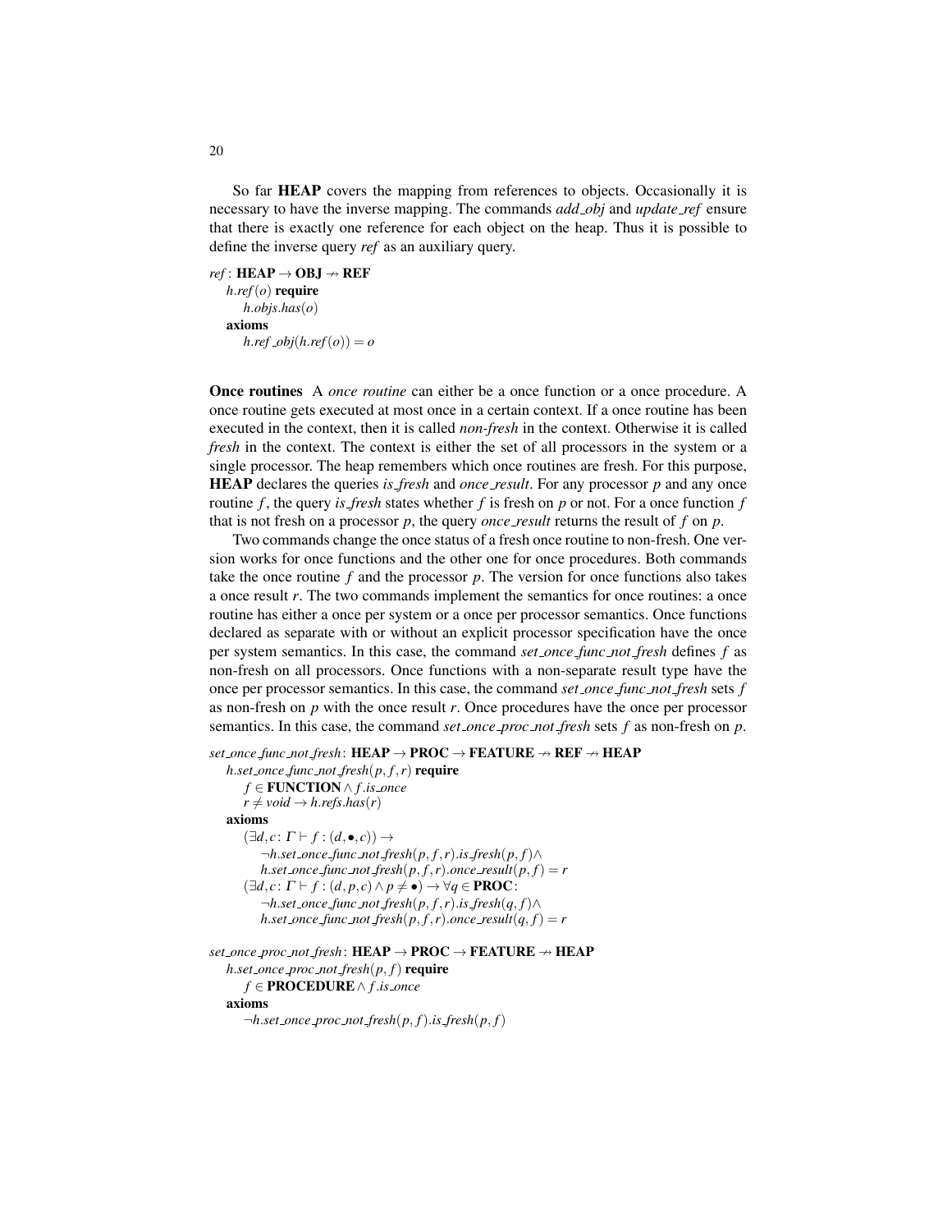So far **HEAP** covers the mapping from references to objects. Occasionally it is necessary to have the inverse mapping. The commands *add_obj* and *update_ref* ensure that there is exactly one reference for each object on the heap. Thus it is possible to define the inverse query *ref* as an auxiliary query.

$ref$: $\mathbf{HEAP} \rightarrow \mathbf{OBJ} \nrightarrow \mathbf{REF}$
  $h.ref(o)$ **require**
    $h.objs.has(o)$
  **axioms**
    $h.ref\_obj(h.ref(o)) = o$

**Once routines** A *once routine* can either be a once function or a once procedure. A once routine gets executed at most once in a certain context. If a once routine has been executed in the context, then it is called *non-fresh* in the context. Otherwise it is called *fresh* in the context. The context is either the set of all processors in the system or a single processor. The heap remembers which once routines are fresh. For this purpose, **HEAP** declares the queries *is_fresh* and *once_result*. For any processor $p$ and any once routine $f$, the query *is_fresh* states whether $f$ is fresh on $p$ or not. For a once function $f$ that is not fresh on a processor $p$, the query *once_result* returns the result of $f$ on $p$.

Two commands change the once status of a fresh once routine to non-fresh. One version works for once functions and the other one for once procedures. Both commands take the once routine $f$ and the processor $p$. The version for once functions also takes a once result $r$. The two commands implement the semantics for once routines: a once routine has either a once per system or a once per processor semantics. Once functions declared as separate with or without an explicit processor specification have the once per system semantics. In this case, the command *set_once_func_not_fresh* defines $f$ as non-fresh on all processors. Once functions with a non-separate result type have the once per processor semantics. In this case, the command *set_once_func_not_fresh* sets $f$ as non-fresh on $p$ with the once result $r$. Once procedures have the once per processor semantics. In this case, the command *set_once_proc_not_fresh* sets $f$ as non-fresh on $p$.

$set\_once\_func\_not\_fresh$: $\mathbf{HEAP} \rightarrow \mathbf{PROC} \rightarrow \mathbf{FEATURE} \nrightarrow \mathbf{REF} \nrightarrow \mathbf{HEAP}$
  $h.set\_once\_func\_not\_fresh(p, f, r)$ **require**
    $f \in \mathbf{FUNCTION} \wedge f.is\_once$
    $r \neq void \rightarrow h.refs.has(r)$
  **axioms**
    $(\exists d, c \colon \Gamma \vdash f : (d, \bullet, c)) \rightarrow$
      $\neg h.set\_once\_func\_not\_fresh(p, f, r).is\_fresh(p, f) \wedge$
      $h.set\_once\_func\_not\_fresh(p, f, r).once\_result(p, f) = r$
    $(\exists d, c \colon \Gamma \vdash f : (d, p, c) \wedge p \neq \bullet) \rightarrow \forall q \in \mathbf{PROC} \colon$
      $\neg h.set\_once\_func\_not\_fresh(p, f, r).is\_fresh(q, f) \wedge$
      $h.set\_once\_func\_not\_fresh(p, f, r).once\_result(q, f) = r$

$set\_once\_proc\_not\_fresh$: $\mathbf{HEAP} \rightarrow \mathbf{PROC} \rightarrow \mathbf{FEATURE} \nrightarrow \mathbf{HEAP}$
  $h.set\_once\_proc\_not\_fresh(p, f)$ **require**
    $f \in \mathbf{PROCEDURE} \wedge f.is\_once$
  **axioms**
    $\neg h.set\_once\_proc\_not\_fresh(p, f).is\_fresh(p, f)$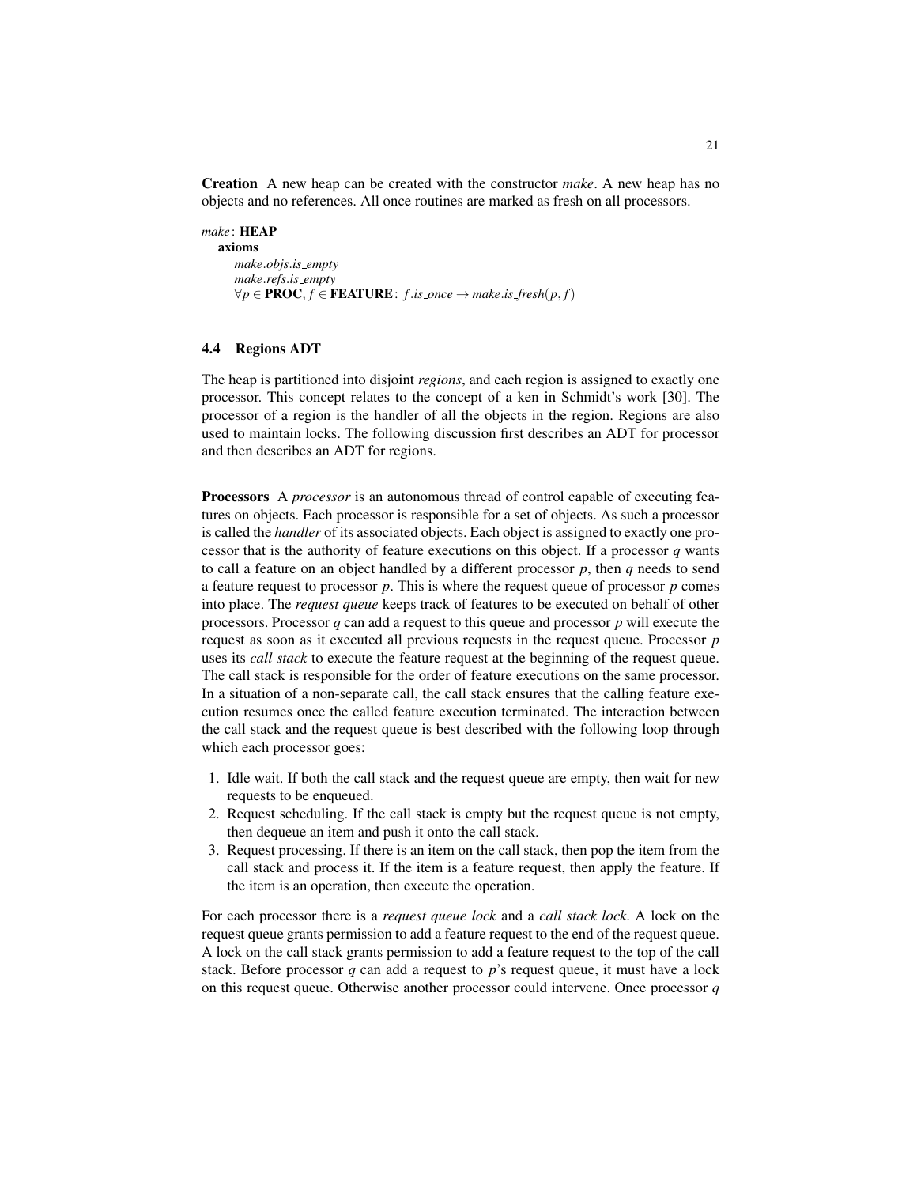**Creation** A new heap can be created with the constructor *make*. A new heap has no objects and no references. All once routines are marked as fresh on all processors.

*make*: **HEAP**
  **axioms**
    *make.objs.is_empty*
    *make.refs.is_empty*
    $\forall p \in \mathbf{PROC}, f \in \mathbf{FEATURE}\colon f.is\_once \rightarrow make.is\_fresh(p, f)$

### 4.4 Regions ADT

The heap is partitioned into disjoint *regions*, and each region is assigned to exactly one processor. This concept relates to the concept of a ken in Schmidt's work [30]. The processor of a region is the handler of all the objects in the region. Regions are also used to maintain locks. The following discussion first describes an ADT for processor and then describes an ADT for regions.

**Processors** A *processor* is an autonomous thread of control capable of executing features on objects. Each processor is responsible for a set of objects. As such a processor is called the *handler* of its associated objects. Each object is assigned to exactly one processor that is the authority of feature executions on this object. If a processor $q$ wants to call a feature on an object handled by a different processor $p$, then $q$ needs to send a feature request to processor $p$. This is where the request queue of processor $p$ comes into place. The *request queue* keeps track of features to be executed on behalf of other processors. Processor $q$ can add a request to this queue and processor $p$ will execute the request as soon as it executed all previous requests in the request queue. Processor $p$ uses its *call stack* to execute the feature request at the beginning of the request queue. The call stack is responsible for the order of feature executions on the same processor. In a situation of a non-separate call, the call stack ensures that the calling feature execution resumes once the called feature execution terminated. The interaction between the call stack and the request queue is best described with the following loop through which each processor goes:

1. Idle wait. If both the call stack and the request queue are empty, then wait for new requests to be enqueued.
2. Request scheduling. If the call stack is empty but the request queue is not empty, then dequeue an item and push it onto the call stack.
3. Request processing. If there is an item on the call stack, then pop the item from the call stack and process it. If the item is a feature request, then apply the feature. If the item is an operation, then execute the operation.

For each processor there is a *request queue lock* and a *call stack lock*. A lock on the request queue grants permission to add a feature request to the end of the request queue. A lock on the call stack grants permission to add a feature request to the top of the call stack. Before processor $q$ can add a request to $p$'s request queue, it must have a lock on this request queue. Otherwise another processor could intervene. Once processor $q$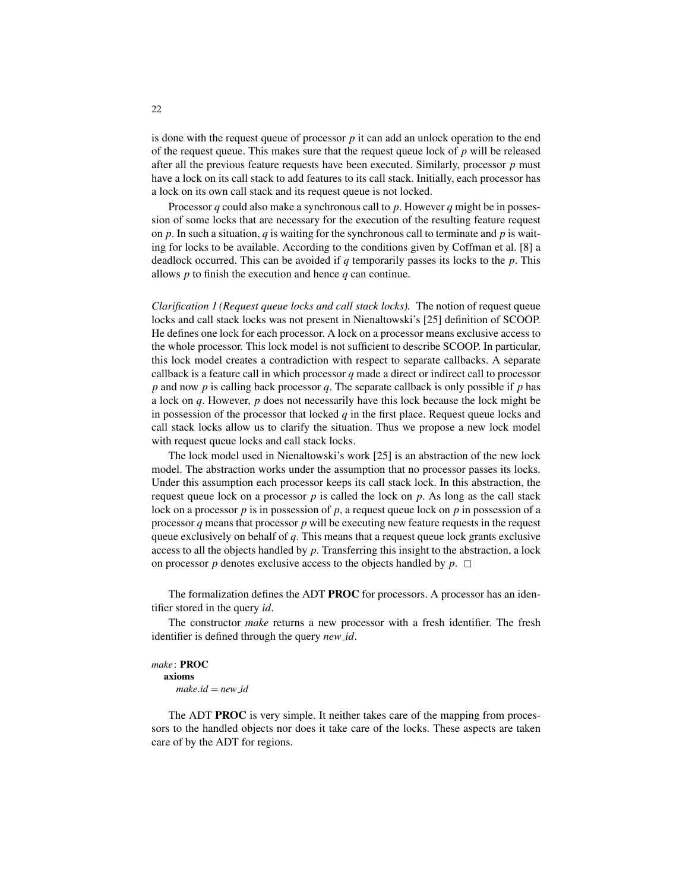is done with the request queue of processor $p$ it can add an unlock operation to the end of the request queue. This makes sure that the request queue lock of $p$ will be released after all the previous feature requests have been executed. Similarly, processor $p$ must have a lock on its call stack to add features to its call stack. Initially, each processor has a lock on its own call stack and its request queue is not locked.

Processor $q$ could also make a synchronous call to $p$. However $q$ might be in possession of some locks that are necessary for the execution of the resulting feature request on $p$. In such a situation, $q$ is waiting for the synchronous call to terminate and $p$ is waiting for locks to be available. According to the conditions given by Coffman et al. [8] a deadlock occurred. This can be avoided if $q$ temporarily passes its locks to the $p$. This allows $p$ to finish the execution and hence $q$ can continue.

*Clarification 1 (Request queue locks and call stack locks).* The notion of request queue locks and call stack locks was not present in Nienaltowski's [25] definition of SCOOP. He defines one lock for each processor. A lock on a processor means exclusive access to the whole processor. This lock model is not sufficient to describe SCOOP. In particular, this lock model creates a contradiction with respect to separate callbacks. A separate callback is a feature call in which processor $q$ made a direct or indirect call to processor $p$ and now $p$ is calling back processor $q$. The separate callback is only possible if $p$ has a lock on $q$. However, $p$ does not necessarily have this lock because the lock might be in possession of the processor that locked $q$ in the first place. Request queue locks and call stack locks allow us to clarify the situation. Thus we propose a new lock model with request queue locks and call stack locks.

The lock model used in Nienaltowski's work [25] is an abstraction of the new lock model. The abstraction works under the assumption that no processor passes its locks. Under this assumption each processor keeps its call stack lock. In this abstraction, the request queue lock on a processor $p$ is called the lock on $p$. As long as the call stack lock on a processor $p$ is in possession of $p$, a request queue lock on $p$ in possession of a processor $q$ means that processor $p$ will be executing new feature requests in the request queue exclusively on behalf of $q$. This means that a request queue lock grants exclusive access to all the objects handled by $p$. Transferring this insight to the abstraction, a lock on processor $p$ denotes exclusive access to the objects handled by $p$. $\square$

The formalization defines the ADT **PROC** for processors. A processor has an identifier stored in the query *id*.

The constructor *make* returns a new processor with a fresh identifier. The fresh identifier is defined through the query *new_id*.

*make* : **PROC**
  **axioms**
    $make.id = new\_id$

The ADT **PROC** is very simple. It neither takes care of the mapping from processors to the handled objects nor does it take care of the locks. These aspects are taken care of by the ADT for regions.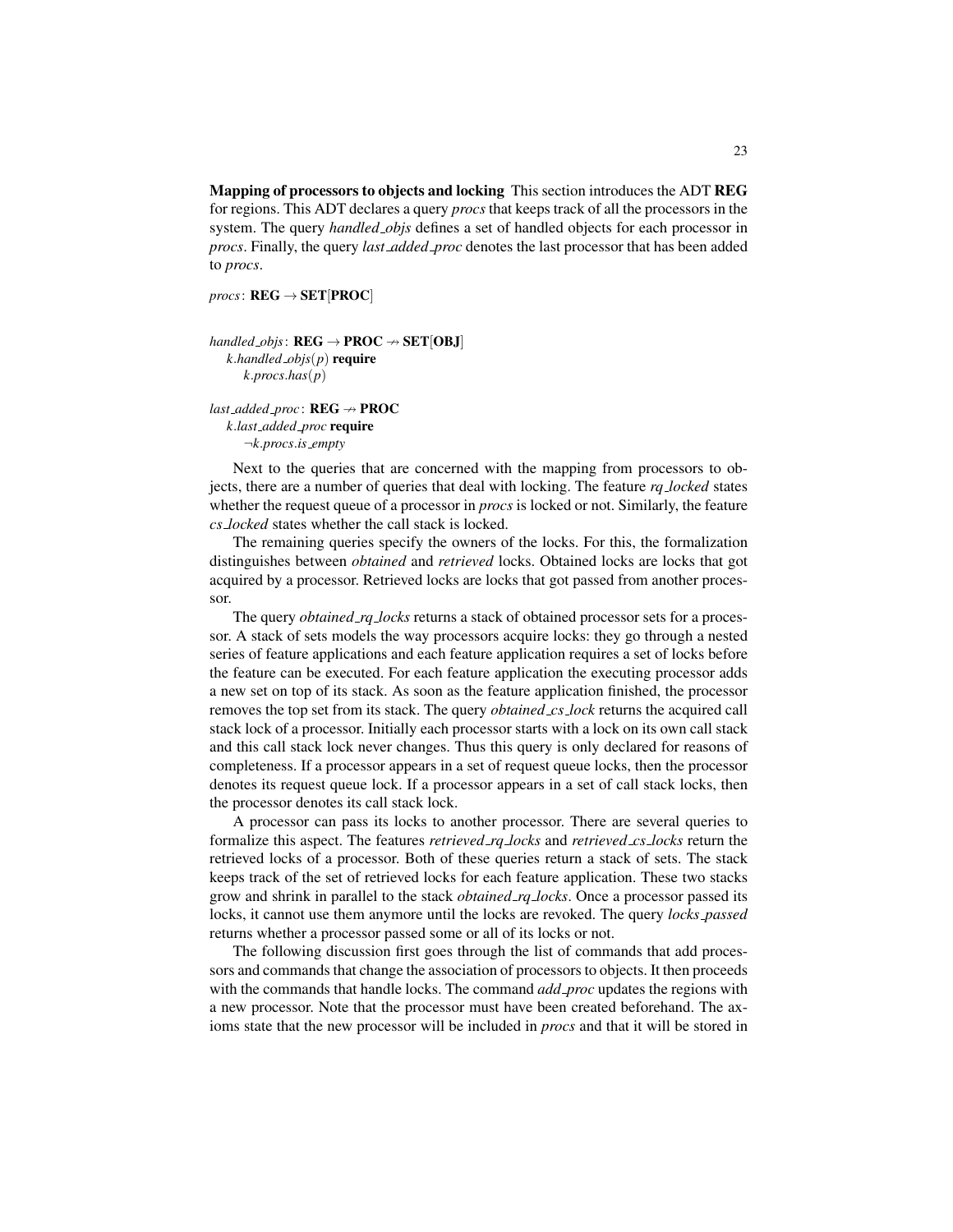**Mapping of processors to objects and locking** This section introduces the ADT **REG** for regions. This ADT declares a query *procs* that keeps track of all the processors in the system. The query *handled_objs* defines a set of handled objects for each processor in *procs*. Finally, the query *last_added_proc* denotes the last processor that has been added to *procs*.

*procs*: **REG** $\rightarrow$ **SET**[**PROC**]

*handled_objs*: **REG** $\rightarrow$ **PROC** $\nrightarrow$ **SET**[**OBJ**]
  *k.handled_objs*($p$) **require**
    *k.procs.has*($p$)

*last_added_proc*: **REG** $\nrightarrow$ **PROC**
  *k.last_added_proc* **require**
    $\neg$*k.procs.is_empty*

Next to the queries that are concerned with the mapping from processors to objects, there are a number of queries that deal with locking. The feature *rq_locked* states whether the request queue of a processor in *procs* is locked or not. Similarly, the feature *cs_locked* states whether the call stack is locked.

The remaining queries specify the owners of the locks. For this, the formalization distinguishes between *obtained* and *retrieved* locks. Obtained locks are locks that got acquired by a processor. Retrieved locks are locks that got passed from another processor.

The query *obtained_rq_locks* returns a stack of obtained processor sets for a processor. A stack of sets models the way processors acquire locks: they go through a nested series of feature applications and each feature application requires a set of locks before the feature can be executed. For each feature application the executing processor adds a new set on top of its stack. As soon as the feature application finished, the processor removes the top set from its stack. The query *obtained_cs_lock* returns the acquired call stack lock of a processor. Initially each processor starts with a lock on its own call stack and this call stack lock never changes. Thus this query is only declared for reasons of completeness. If a processor appears in a set of request queue locks, then the processor denotes its request queue lock. If a processor appears in a set of call stack locks, then the processor denotes its call stack lock.

A processor can pass its locks to another processor. There are several queries to formalize this aspect. The features *retrieved_rq_locks* and *retrieved_cs_locks* return the retrieved locks of a processor. Both of these queries return a stack of sets. The stack keeps track of the set of retrieved locks for each feature application. These two stacks grow and shrink in parallel to the stack *obtained_rq_locks*. Once a processor passed its locks, it cannot use them anymore until the locks are revoked. The query *locks_passed* returns whether a processor passed some or all of its locks or not.

The following discussion first goes through the list of commands that add processors and commands that change the association of processors to objects. It then proceeds with the commands that handle locks. The command *add_proc* updates the regions with a new processor. Note that the processor must have been created beforehand. The axioms state that the new processor will be included in *procs* and that it will be stored in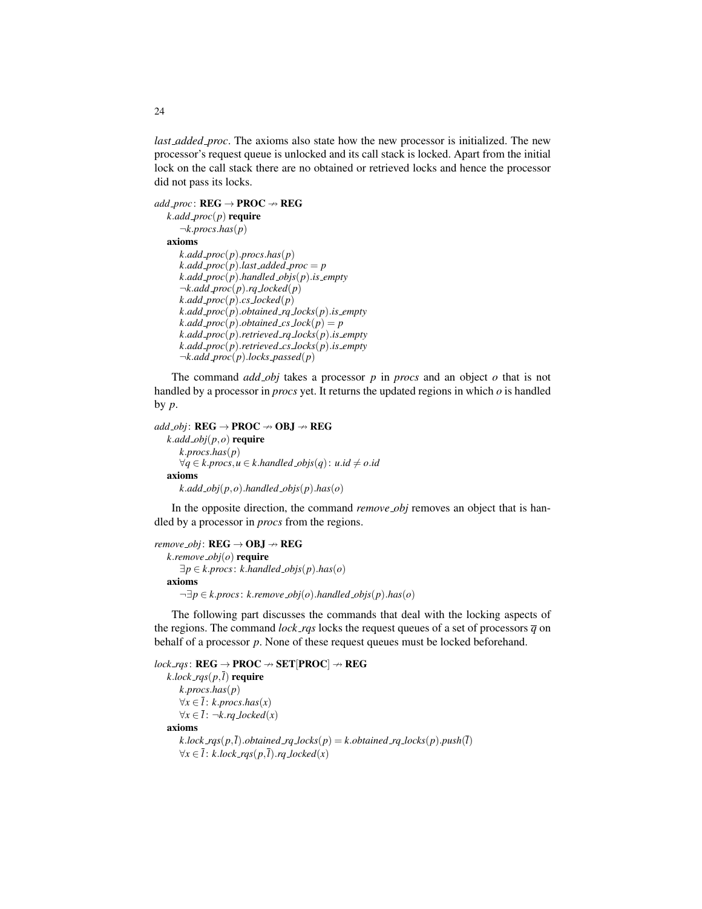*last_added_proc*. The axioms also state how the new processor is initialized. The new processor's request queue is unlocked and its call stack is locked. Apart from the initial lock on the call stack there are no obtained or retrieved locks and hence the processor did not pass its locks.

$add\_proc \colon \mathbf{REG} \to \mathbf{PROC} \nrightarrow \mathbf{REG}$
  $k.add\_proc(p)$ **require**
    $\neg k.procs.has(p)$
  **axioms**
    $k.add\_proc(p).procs.has(p)$
    $k.add\_proc(p).last\_added\_proc = p$
    $k.add\_proc(p).handled\_objs(p).is\_empty$
    $\neg k.add\_proc(p).rq\_locked(p)$
    $k.add\_proc(p).cs\_locked(p)$
    $k.add\_proc(p).obtained\_rq\_locks(p).is\_empty$
    $k.add\_proc(p).obtained\_cs\_lock(p) = p$
    $k.add\_proc(p).retrieved\_rq\_locks(p).is\_empty$
    $k.add\_proc(p).retrieved\_cs\_locks(p).is\_empty$
    $\neg k.add\_proc(p).locks\_passed(p)$

The command *add_obj* takes a processor $p$ in *procs* and an object $o$ that is not handled by a processor in *procs* yet. It returns the updated regions in which $o$ is handled by $p$.

$add\_obj \colon \mathbf{REG} \to \mathbf{PROC} \nrightarrow \mathbf{OBJ} \nrightarrow \mathbf{REG}$
  $k.add\_obj(p,o)$ **require**
    $k.procs.has(p)$
    $\forall q \in k.procs, u \in k.handled\_objs(q) \colon u.id \neq o.id$
  **axioms**
    $k.add\_obj(p,o).handled\_objs(p).has(o)$

In the opposite direction, the command *remove_obj* removes an object that is handled by a processor in *procs* from the regions.

$remove\_obj \colon \mathbf{REG} \to \mathbf{OBJ} \nrightarrow \mathbf{REG}$
  $k.remove\_obj(o)$ **require**
    $\exists p \in k.procs \colon k.handled\_objs(p).has(o)$
  **axioms**
    $\neg \exists p \in k.procs \colon k.remove\_obj(o).handled\_objs(p).has(o)$

The following part discusses the commands that deal with the locking aspects of the regions. The command *lock_rqs* locks the request queues of a set of processors $\overline{q}$ on behalf of a processor $p$. None of these request queues must be locked beforehand.

$lock\_rqs \colon \mathbf{REG} \to \mathbf{PROC} \nrightarrow \mathbf{SET}[\mathbf{PROC}] \nrightarrow \mathbf{REG}$
  $k.lock\_rqs(p,\overline{l})$ **require**
    $k.procs.has(p)$
    $\forall x \in \overline{l} \colon k.procs.has(x)$
    $\forall x \in \overline{l} \colon \neg k.rq\_locked(x)$
  **axioms**
    $k.lock\_rqs(p,\overline{l}).obtained\_rq\_locks(p) = k.obtained\_rq\_locks(p).push(\overline{l})$
    $\forall x \in \overline{l} \colon k.lock\_rqs(p,\overline{l}).rq\_locked(x)$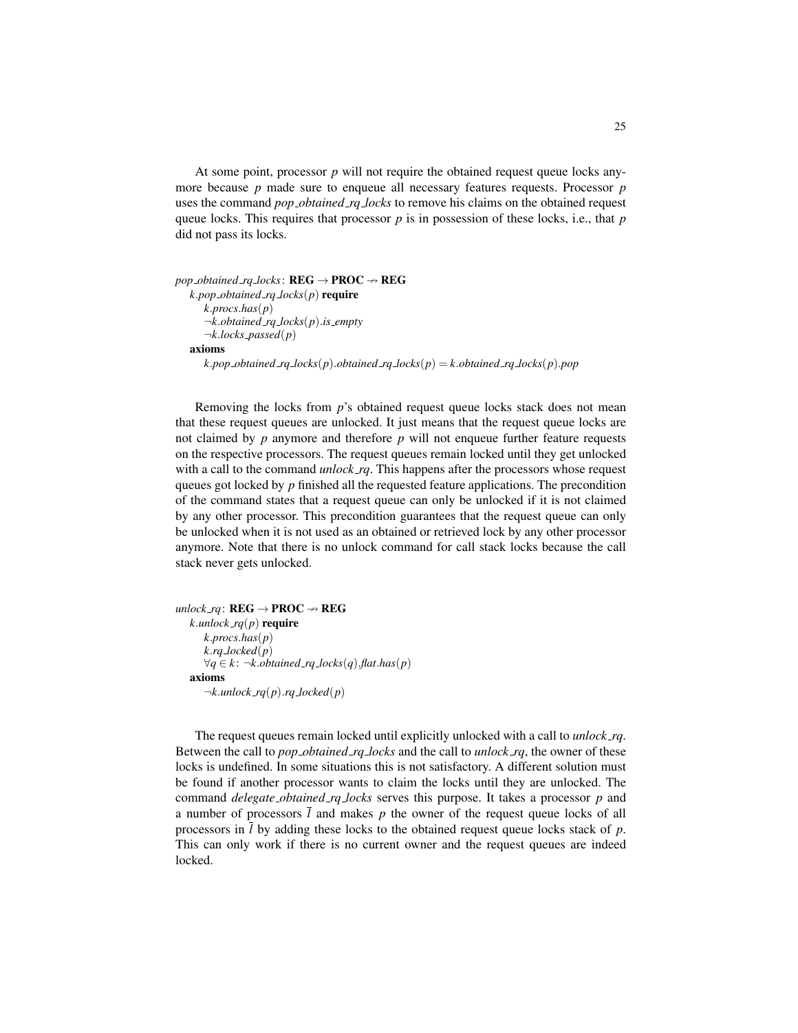At some point, processor $p$ will not require the obtained request queue locks anymore because $p$ made sure to enqueue all necessary features requests. Processor $p$ uses the command *pop_obtained_rq_locks* to remove his claims on the obtained request queue locks. This requires that processor $p$ is in possession of these locks, i.e., that $p$ did not pass its locks.

$$
\begin{array}{l}
\textit{pop\_obtained\_rq\_locks}\colon \mathbf{REG} \rightarrow \mathbf{PROC} \nrightarrow \mathbf{REG} \\
\quad k.\textit{pop\_obtained\_rq\_locks}(p) \ \mathbf{require} \\
\quad\quad k.\textit{procs}.\textit{has}(p) \\
\quad\quad \neg k.\textit{obtained\_rq\_locks}(p).\textit{is\_empty} \\
\quad\quad \neg k.\textit{locks\_passed}(p) \\
\quad \mathbf{axioms} \\
\quad\quad k.\textit{pop\_obtained\_rq\_locks}(p).\textit{obtained\_rq\_locks}(p) = k.\textit{obtained\_rq\_locks}(p).\textit{pop}
\end{array}
$$

Removing the locks from $p$'s obtained request queue locks stack does not mean that these request queues are unlocked. It just means that the request queue locks are not claimed by $p$ anymore and therefore $p$ will not enqueue further feature requests on the respective processors. The request queues remain locked until they get unlocked with a call to the command *unlock_rq*. This happens after the processors whose request queues got locked by $p$ finished all the requested feature applications. The precondition of the command states that a request queue can only be unlocked if it is not claimed by any other processor. This precondition guarantees that the request queue can only be unlocked when it is not used as an obtained or retrieved lock by any other processor anymore. Note that there is no unlock command for call stack locks because the call stack never gets unlocked.

$$
\begin{array}{l}
\textit{unlock\_rq}\colon \mathbf{REG} \rightarrow \mathbf{PROC} \nrightarrow \mathbf{REG} \\
\quad k.\textit{unlock\_rq}(p) \ \mathbf{require} \\
\quad\quad k.\textit{procs}.\textit{has}(p) \\
\quad\quad k.\textit{rq\_locked}(p) \\
\quad\quad \forall q \in k\colon \neg k.\textit{obtained\_rq\_locks}(q).\textit{flat}.\textit{has}(p) \\
\quad \mathbf{axioms} \\
\quad\quad \neg k.\textit{unlock\_rq}(p).\textit{rq\_locked}(p)
\end{array}
$$

The request queues remain locked until explicitly unlocked with a call to *unlock_rq*. Between the call to *pop_obtained_rq_locks* and the call to *unlock_rq*, the owner of these locks is undefined. In some situations this is not satisfactory. A different solution must be found if another processor wants to claim the locks until they are unlocked. The command *delegate_obtained_rq_locks* serves this purpose. It takes a processor $p$ and a number of processors $\overline{l}$ and makes $p$ the owner of the request queue locks of all processors in $\overline{l}$ by adding these locks to the obtained request queue locks stack of $p$. This can only work if there is no current owner and the request queues are indeed locked.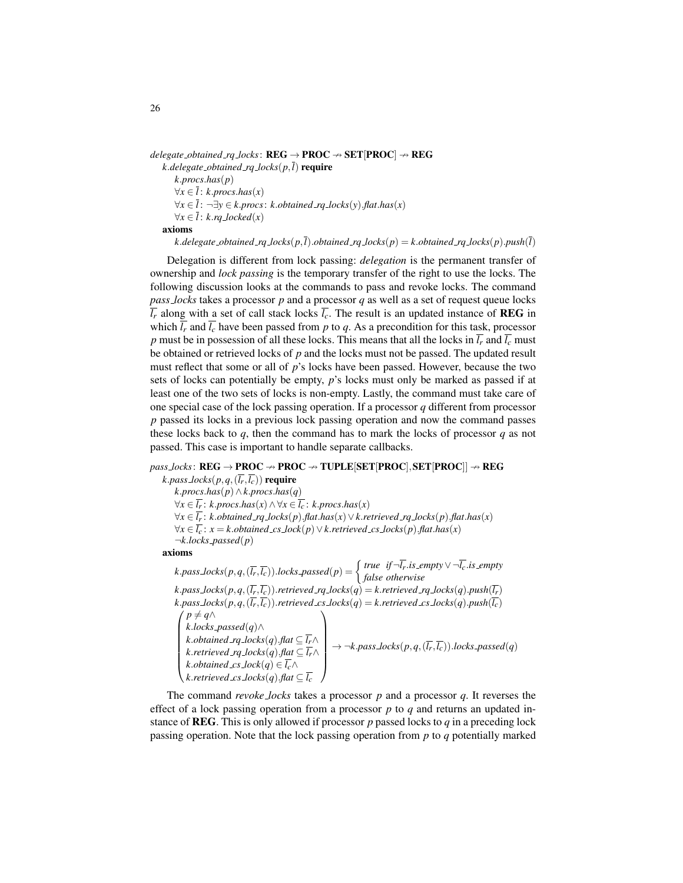$delegate\_obtained\_rq\_locks$: $\mathbf{REG} \rightarrow \mathbf{PROC} \nrightarrow \mathbf{SET[PROC]} \nrightarrow \mathbf{REG}$

$k.delegate\_obtained\_rq\_locks(p, \overline{l})$ **require**

$k.procs.has(p)$

$\forall x \in \overline{l}: k.procs.has(x)$

$\forall x \in \overline{l}: \neg \exists y \in k.procs: k.obtained\_rq\_locks(y).flat.has(x)$

$\forall x \in \overline{l}: k.rq\_locked(x)$

**axioms**

$k.delegate\_obtained\_rq\_locks(p, \overline{l}).obtained\_rq\_locks(p) = k.obtained\_rq\_locks(p).push(\overline{l})$

Delegation is different from lock passing: *delegation* is the permanent transfer of ownership and *lock passing* is the temporary transfer of the right to use the locks. The following discussion looks at the commands to pass and revoke locks. The command *pass_locks* takes a processor $p$ and a processor $q$ as well as a set of request queue locks $\overline{l_r}$ along with a set of call stack locks $\overline{l_c}$. The result is an updated instance of **REG** in which $\overline{l_r}$ and $\overline{l_c}$ have been passed from $p$ to $q$. As a precondition for this task, processor $p$ must be in possession of all these locks. This means that all the locks in $\overline{l_r}$ and $\overline{l_c}$ must be obtained or retrieved locks of $p$ and the locks must not be passed. The updated result must reflect that some or all of $p$'s locks have been passed. However, because the two sets of locks can potentially be empty, $p$'s locks must only be marked as passed if at least one of the two sets of locks is non-empty. Lastly, the command must take care of one special case of the lock passing operation. If a processor $q$ different from processor $p$ passed its locks in a previous lock passing operation and now the command passes these locks back to $q$, then the command has to mark the locks of processor $q$ as not passed. This case is important to handle separate callbacks.

$pass\_locks$: $\mathbf{REG} \rightarrow \mathbf{PROC} \nrightarrow \mathbf{PROC} \nrightarrow \mathbf{TUPLE[SET[PROC], SET[PROC]]} \nrightarrow \mathbf{REG}$

$k.pass\_locks(p, q, (\overline{l_r}, \overline{l_c}))$ **require**

$k.procs.has(p) \wedge k.procs.has(q)$

$\forall x \in \overline{l_r}: k.procs.has(x) \wedge \forall x \in \overline{l_c}: k.procs.has(x)$

$\forall x \in \overline{l_r}: k.obtained\_rq\_locks(p).flat.has(x) \vee k.retrieved\_rq\_locks(p).flat.has(x)$

$\forall x \in \overline{l_c}: x = k.obtained\_cs\_lock(p) \vee k.retrieved\_cs\_locks(p).flat.has(x)$

$\neg k.locks\_passed(p)$

**axioms**

$$k.pass\_locks(p, q, (\overline{l_r}, \overline{l_c})).locks\_passed(p) = \begin{cases} true & \text{if } \neg \overline{l_r}.is\_empty \vee \neg \overline{l_c}.is\_empty \\ false & \text{otherwise} \end{cases}$$

$$k.pass\_locks(p, q, (\overline{l_r}, \overline{l_c})).retrieved\_rq\_locks(q) = k.retrieved\_rq\_locks(q).push(\overline{l_r})$$

$$k.pass\_locks(p, q, (\overline{l_r}, \overline{l_c})).retrieved\_cs\_locks(q) = k.retrieved\_cs\_locks(q).push(\overline{l_c})$$

$$\begin{pmatrix} p \neq q \wedge \\ k.locks\_passed(q) \wedge \\ k.obtained\_rq\_locks(q).flat \subseteq \overline{l_r} \wedge \\ k.retrieved\_rq\_locks(q).flat \subseteq \overline{l_r} \wedge \\ k.obtained\_cs\_lock(q) \in \overline{l_c} \wedge \\ k.retrieved\_cs\_locks(q).flat \subseteq \overline{l_c} \end{pmatrix} \rightarrow \neg k.pass\_locks(p, q, (\overline{l_r}, \overline{l_c})).locks\_passed(q)$$

The command *revoke_locks* takes a processor $p$ and a processor $q$. It reverses the effect of a lock passing operation from a processor $p$ to $q$ and returns an updated instance of **REG**. This is only allowed if processor $p$ passed locks to $q$ in a preceding lock passing operation. Note that the lock passing operation from $p$ to $q$ potentially marked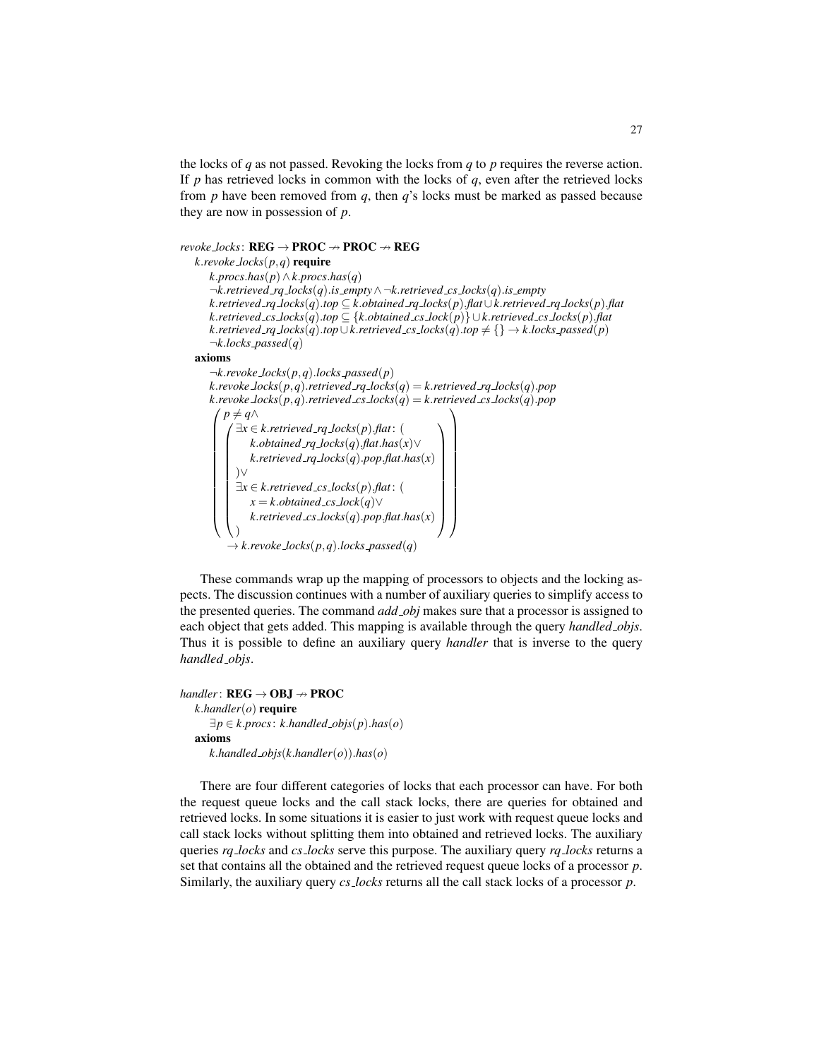the locks of $q$ as not passed. Revoking the locks from $q$ to $p$ requires the reverse action. If $p$ has retrieved locks in common with the locks of $q$, even after the retrieved locks from $p$ have been removed from $q$, then $q$'s locks must be marked as passed because they are now in possession of $p$.

$$
\begin{array}{l}
\textit{revoke\_locks}\colon \mathbf{REG} \to \mathbf{PROC} \nrightarrow \mathbf{PROC} \nrightarrow \mathbf{REG}\\
\quad k.\textit{revoke\_locks}(p,q)\ \mathbf{require}\\
\qquad k.\textit{procs.has}(p) \wedge k.\textit{procs.has}(q)\\
\qquad \neg k.\textit{retrieved\_rq\_locks}(q).\textit{is\_empty} \wedge \neg k.\textit{retrieved\_cs\_locks}(q).\textit{is\_empty}\\
\qquad k.\textit{retrieved\_rq\_locks}(q).\textit{top} \subseteq k.\textit{obtained\_rq\_locks}(p).\textit{flat} \cup k.\textit{retrieved\_rq\_locks}(p).\textit{flat}\\
\qquad k.\textit{retrieved\_cs\_locks}(q).\textit{top} \subseteq \{k.\textit{obtained\_cs\_lock}(p)\} \cup k.\textit{retrieved\_cs\_locks}(p).\textit{flat}\\
\qquad k.\textit{retrieved\_rq\_locks}(q).\textit{top} \cup k.\textit{retrieved\_cs\_locks}(q).\textit{top} \neq \{\} \to k.\textit{locks\_passed}(p)\\
\qquad \neg k.\textit{locks\_passed}(q)\\
\quad \mathbf{axioms}\\
\qquad \neg k.\textit{revoke\_locks}(p,q).\textit{locks\_passed}(p)\\
\qquad k.\textit{revoke\_locks}(p,q).\textit{retrieved\_rq\_locks}(q) = k.\textit{retrieved\_rq\_locks}(q).\textit{pop}\\
\qquad k.\textit{revoke\_locks}(p,q).\textit{retrieved\_cs\_locks}(q) = k.\textit{retrieved\_cs\_locks}(q).\textit{pop}\\
\qquad \left(\begin{array}{l}
p \neq q \wedge\\
\left(\begin{array}{l}
\exists x \in k.\textit{retrieved\_rq\_locks}(p).\textit{flat}\colon (\\
\quad k.\textit{obtained\_rq\_locks}(q).\textit{flat.has}(x) \vee\\
\quad k.\textit{retrieved\_rq\_locks}(q).\textit{pop.flat.has}(x)\\
) \vee\\
\exists x \in k.\textit{retrieved\_cs\_locks}(p).\textit{flat}\colon (\\
\quad x = k.\textit{obtained\_cs\_lock}(q) \vee\\
\quad k.\textit{retrieved\_cs\_locks}(q).\textit{pop.flat.has}(x)\\
)
\end{array}\right)
\end{array}\right)\\
\qquad\quad \to k.\textit{revoke\_locks}(p,q).\textit{locks\_passed}(q)
\end{array}
$$

These commands wrap up the mapping of processors to objects and the locking aspects. The discussion continues with a number of auxiliary queries to simplify access to the presented queries. The command *add_obj* makes sure that a processor is assigned to each object that gets added. This mapping is available through the query *handled_objs*. Thus it is possible to define an auxiliary query *handler* that is inverse to the query *handled_objs*.

$$
\begin{array}{l}
\textit{handler}\colon \mathbf{REG} \to \mathbf{OBJ} \nrightarrow \mathbf{PROC}\\
\quad k.\textit{handler}(o)\ \mathbf{require}\\
\qquad \exists p \in k.\textit{procs}\colon k.\textit{handled\_objs}(p).\textit{has}(o)\\
\quad \mathbf{axioms}\\
\qquad k.\textit{handled\_objs}(k.\textit{handler}(o)).\textit{has}(o)
\end{array}
$$

There are four different categories of locks that each processor can have. For both the request queue locks and the call stack locks, there are queries for obtained and retrieved locks. In some situations it is easier to just work with request queue locks and call stack locks without splitting them into obtained and retrieved locks. The auxiliary queries *rq_locks* and *cs_locks* serve this purpose. The auxiliary query *rq_locks* returns a set that contains all the obtained and the retrieved request queue locks of a processor $p$. Similarly, the auxiliary query *cs_locks* returns all the call stack locks of a processor $p$.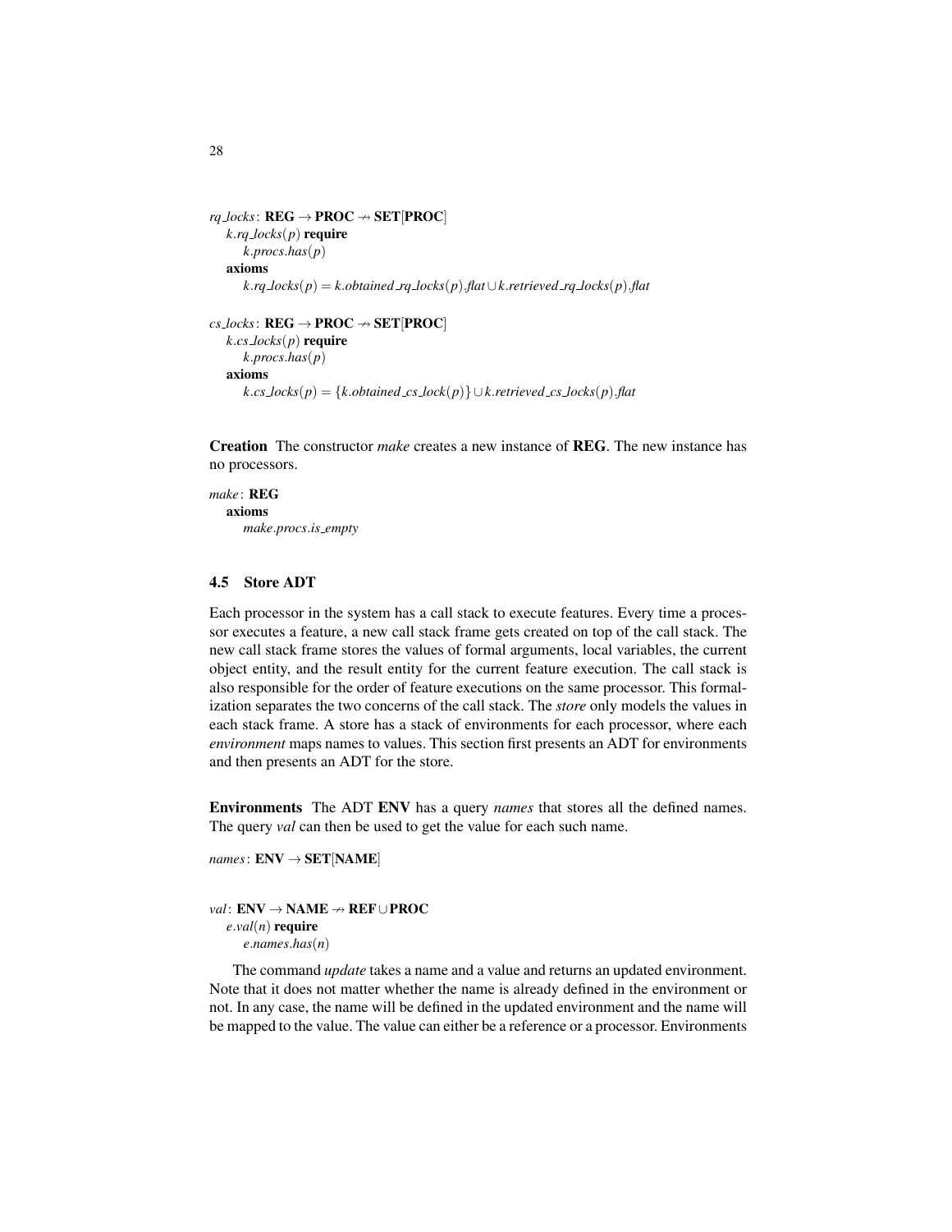$rq\_locks$: $\mathbf{REG} \rightarrow \mathbf{PROC} \nrightarrow \mathbf{SET}[\mathbf{PROC}]$
  $k.rq\_locks(p)$ **require**
    $k.procs.has(p)$
  **axioms**
    $k.rq\_locks(p) = k.obtained\_rq\_locks(p).flat \cup k.retrieved\_rq\_locks(p).flat$

$cs\_locks$: $\mathbf{REG} \rightarrow \mathbf{PROC} \nrightarrow \mathbf{SET}[\mathbf{PROC}]$
  $k.cs\_locks(p)$ **require**
    $k.procs.has(p)$
  **axioms**
    $k.cs\_locks(p) = \{k.obtained\_cs\_lock(p)\} \cup k.retrieved\_cs\_locks(p).flat$

**Creation** The constructor *make* creates a new instance of **REG**. The new instance has no processors.

$make$: $\mathbf{REG}$
  **axioms**
    $make.procs.is\_empty$

### 4.5 Store ADT

Each processor in the system has a call stack to execute features. Every time a processor executes a feature, a new call stack frame gets created on top of the call stack. The new call stack frame stores the values of formal arguments, local variables, the current object entity, and the result entity for the current feature execution. The call stack is also responsible for the order of feature executions on the same processor. This formalization separates the two concerns of the call stack. The *store* only models the values in each stack frame. A store has a stack of environments for each processor, where each *environment* maps names to values. This section first presents an ADT for environments and then presents an ADT for the store.

**Environments** The ADT **ENV** has a query *names* that stores all the defined names. The query *val* can then be used to get the value for each such name.

$names$: $\mathbf{ENV} \rightarrow \mathbf{SET}[\mathbf{NAME}]$

$val$: $\mathbf{ENV} \rightarrow \mathbf{NAME} \nrightarrow \mathbf{REF} \cup \mathbf{PROC}$
  $e.val(n)$ **require**
    $e.names.has(n)$

The command *update* takes a name and a value and returns an updated environment. Note that it does not matter whether the name is already defined in the environment or not. In any case, the name will be defined in the updated environment and the name will be mapped to the value. The value can either be a reference or a processor. Environments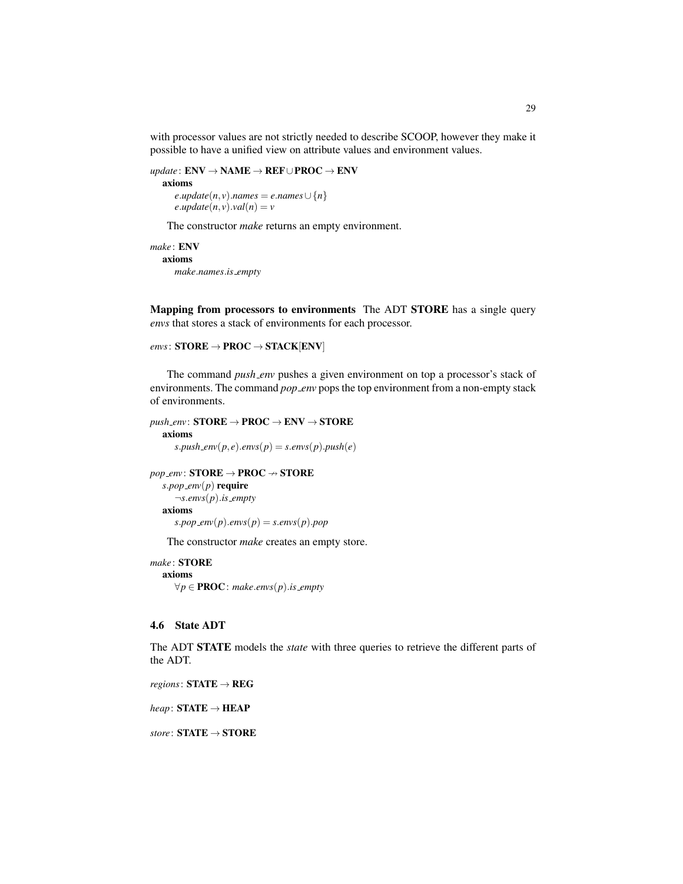with processor values are not strictly needed to describe SCOOP, however they make it possible to have a unified view on attribute values and environment values.

$update$: **ENV** $\rightarrow$ **NAME** $\rightarrow$ **REF** $\cup$ **PROC** $\rightarrow$ **ENV**
  **axioms**
    $e.update(n,v).names = e.names \cup \{n\}$
    $e.update(n,v).val(n) = v$

The constructor *make* returns an empty environment.

$make$: **ENV**
  **axioms**
    $make.names.is\_empty$

**Mapping from processors to environments** The ADT **STORE** has a single query *envs* that stores a stack of environments for each processor.

$envs$: **STORE** $\rightarrow$ **PROC** $\rightarrow$ **STACK**[**ENV**]

The command *push_env* pushes a given environment on top a processor's stack of environments. The command *pop_env* pops the top environment from a non-empty stack of environments.

$push\_env$: **STORE** $\rightarrow$ **PROC** $\rightarrow$ **ENV** $\rightarrow$ **STORE**
  **axioms**
    $s.push\_env(p,e).envs(p) = s.envs(p).push(e)$

$pop\_env$: **STORE** $\rightarrow$ **PROC** $\nrightarrow$ **STORE**
  $s.pop\_env(p)$ **require**
    $\neg s.envs(p).is\_empty$
  **axioms**
    $s.pop\_env(p).envs(p) = s.envs(p).pop$

The constructor *make* creates an empty store.

$make$: **STORE**
  **axioms**
    $\forall p \in$ **PROC**: $make.envs(p).is\_empty$

### 4.6 State ADT

The ADT **STATE** models the *state* with three queries to retrieve the different parts of the ADT.

$regions$: **STATE** $\rightarrow$ **REG**

$heap$: **STATE** $\rightarrow$ **HEAP**

$store$: **STATE** $\rightarrow$ **STORE**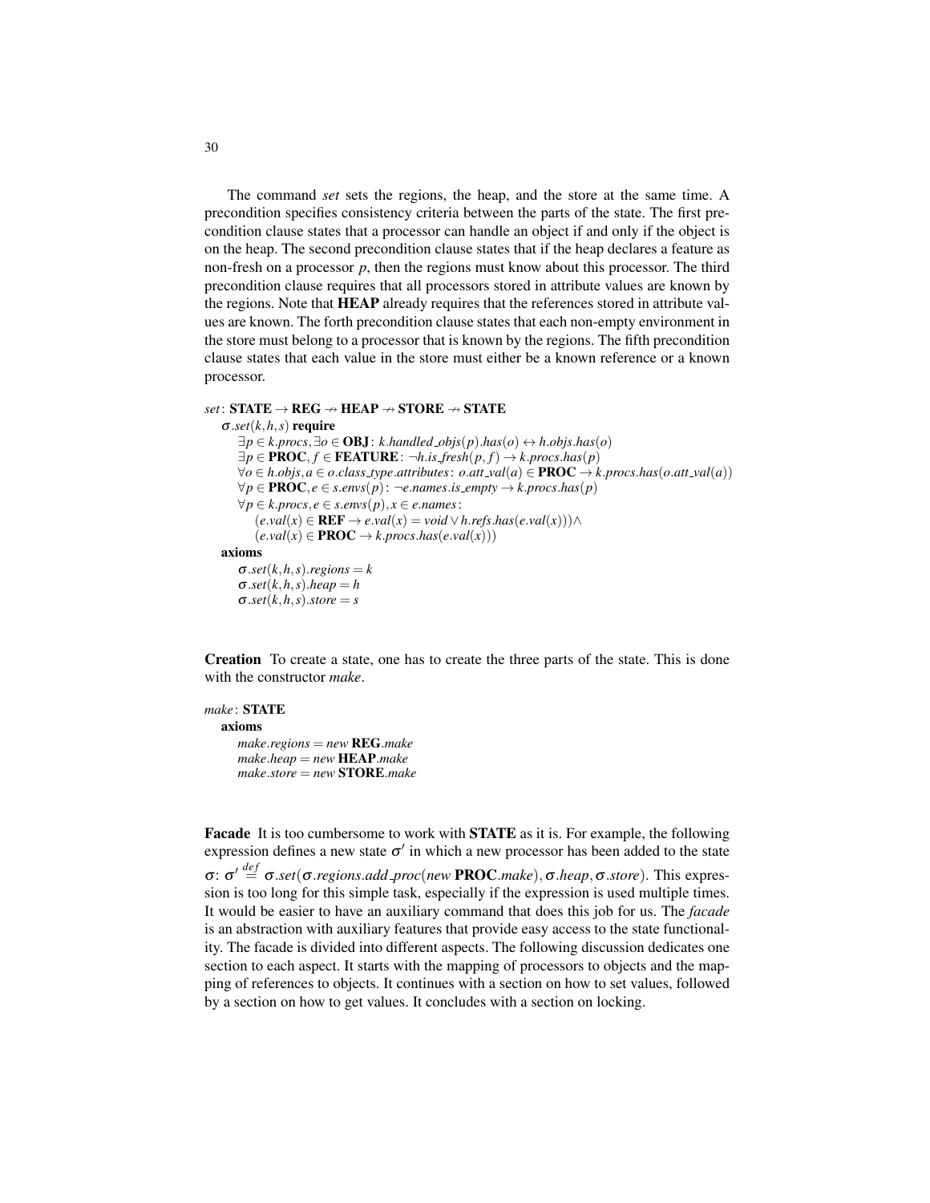The command *set* sets the regions, the heap, and the store at the same time. A precondition specifies consistency criteria between the parts of the state. The first precondition clause states that a processor can handle an object if and only if the object is on the heap. The second precondition clause states that if the heap declares a feature as non-fresh on a processor $p$, then the regions must know about this processor. The third precondition clause requires that all processors stored in attribute values are known by the regions. Note that **HEAP** already requires that the references stored in attribute values are known. The forth precondition clause states that each non-empty environment in the store must belong to a processor that is known by the regions. The fifth precondition clause states that each value in the store must either be a known reference or a known processor.

$set\colon \mathbf{STATE} \rightarrow \mathbf{REG} \nrightarrow \mathbf{HEAP} \nrightarrow \mathbf{STORE} \nrightarrow \mathbf{STATE}$

$\sigma.set(k,h,s)$ **require**

$\exists p \in k.procs, \exists o \in \mathbf{OBJ}\colon k.handled\_objs(p).has(o) \leftrightarrow h.objs.has(o)$

$\exists p \in \mathbf{PROC}, f \in \mathbf{FEATURE}\colon \neg h.is\_fresh(p,f) \rightarrow k.procs.has(p)$

$\forall o \in h.objs, a \in o.class\_type.attributes\colon o.att\_val(a) \in \mathbf{PROC} \rightarrow k.procs.has(o.att\_val(a))$

$\forall p \in \mathbf{PROC}, e \in s.envs(p)\colon \neg e.names.is\_empty \rightarrow k.procs.has(p)$

$\forall p \in k.procs, e \in s.envs(p), x \in e.names\colon$

$(e.val(x) \in \mathbf{REF} \rightarrow e.val(x) = void \vee h.refs.has(e.val(x))) \wedge$

$(e.val(x) \in \mathbf{PROC} \rightarrow k.procs.has(e.val(x)))$

**axioms**

$\sigma.set(k,h,s).regions = k$

$\sigma.set(k,h,s).heap = h$

$\sigma.set(k,h,s).store = s$

**Creation** To create a state, one has to create the three parts of the state. This is done with the constructor *make*.

$make\colon \mathbf{STATE}$

**axioms**

$make.regions = new\ \mathbf{REG}.make$

$make.heap = new\ \mathbf{HEAP}.make$

$make.store = new\ \mathbf{STORE}.make$

**Facade** It is too cumbersome to work with **STATE** as it is. For example, the following expression defines a new state $\sigma'$ in which a new processor has been added to the state $\sigma$: $\sigma' \stackrel{def}{=} \sigma.set(\sigma.regions.add\_proc(new\ \mathbf{PROC}.make), \sigma.heap, \sigma.store)$. This expression is too long for this simple task, especially if the expression is used multiple times. It would be easier to have an auxiliary command that does this job for us. The *facade* is an abstraction with auxiliary features that provide easy access to the state functionality. The facade is divided into different aspects. The following discussion dedicates one section to each aspect. It starts with the mapping of processors to objects and the mapping of references to objects. It continues with a section on how to set values, followed by a section on how to get values. It concludes with a section on locking.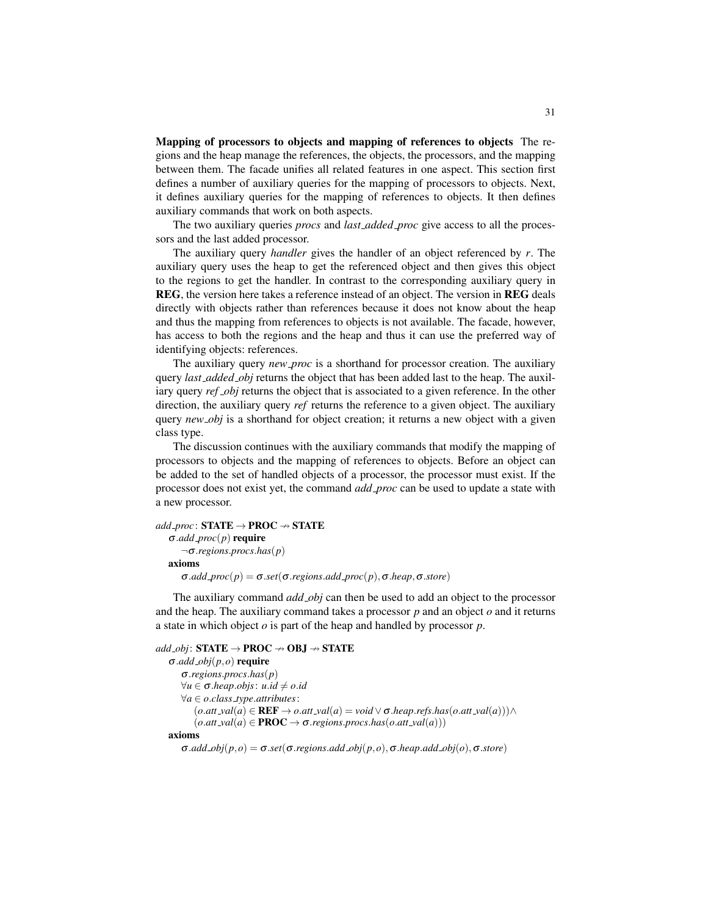**Mapping of processors to objects and mapping of references to objects** The regions and the heap manage the references, the objects, the processors, and the mapping between them. The facade unifies all related features in one aspect. This section first defines a number of auxiliary queries for the mapping of processors to objects. Next, it defines auxiliary queries for the mapping of references to objects. It then defines auxiliary commands that work on both aspects.

The two auxiliary queries *procs* and *last_added_proc* give access to all the processors and the last added processor.

The auxiliary query *handler* gives the handler of an object referenced by *r*. The auxiliary query uses the heap to get the referenced object and then gives this object to the regions to get the handler. In contrast to the corresponding auxiliary query in **REG**, the version here takes a reference instead of an object. The version in **REG** deals directly with objects rather than references because it does not know about the heap and thus the mapping from references to objects is not available. The facade, however, has access to both the regions and the heap and thus it can use the preferred way of identifying objects: references.

The auxiliary query *new_proc* is a shorthand for processor creation. The auxiliary query *last_added_obj* returns the object that has been added last to the heap. The auxiliary query *ref_obj* returns the object that is associated to a given reference. In the other direction, the auxiliary query *ref* returns the reference to a given object. The auxiliary query *new_obj* is a shorthand for object creation; it returns a new object with a given class type.

The discussion continues with the auxiliary commands that modify the mapping of processors to objects and the mapping of references to objects. Before an object can be added to the set of handled objects of a processor, the processor must exist. If the processor does not exist yet, the command *add_proc* can be used to update a state with a new processor.

$add\_proc\colon \mathbf{STATE} \rightarrow \mathbf{PROC} \nrightarrow \mathbf{STATE}$
  $\sigma.add\_proc(p)$ **require**
    $\neg\sigma.regions.procs.has(p)$
  **axioms**
    $\sigma.add\_proc(p) = \sigma.set(\sigma.regions.add\_proc(p), \sigma.heap, \sigma.store)$

The auxiliary command *add_obj* can then be used to add an object to the processor and the heap. The auxiliary command takes a processor *p* and an object *o* and it returns a state in which object *o* is part of the heap and handled by processor *p*.

$add\_obj\colon \mathbf{STATE} \rightarrow \mathbf{PROC} \nrightarrow \mathbf{OBJ} \nrightarrow \mathbf{STATE}$
  $\sigma.add\_obj(p, o)$ **require**
    $\sigma.regions.procs.has(p)$
    $\forall u \in \sigma.heap.objs\colon u.id \neq o.id$
    $\forall a \in o.class\_type.attributes\colon$
      $(o.att\_val(a) \in \mathbf{REF} \rightarrow o.att\_val(a) = void \vee \sigma.heap.refs.has(o.att\_val(a))) \wedge$
      $(o.att\_val(a) \in \mathbf{PROC} \rightarrow \sigma.regions.procs.has(o.att\_val(a)))$
  **axioms**
    $\sigma.add\_obj(p, o) = \sigma.set(\sigma.regions.add\_obj(p, o), \sigma.heap.add\_obj(o), \sigma.store)$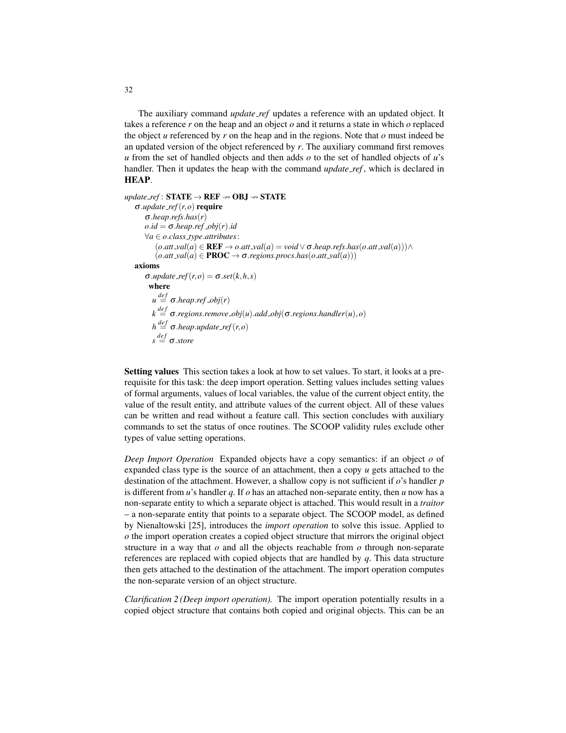The auxiliary command *update_ref* updates a reference with an updated object. It takes a reference $r$ on the heap and an object $o$ and it returns a state in which $o$ replaced the object $u$ referenced by $r$ on the heap and in the regions. Note that $o$ must indeed be an updated version of the object referenced by $r$. The auxiliary command first removes $u$ from the set of handled objects and then adds $o$ to the set of handled objects of $u$'s handler. Then it updates the heap with the command *update_ref*, which is declared in **HEAP**.

$update\_ref : \textbf{STATE} \rightarrow \textbf{REF} \nrightarrow \textbf{OBJ} \nrightarrow \textbf{STATE}$

$\quad \sigma.update\_ref(r,o)$ **require**

$\quad\quad \sigma.heap.refs.has(r)$

$\quad\quad o.id = \sigma.heap.ref\_obj(r).id$

$\quad\quad \forall a \in o.class\_type.attributes:$

$\quad\quad\quad (o.att\_val(a) \in \textbf{REF} \rightarrow o.att\_val(a) = void \vee \sigma.heap.refs.has(o.att\_val(a))) \wedge$

$\quad\quad\quad (o.att\_val(a) \in \textbf{PROC} \rightarrow \sigma.regions.procs.has(o.att\_val(a)))$

**axioms**

$\quad \sigma.update\_ref(r,o) = \sigma.set(k,h,s)$

$\quad\quad$ **where**

$\quad\quad u \stackrel{def}{=} \sigma.heap.ref\_obj(r)$

$\quad\quad k \stackrel{def}{=} \sigma.regions.remove\_obj(u).add\_obj(\sigma.regions.handler(u),o)$

$\quad\quad h \stackrel{def}{=} \sigma.heap.update\_ref(r,o)$

$\quad\quad s \stackrel{def}{=} \sigma.store$

**Setting values** This section takes a look at how to set values. To start, it looks at a prerequisite for this task: the deep import operation. Setting values includes setting values of formal arguments, values of local variables, the value of the current object entity, the value of the result entity, and attribute values of the current object. All of these values can be written and read without a feature call. This section concludes with auxiliary commands to set the status of once routines. The SCOOP validity rules exclude other types of value setting operations.

*Deep Import Operation* Expanded objects have a copy semantics: if an object $o$ of expanded class type is the source of an attachment, then a copy $u$ gets attached to the destination of the attachment. However, a shallow copy is not sufficient if $o$'s handler $p$ is different from $u$'s handler $q$. If $o$ has an attached non-separate entity, then $u$ now has a non-separate entity to which a separate object is attached. This would result in a *traitor* – a non-separate entity that points to a separate object. The SCOOP model, as defined by Nienaltowski [25], introduces the *import operation* to solve this issue. Applied to $o$ the import operation creates a copied object structure that mirrors the original object structure in a way that $o$ and all the objects reachable from $o$ through non-separate references are replaced with copied objects that are handled by $q$. This data structure then gets attached to the destination of the attachment. The import operation computes the non-separate version of an object structure.

*Clarification 2 (Deep import operation).* The import operation potentially results in a copied object structure that contains both copied and original objects. This can be an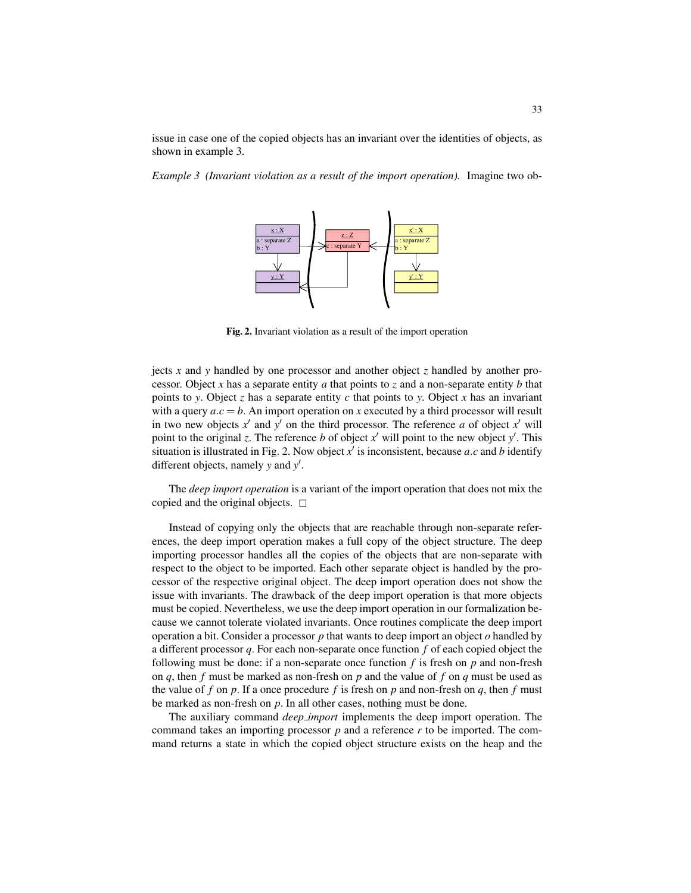issue in case one of the copied objects has an invariant over the identities of objects, as shown in example 3.

*Example 3 (Invariant violation as a result of the import operation).* Imagine two objects $x$ and $y$ handled by one processor and another object $z$ handled by another processor. Object $x$ has a separate entity $a$ that points to $z$ and a non-separate entity $b$ that points to $y$. Object $z$ has a separate entity $c$ that points to $y$. Object $x$ has an invariant with a query $a.c = b$. An import operation on $x$ executed by a third processor will result in two new objects $x'$ and $y'$ on the third processor. The reference $a$ of object $x'$ will point to the original $z$. The reference $b$ of object $x'$ will point to the new object $y'$. This situation is illustrated in Fig. 2. Now object $x'$ is inconsistent, because $a.c$ and $b$ identify different objects, namely $y$ and $y'$.

**Fig. 2.** Invariant violation as a result of the import operation

The *deep import operation* is a variant of the import operation that does not mix the copied and the original objects. □

Instead of copying only the objects that are reachable through non-separate references, the deep import operation makes a full copy of the object structure. The deep importing processor handles all the copies of the objects that are non-separate with respect to the object to be imported. Each other separate object is handled by the processor of the respective original object. The deep import operation does not show the issue with invariants. The drawback of the deep import operation is that more objects must be copied. Nevertheless, we use the deep import operation in our formalization because we cannot tolerate violated invariants. Once routines complicate the deep import operation a bit. Consider a processor $p$ that wants to deep import an object $o$ handled by a different processor $q$. For each non-separate once function $f$ of each copied object the following must be done: if a non-separate once function $f$ is fresh on $p$ and non-fresh on $q$, then $f$ must be marked as non-fresh on $p$ and the value of $f$ on $q$ must be used as the value of $f$ on $p$. If a once procedure $f$ is fresh on $p$ and non-fresh on $q$, then $f$ must be marked as non-fresh on $p$. In all other cases, nothing must be done.

The auxiliary command *deep_import* implements the deep import operation. The command takes an importing processor $p$ and a reference $r$ to be imported. The command returns a state in which the copied object structure exists on the heap and the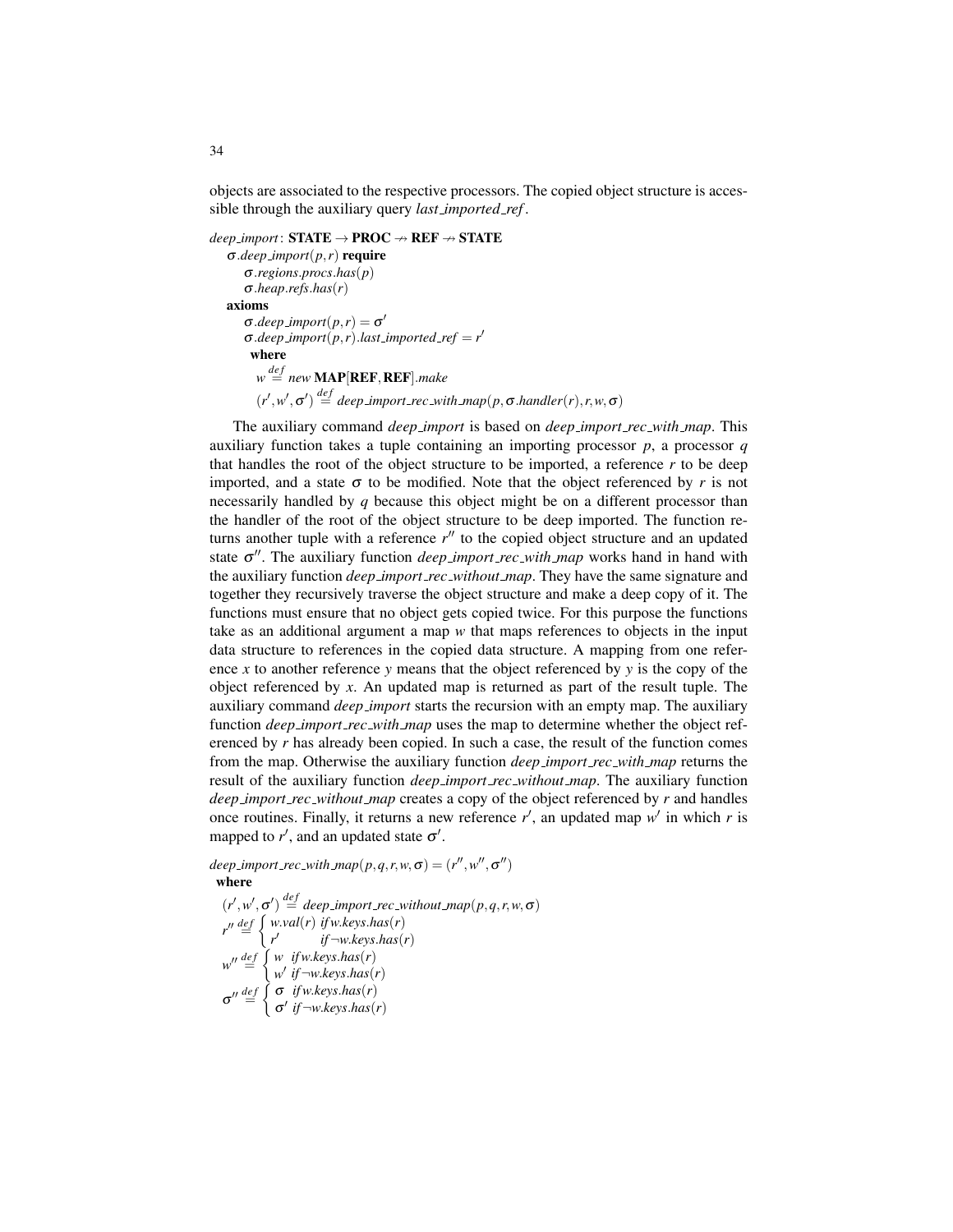objects are associated to the respective processors. The copied object structure is accessible through the auxiliary query *last_imported_ref*.

$$
\begin{array}{l}
deep\_import\colon \mathbf{STATE} \to \mathbf{PROC} \not\to \mathbf{REF} \not\to \mathbf{STATE} \\
\quad \sigma.deep\_import(p,r)\ \textbf{require} \\
\quad\quad \sigma.regions.procs.has(p) \\
\quad\quad \sigma.heap.refs.has(r) \\
\quad \textbf{axioms} \\
\quad\quad \sigma.deep\_import(p,r) = \sigma' \\
\quad\quad \sigma.deep\_import(p,r).last\_imported\_ref = r' \\
\quad\quad\ \textbf{where} \\
\quad\quad\quad w \stackrel{def}{=} new\ \mathbf{MAP}[\mathbf{REF},\mathbf{REF}].make \\
\quad\quad\quad (r', w', \sigma') \stackrel{def}{=} deep\_import\_rec\_with\_map(p, \sigma.handler(r), r, w, \sigma)
\end{array}
$$

The auxiliary command *deep_import* is based on *deep_import_rec_with_map*. This auxiliary function takes a tuple containing an importing processor $p$, a processor $q$ that handles the root of the object structure to be imported, a reference $r$ to be deep imported, and a state $\sigma$ to be modified. Note that the object referenced by $r$ is not necessarily handled by $q$ because this object might be on a different processor than the handler of the root of the object structure to be deep imported. The function returns another tuple with a reference $r''$ to the copied object structure and an updated state $\sigma''$. The auxiliary function *deep_import_rec_with_map* works hand in hand with the auxiliary function *deep_import_rec_without_map*. They have the same signature and together they recursively traverse the object structure and make a deep copy of it. The functions must ensure that no object gets copied twice. For this purpose the functions take as an additional argument a map $w$ that maps references to objects in the input data structure to references in the copied data structure. A mapping from one reference $x$ to another reference $y$ means that the object referenced by $y$ is the copy of the object referenced by $x$. An updated map is returned as part of the result tuple. The auxiliary command *deep_import* starts the recursion with an empty map. The auxiliary function *deep_import_rec_with_map* uses the map to determine whether the object referenced by $r$ has already been copied. In such a case, the result of the function comes from the map. Otherwise the auxiliary function *deep_import_rec_with_map* returns the result of the auxiliary function *deep_import_rec_without_map*. The auxiliary function *deep_import_rec_without_map* creates a copy of the object referenced by $r$ and handles once routines. Finally, it returns a new reference $r'$, an updated map $w'$ in which $r$ is mapped to $r'$, and an updated state $\sigma'$.

$$
\begin{array}{l}
deep\_import\_rec\_with\_map(p,q,r,w,\sigma) = (r'', w'', \sigma'') \\
\ \textbf{where} \\
\quad (r', w', \sigma') \stackrel{def}{=} deep\_import\_rec\_without\_map(p,q,r,w,\sigma) \\
\quad r'' \stackrel{def}{=} \begin{cases} w.val(r) & if\, w.keys.has(r) \\ r' & if\, \neg w.keys.has(r) \end{cases} \\
\quad w'' \stackrel{def}{=} \begin{cases} w & if\, w.keys.has(r) \\ w' & if\, \neg w.keys.has(r) \end{cases} \\
\quad \sigma'' \stackrel{def}{=} \begin{cases} \sigma & if\, w.keys.has(r) \\ \sigma' & if\, \neg w.keys.has(r) \end{cases}
\end{array}
$$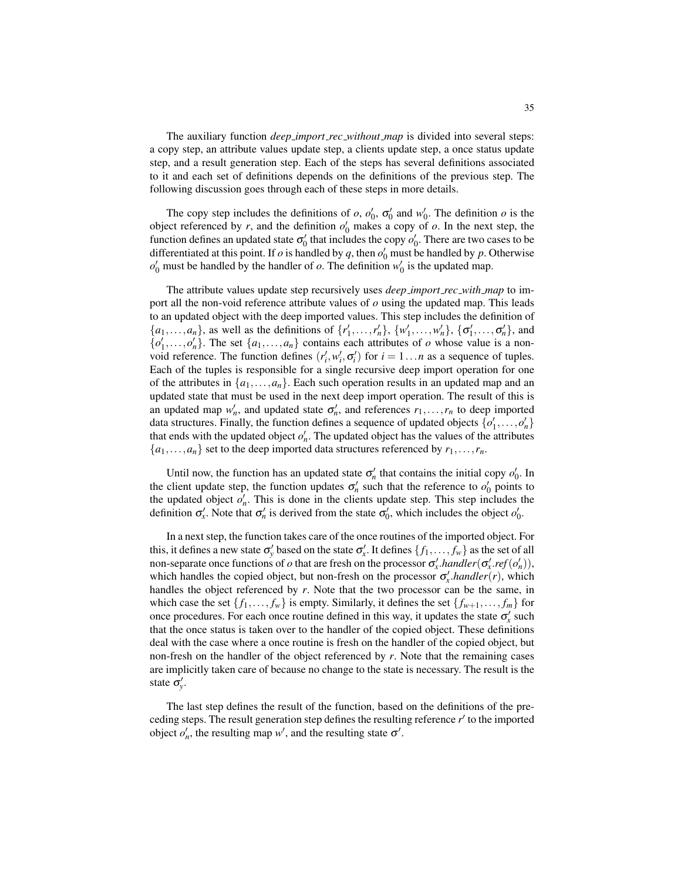The auxiliary function *deep_import_rec_without_map* is divided into several steps: a copy step, an attribute values update step, a clients update step, a once status update step, and a result generation step. Each of the steps has several definitions associated to it and each set of definitions depends on the definitions of the previous step. The following discussion goes through each of these steps in more details.

The copy step includes the definitions of $o$, $o'_0$, $\sigma'_0$ and $w'_0$. The definition $o$ is the object referenced by $r$, and the definition $o'_0$ makes a copy of $o$. In the next step, the function defines an updated state $\sigma'_0$ that includes the copy $o'_0$. There are two cases to be differentiated at this point. If $o$ is handled by $q$, then $o'_0$ must be handled by $p$. Otherwise $o'_0$ must be handled by the handler of $o$. The definition $w'_0$ is the updated map.

The attribute values update step recursively uses *deep_import_rec_with_map* to import all the non-void reference attribute values of $o$ using the updated map. This leads to an updated object with the deep imported values. This step includes the definition of $\{a_1,\ldots,a_n\}$, as well as the definitions of $\{r'_1,\ldots,r'_n\}$, $\{w'_1,\ldots,w'_n\}$, $\{\sigma'_1,\ldots,\sigma'_n\}$, and $\{o'_1,\ldots,o'_n\}$. The set $\{a_1,\ldots,a_n\}$ contains each attributes of $o$ whose value is a non-void reference. The function defines $(r'_i, w'_i, \sigma'_i)$ for $i = 1\ldots n$ as a sequence of tuples. Each of the tuples is responsible for a single recursive deep import operation for one of the attributes in $\{a_1,\ldots,a_n\}$. Each such operation results in an updated map and an updated state that must be used in the next deep import operation. The result of this is an updated map $w'_n$, and updated state $\sigma'_n$, and references $r_1,\ldots,r_n$ to deep imported data structures. Finally, the function defines a sequence of updated objects $\{o'_1,\ldots,o'_n\}$ that ends with the updated object $o'_n$. The updated object has the values of the attributes $\{a_1,\ldots,a_n\}$ set to the deep imported data structures referenced by $r_1,\ldots,r_n$.

Until now, the function has an updated state $\sigma'_n$ that contains the initial copy $o'_0$. In the client update step, the function updates $\sigma'_n$ such that the reference to $o'_0$ points to the updated object $o'_n$. This is done in the clients update step. This step includes the definition $\sigma'_x$. Note that $\sigma'_n$ is derived from the state $\sigma'_0$, which includes the object $o'_0$.

In a next step, the function takes care of the once routines of the imported object. For this, it defines a new state $\sigma'_y$ based on the state $\sigma'_x$. It defines $\{f_1,\ldots,f_w\}$ as the set of all non-separate once functions of $o$ that are fresh on the processor $\sigma'_x.handler(\sigma'_x.ref(o'_n))$, which handles the copied object, but non-fresh on the processor $\sigma'_x.handler(r)$, which handles the object referenced by $r$. Note that the two processor can be the same, in which case the set $\{f_1,\ldots,f_w\}$ is empty. Similarly, it defines the set $\{f_{w+1},\ldots,f_m\}$ for once procedures. For each once routine defined in this way, it updates the state $\sigma'_x$ such that the once status is taken over to the handler of the copied object. These definitions deal with the case where a once routine is fresh on the handler of the copied object, but non-fresh on the handler of the object referenced by $r$. Note that the remaining cases are implicitly taken care of because no change to the state is necessary. The result is the state $\sigma'_y$.

The last step defines the result of the function, based on the definitions of the preceding steps. The result generation step defines the resulting reference $r'$ to the imported object $o'_n$, the resulting map $w'$, and the resulting state $\sigma'$.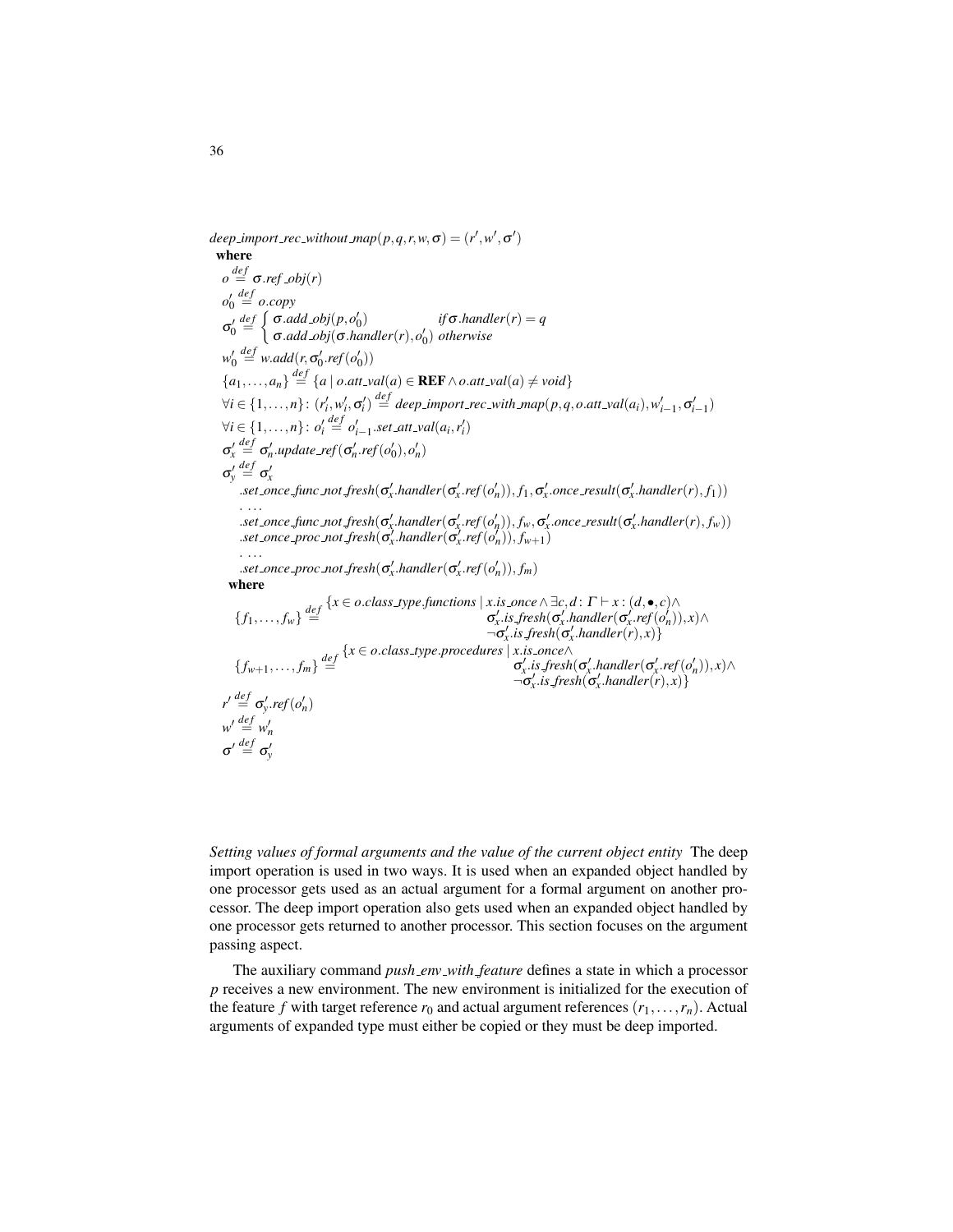$$
\begin{array}{l}
\textit{deep\_import\_rec\_without\_map}(p,q,r,w,\sigma) = (r',w',\sigma') \\
\quad \textbf{where} \\
\quad o \stackrel{def}{=} \sigma.\textit{ref\_obj}(r) \\
\quad o'_0 \stackrel{def}{=} o.\textit{copy} \\
\quad \sigma'_0 \stackrel{def}{=} \begin{cases} \sigma.\textit{add\_obj}(p,o'_0) & \textit{if } \sigma.\textit{handler}(r) = q \\ \sigma.\textit{add\_obj}(\sigma.\textit{handler}(r),o'_0) & \textit{otherwise} \end{cases} \\
\quad w'_0 \stackrel{def}{=} w.\textit{add}(r,\sigma'_0.\textit{ref}(o'_0)) \\
\quad \{a_1,\ldots,a_n\} \stackrel{def}{=} \{a \mid o.\textit{att\_val}(a) \in \mathbf{REF} \wedge o.\textit{att\_val}(a) \neq \textit{void}\} \\
\quad \forall i \in \{1,\ldots,n\} \colon (r'_i,w'_i,\sigma'_i) \stackrel{def}{=} \textit{deep\_import\_rec\_with\_map}(p,q,o.\textit{att\_val}(a_i),w'_{i-1},\sigma'_{i-1}) \\
\quad \forall i \in \{1,\ldots,n\} \colon o'_i \stackrel{def}{=} o'_{i-1}.\textit{set\_att\_val}(a_i,r'_i) \\
\quad \sigma'_x \stackrel{def}{=} \sigma'_n.\textit{update\_ref}(\sigma'_n.\textit{ref}(o'_0),o'_n) \\
\quad \sigma'_y \stackrel{def}{=} \sigma'_x \\
\qquad .\textit{set\_once\_func\_not\_fresh}(\sigma'_x.\textit{handler}(\sigma'_x.\textit{ref}(o'_n)),f_1,\sigma'_x.\textit{once\_result}(\sigma'_x.\textit{handler}(r),f_1)) \\
\qquad . \ldots \\
\qquad .\textit{set\_once\_func\_not\_fresh}(\sigma'_x.\textit{handler}(\sigma'_x.\textit{ref}(o'_n)),f_w,\sigma'_x.\textit{once\_result}(\sigma'_x.\textit{handler}(r),f_w)) \\
\qquad .\textit{set\_once\_proc\_not\_fresh}(\sigma'_x.\textit{handler}(\sigma'_x.\textit{ref}(o'_n)),f_{w+1}) \\
\qquad . \ldots \\
\qquad .\textit{set\_once\_proc\_not\_fresh}(\sigma'_x.\textit{handler}(\sigma'_x.\textit{ref}(o'_n)),f_m) \\
\quad \textbf{where} \\
\qquad \{f_1,\ldots,f_w\} \stackrel{def}{=} \{x \in o.\textit{class\_type}.\textit{functions} \mid x.\textit{is\_once} \wedge \exists c,d \colon \Gamma \vdash x \colon (d,\bullet,c) \wedge \\
\qquad\qquad \sigma'_x.\textit{is\_fresh}(\sigma'_x.\textit{handler}(\sigma'_x.\textit{ref}(o'_n)),x) \wedge \\
\qquad\qquad \neg\sigma'_x.\textit{is\_fresh}(\sigma'_x.\textit{handler}(r),x)\} \\
\qquad \{f_{w+1},\ldots,f_m\} \stackrel{def}{=} \{x \in o.\textit{class\_type}.\textit{procedures} \mid x.\textit{is\_once} \wedge \\
\qquad\qquad \sigma'_x.\textit{is\_fresh}(\sigma'_x.\textit{handler}(\sigma'_x.\textit{ref}(o'_n)),x) \wedge \\
\qquad\qquad \neg\sigma'_x.\textit{is\_fresh}(\sigma'_x.\textit{handler}(r),x)\} \\
\quad r' \stackrel{def}{=} \sigma'_y.\textit{ref}(o'_n) \\
\quad w' \stackrel{def}{=} w'_n \\
\quad \sigma' \stackrel{def}{=} \sigma'_y
\end{array}
$$

*Setting values of formal arguments and the value of the current object entity* The deep import operation is used in two ways. It is used when an expanded object handled by one processor gets used as an actual argument for a formal argument on another processor. The deep import operation also gets used when an expanded object handled by one processor gets returned to another processor. This section focuses on the argument passing aspect.

The auxiliary command *push_env_with_feature* defines a state in which a processor $p$ receives a new environment. The new environment is initialized for the execution of the feature $f$ with target reference $r_0$ and actual argument references $(r_1,\ldots,r_n)$. Actual arguments of expanded type must either be copied or they must be deep imported.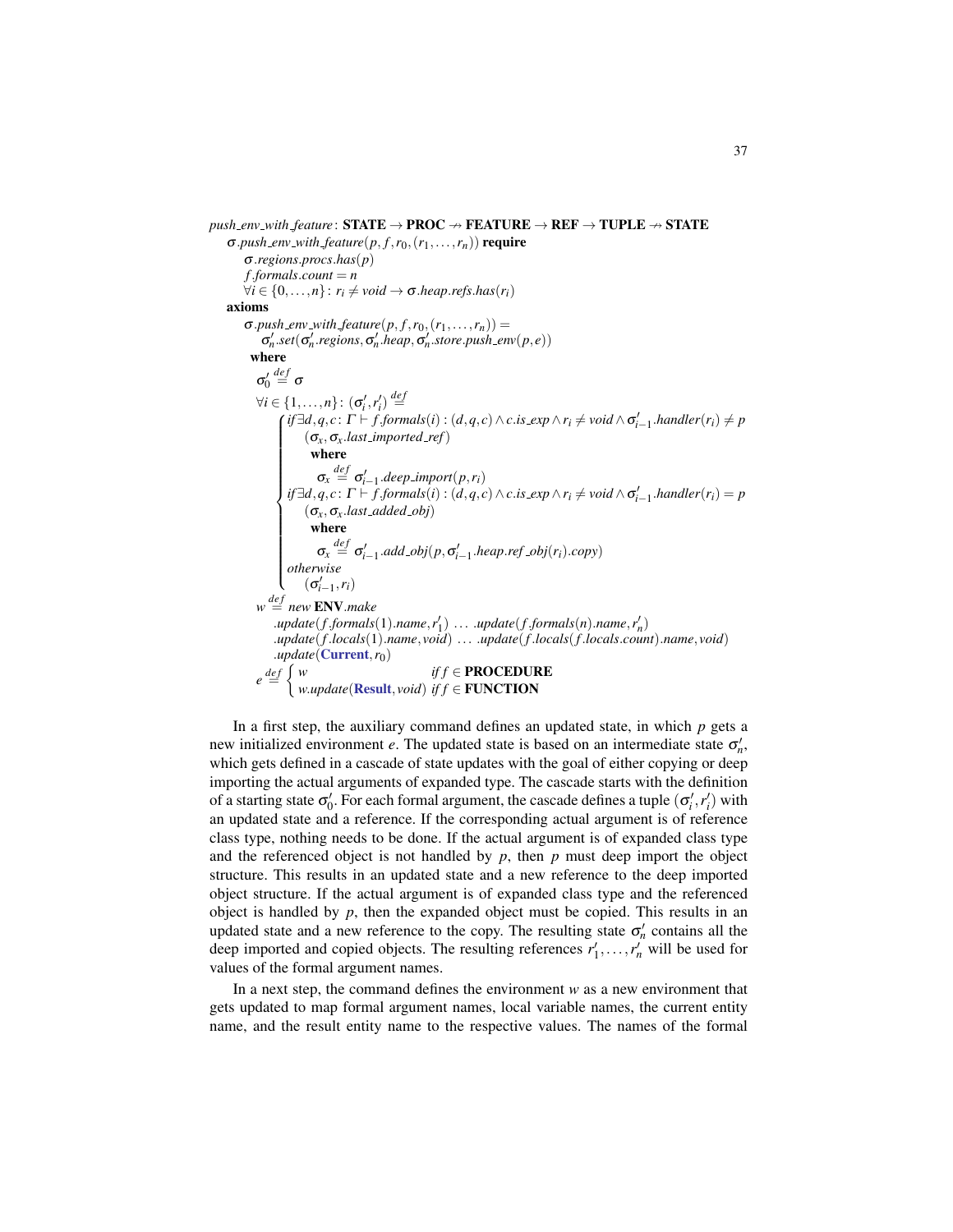$push\_env\_with\_feature$: $\textbf{STATE} \rightarrow \textbf{PROC} \nrightarrow \textbf{FEATURE} \rightarrow \textbf{REF} \rightarrow \textbf{TUPLE} \nrightarrow \textbf{STATE}$

$\sigma.push\_env\_with\_feature(p, f, r_0, (r_1, \ldots, r_n))$ **require**

$\sigma.regions.procs.has(p)$

$f.formals.count = n$

$\forall i \in \{0, \ldots, n\}\colon r_i \neq void \rightarrow \sigma.heap.refs.has(r_i)$

**axioms**

$\sigma.push\_env\_with\_feature(p, f, r_0, (r_1, \ldots, r_n)) =$
$\sigma'_n.set(\sigma'_n.regions, \sigma'_n.heap, \sigma'_n.store.push\_env(p, e))$

**where**

$$\sigma'_0 \stackrel{def}{=} \sigma$$

$$\forall i \in \{1, \ldots, n\}\colon (\sigma'_i, r'_i) \stackrel{def}{=}
\begin{cases}
\textit{if } \exists d, q, c\colon \Gamma \vdash f.formals(i) : (d, q, c) \wedge c.is\_exp \wedge r_i \neq void \wedge \sigma'_{i-1}.handler(r_i) \neq p \\
\quad (\sigma_x, \sigma_x.last\_imported\_ref) \\
\quad\quad \textbf{where} \\
\quad\quad\quad \sigma_x \stackrel{def}{=} \sigma'_{i-1}.deep\_import(p, r_i) \\
\textit{if } \exists d, q, c\colon \Gamma \vdash f.formals(i) : (d, q, c) \wedge c.is\_exp \wedge r_i \neq void \wedge \sigma'_{i-1}.handler(r_i) = p \\
\quad (\sigma_x, \sigma_x.last\_added\_obj) \\
\quad\quad \textbf{where} \\
\quad\quad\quad \sigma_x \stackrel{def}{=} \sigma'_{i-1}.add\_obj(p, \sigma'_{i-1}.heap.ref\_obj(r_i).copy) \\
\textit{otherwise} \\
\quad (\sigma'_{i-1}, r_i)
\end{cases}$$

$$w \stackrel{def}{=} \textit{new } \textbf{ENV}.make$$
$$.update(f.formals(1).name, r'_1) \ \ldots \ .update(f.formals(n).name, r'_n)$$
$$.update(f.locals(1).name, void) \ \ldots \ .update(f.locals(f.locals.count).name, void)$$
$$.update(\textbf{Current}, r_0)$$

$$e \stackrel{def}{=} \begin{cases} w & \textit{if } f \in \textbf{PROCEDURE} \\ w.update(\textbf{Result}, void) & \textit{if } f \in \textbf{FUNCTION} \end{cases}$$

In a first step, the auxiliary command defines an updated state, in which $p$ gets a new initialized environment $e$. The updated state is based on an intermediate state $\sigma'_n$, which gets defined in a cascade of state updates with the goal of either copying or deep importing the actual arguments of expanded type. The cascade starts with the definition of a starting state $\sigma'_0$. For each formal argument, the cascade defines a tuple $(\sigma'_i, r'_i)$ with an updated state and a reference. If the corresponding actual argument is of reference class type, nothing needs to be done. If the actual argument is of expanded class type and the referenced object is not handled by $p$, then $p$ must deep import the object structure. This results in an updated state and a new reference to the deep imported object structure. If the actual argument is of expanded class type and the referenced object is handled by $p$, then the expanded object must be copied. This results in an updated state and a new reference to the copy. The resulting state $\sigma'_n$ contains all the deep imported and copied objects. The resulting references $r'_1, \ldots, r'_n$ will be used for values of the formal argument names.

In a next step, the command defines the environment $w$ as a new environment that gets updated to map formal argument names, local variable names, the current entity name, and the result entity name to the respective values. The names of the formal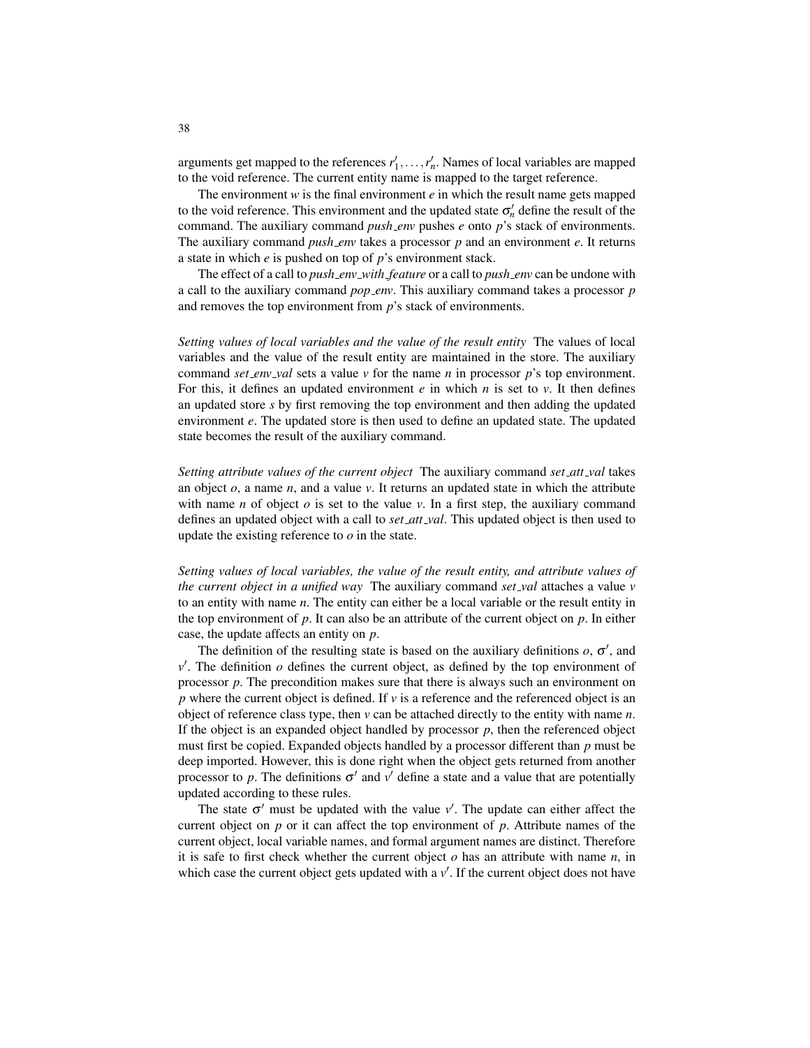arguments get mapped to the references $r'_1, \ldots, r'_n$. Names of local variables are mapped to the void reference. The current entity name is mapped to the target reference.

The environment $w$ is the final environment $e$ in which the result name gets mapped to the void reference. This environment and the updated state $\sigma'_n$ define the result of the command. The auxiliary command *push_env* pushes $e$ onto $p$'s stack of environments. The auxiliary command *push_env* takes a processor $p$ and an environment $e$. It returns a state in which $e$ is pushed on top of $p$'s environment stack.

The effect of a call to *push_env_with_feature* or a call to *push_env* can be undone with a call to the auxiliary command *pop_env*. This auxiliary command takes a processor $p$ and removes the top environment from $p$'s stack of environments.

*Setting values of local variables and the value of the result entity* The values of local variables and the value of the result entity are maintained in the store. The auxiliary command *set_env_val* sets a value $v$ for the name $n$ in processor $p$'s top environment. For this, it defines an updated environment $e$ in which $n$ is set to $v$. It then defines an updated store $s$ by first removing the top environment and then adding the updated environment $e$. The updated store is then used to define an updated state. The updated state becomes the result of the auxiliary command.

*Setting attribute values of the current object* The auxiliary command *set_att_val* takes an object $o$, a name $n$, and a value $v$. It returns an updated state in which the attribute with name $n$ of object $o$ is set to the value $v$. In a first step, the auxiliary command defines an updated object with a call to *set_att_val*. This updated object is then used to update the existing reference to $o$ in the state.

*Setting values of local variables, the value of the result entity, and attribute values of the current object in a unified way* The auxiliary command *set_val* attaches a value $v$ to an entity with name $n$. The entity can either be a local variable or the result entity in the top environment of $p$. It can also be an attribute of the current object on $p$. In either case, the update affects an entity on $p$.

The definition of the resulting state is based on the auxiliary definitions $o$, $\sigma'$, and $v'$. The definition $o$ defines the current object, as defined by the top environment of processor $p$. The precondition makes sure that there is always such an environment on $p$ where the current object is defined. If $v$ is a reference and the referenced object is an object of reference class type, then $v$ can be attached directly to the entity with name $n$. If the object is an expanded object handled by processor $p$, then the referenced object must first be copied. Expanded objects handled by a processor different than $p$ must be deep imported. However, this is done right when the object gets returned from another processor to $p$. The definitions $\sigma'$ and $v'$ define a state and a value that are potentially updated according to these rules.

The state $\sigma'$ must be updated with the value $v'$. The update can either affect the current object on $p$ or it can affect the top environment of $p$. Attribute names of the current object, local variable names, and formal argument names are distinct. Therefore it is safe to first check whether the current object $o$ has an attribute with name $n$, in which case the current object gets updated with a $v'$. If the current object does not have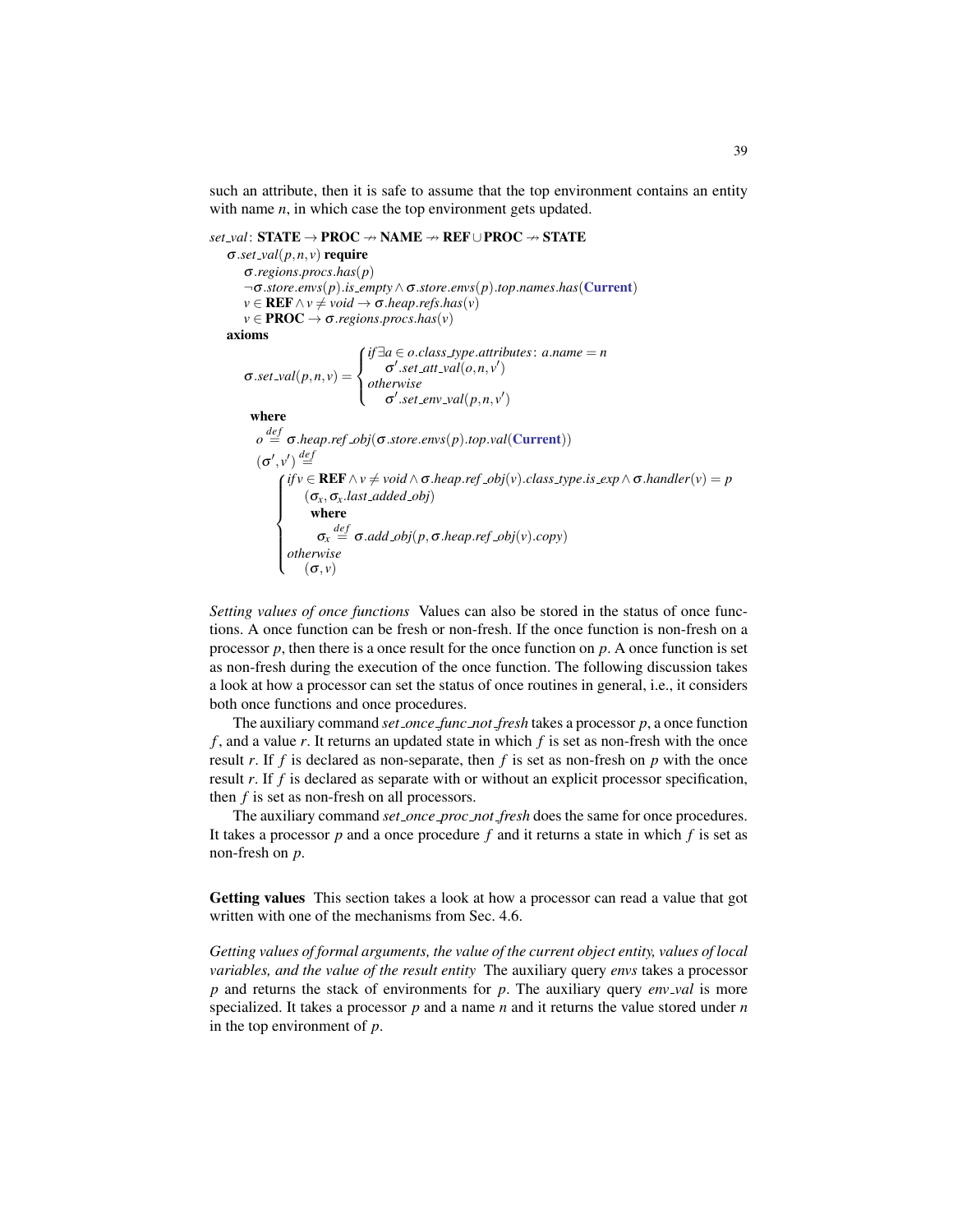such an attribute, then it is safe to assume that the top environment contains an entity with name $n$, in which case the top environment gets updated.

$$
\begin{array}{l}
\mathit{set\_val} \colon \mathbf{STATE} \rightarrow \mathbf{PROC} \nrightarrow \mathbf{NAME} \nrightarrow \mathbf{REF} \cup \mathbf{PROC} \nrightarrow \mathbf{STATE} \\
\quad \sigma.\mathit{set\_val}(p,n,v) \ \mathbf{require} \\
\qquad \sigma.\mathit{regions}.\mathit{procs}.\mathit{has}(p) \\
\qquad \neg\sigma.\mathit{store}.\mathit{envs}(p).\mathit{is\_empty} \wedge \sigma.\mathit{store}.\mathit{envs}(p).\mathit{top}.\mathit{names}.\mathit{has}(\mathbf{Current}) \\
\qquad v \in \mathbf{REF} \wedge v \neq \mathit{void} \rightarrow \sigma.\mathit{heap}.\mathit{refs}.\mathit{has}(v) \\
\qquad v \in \mathbf{PROC} \rightarrow \sigma.\mathit{regions}.\mathit{procs}.\mathit{has}(v) \\
\quad \mathbf{axioms}
\end{array}
$$

$$
\sigma.\mathit{set\_val}(p,n,v) = \begin{cases} \mathit{if} \exists a \in o.\mathit{class\_type}.\mathit{attributes} \colon a.\mathit{name} = n \\ \quad \sigma'.\mathit{set\_att\_val}(o,n,v') \\ \mathit{otherwise} \\ \quad \sigma'.\mathit{set\_env\_val}(p,n,v') \end{cases}
$$

**where**

$$o \overset{def}{=} \sigma.\mathit{heap}.\mathit{ref\_obj}(\sigma.\mathit{store}.\mathit{envs}(p).\mathit{top}.\mathit{val}(\mathbf{Current}))$$

$$
(\sigma',v') \overset{def}{=} \begin{cases} \mathit{if}\, v \in \mathbf{REF} \wedge v \neq \mathit{void} \wedge \sigma.\mathit{heap}.\mathit{ref\_obj}(v).\mathit{class\_type}.\mathit{is\_exp} \wedge \sigma.\mathit{handler}(v) = p \\ \quad (\sigma_x, \sigma_x.\mathit{last\_added\_obj}) \\ \qquad \mathbf{where} \\ \qquad \sigma_x \overset{def}{=} \sigma.\mathit{add\_obj}(p, \sigma.\mathit{heap}.\mathit{ref\_obj}(v).\mathit{copy}) \\ \mathit{otherwise} \\ \quad (\sigma, v) \end{cases}
$$

*Setting values of once functions* Values can also be stored in the status of once functions. A once function can be fresh or non-fresh. If the once function is non-fresh on a processor $p$, then there is a once result for the once function on $p$. A once function is set as non-fresh during the execution of the once function. The following discussion takes a look at how a processor can set the status of once routines in general, i.e., it considers both once functions and once procedures.

The auxiliary command *set_once_func_not_fresh* takes a processor $p$, a once function $f$, and a value $r$. It returns an updated state in which $f$ is set as non-fresh with the once result $r$. If $f$ is declared as non-separate, then $f$ is set as non-fresh on $p$ with the once result $r$. If $f$ is declared as separate with or without an explicit processor specification, then $f$ is set as non-fresh on all processors.

The auxiliary command *set_once_proc_not_fresh* does the same for once procedures. It takes a processor $p$ and a once procedure $f$ and it returns a state in which $f$ is set as non-fresh on $p$.

**Getting values** This section takes a look at how a processor can read a value that got written with one of the mechanisms from Sec. 4.6.

*Getting values of formal arguments, the value of the current object entity, values of local variables, and the value of the result entity* The auxiliary query *envs* takes a processor $p$ and returns the stack of environments for $p$. The auxiliary query *env_val* is more specialized. It takes a processor $p$ and a name $n$ and it returns the value stored under $n$ in the top environment of $p$.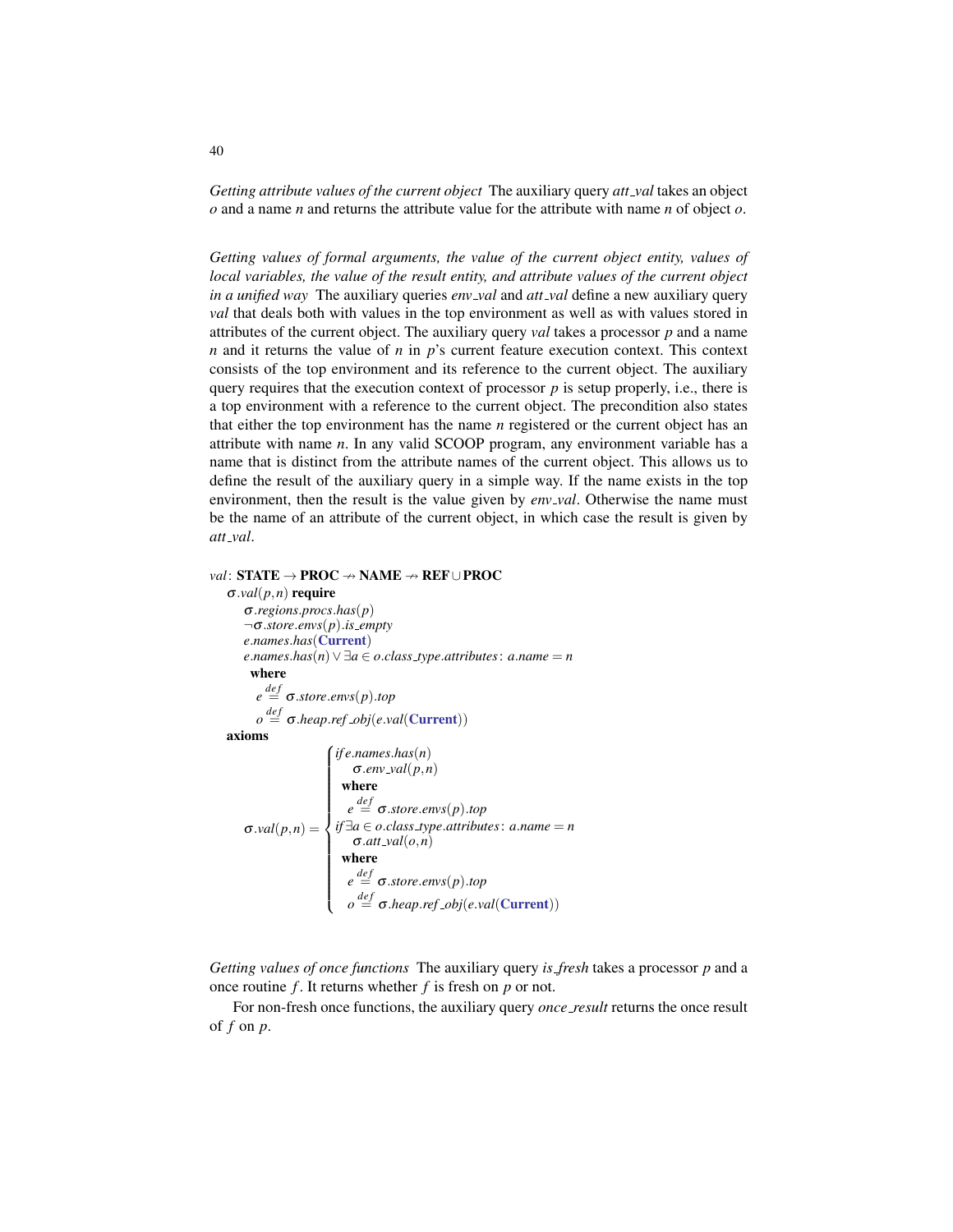*Getting attribute values of the current object* The auxiliary query *att_val* takes an object *o* and a name *n* and returns the attribute value for the attribute with name *n* of object *o*.

*Getting values of formal arguments, the value of the current object entity, values of local variables, the value of the result entity, and attribute values of the current object in a unified way* The auxiliary queries *env_val* and *att_val* define a new auxiliary query *val* that deals both with values in the top environment as well as with values stored in attributes of the current object. The auxiliary query *val* takes a processor *p* and a name *n* and it returns the value of *n* in *p*'s current feature execution context. This context consists of the top environment and its reference to the current object. The auxiliary query requires that the execution context of processor *p* is setup properly, i.e., there is a top environment with a reference to the current object. The precondition also states that either the top environment has the name *n* registered or the current object has an attribute with name *n*. In any valid SCOOP program, any environment variable has a name that is distinct from the attribute names of the current object. This allows us to define the result of the auxiliary query in a simple way. If the name exists in the top environment, then the result is the value given by *env_val*. Otherwise the name must be the name of an attribute of the current object, in which case the result is given by *att_val*.

$val$: $\mathbf{STATE} \to \mathbf{PROC} \nrightarrow \mathbf{NAME} \nrightarrow \mathbf{REF} \cup \mathbf{PROC}$

$\sigma.val(p,n)$ **require**

$\quad \sigma.regions.procs.has(p)$

$\quad \neg\sigma.store.envs(p).is\_empty$

$\quad e.names.has(\mathbf{Current})$

$\quad e.names.has(n) \vee \exists a \in o.class\_type.attributes\colon a.name = n$

$\quad$ **where**

$\quad\quad e \stackrel{def}{=} \sigma.store.envs(p).top$

$\quad\quad o \stackrel{def}{=} \sigma.heap.ref\_obj(e.val(\mathbf{Current}))$

**axioms**

$$\sigma.val(p,n) = \begin{cases} \textit{if } e.names.has(n) \\ \quad \sigma.env\_val(p,n) \\ \quad \textbf{where} \\ \quad\quad e \stackrel{def}{=} \sigma.store.envs(p).top \\ \textit{if } \exists a \in o.class\_type.attributes\colon a.name = n \\ \quad \sigma.att\_val(o,n) \\ \quad \textbf{where} \\ \quad\quad e \stackrel{def}{=} \sigma.store.envs(p).top \\ \quad\quad o \stackrel{def}{=} \sigma.heap.ref\_obj(e.val(\mathbf{Current})) \end{cases}$$

*Getting values of once functions* The auxiliary query *is_fresh* takes a processor *p* and a once routine *f*. It returns whether *f* is fresh on *p* or not.

For non-fresh once functions, the auxiliary query *once_result* returns the once result of *f* on *p*.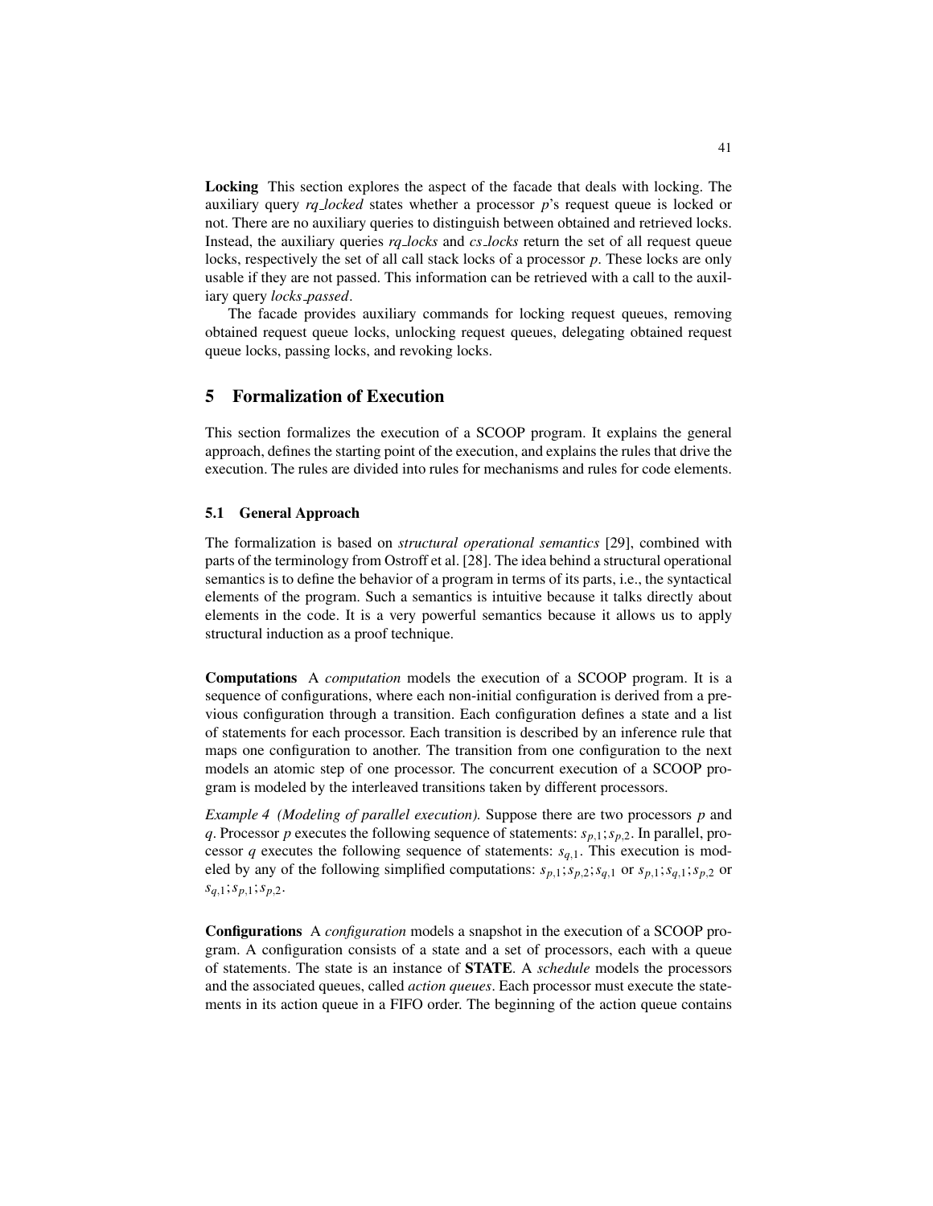**Locking** This section explores the aspect of the facade that deals with locking. The auxiliary query *rq_locked* states whether a processor *p*'s request queue is locked or not. There are no auxiliary queries to distinguish between obtained and retrieved locks. Instead, the auxiliary queries *rq_locks* and *cs_locks* return the set of all request queue locks, respectively the set of all call stack locks of a processor *p*. These locks are only usable if they are not passed. This information can be retrieved with a call to the auxiliary query *locks_passed*.

The facade provides auxiliary commands for locking request queues, removing obtained request queue locks, unlocking request queues, delegating obtained request queue locks, passing locks, and revoking locks.

## 5 Formalization of Execution

This section formalizes the execution of a SCOOP program. It explains the general approach, defines the starting point of the execution, and explains the rules that drive the execution. The rules are divided into rules for mechanisms and rules for code elements.

### 5.1 General Approach

The formalization is based on *structural operational semantics* [29], combined with parts of the terminology from Ostroff et al. [28]. The idea behind a structural operational semantics is to define the behavior of a program in terms of its parts, i.e., the syntactical elements of the program. Such a semantics is intuitive because it talks directly about elements in the code. It is a very powerful semantics because it allows us to apply structural induction as a proof technique.

**Computations** A *computation* models the execution of a SCOOP program. It is a sequence of configurations, where each non-initial configuration is derived from a previous configuration through a transition. Each configuration defines a state and a list of statements for each processor. Each transition is described by an inference rule that maps one configuration to another. The transition from one configuration to the next models an atomic step of one processor. The concurrent execution of a SCOOP program is modeled by the interleaved transitions taken by different processors.

*Example 4 (Modeling of parallel execution).* Suppose there are two processors $p$ and $q$. Processor $p$ executes the following sequence of statements: $s_{p,1};s_{p,2}$. In parallel, processor $q$ executes the following sequence of statements: $s_{q,1}$. This execution is modeled by any of the following simplified computations: $s_{p,1};s_{p,2};s_{q,1}$ or $s_{p,1};s_{q,1};s_{p,2}$ or $s_{q,1};s_{p,1};s_{p,2}$.

**Configurations** A *configuration* models a snapshot in the execution of a SCOOP program. A configuration consists of a state and a set of processors, each with a queue of statements. The state is an instance of **STATE**. A *schedule* models the processors and the associated queues, called *action queues*. Each processor must execute the statements in its action queue in a FIFO order. The beginning of the action queue contains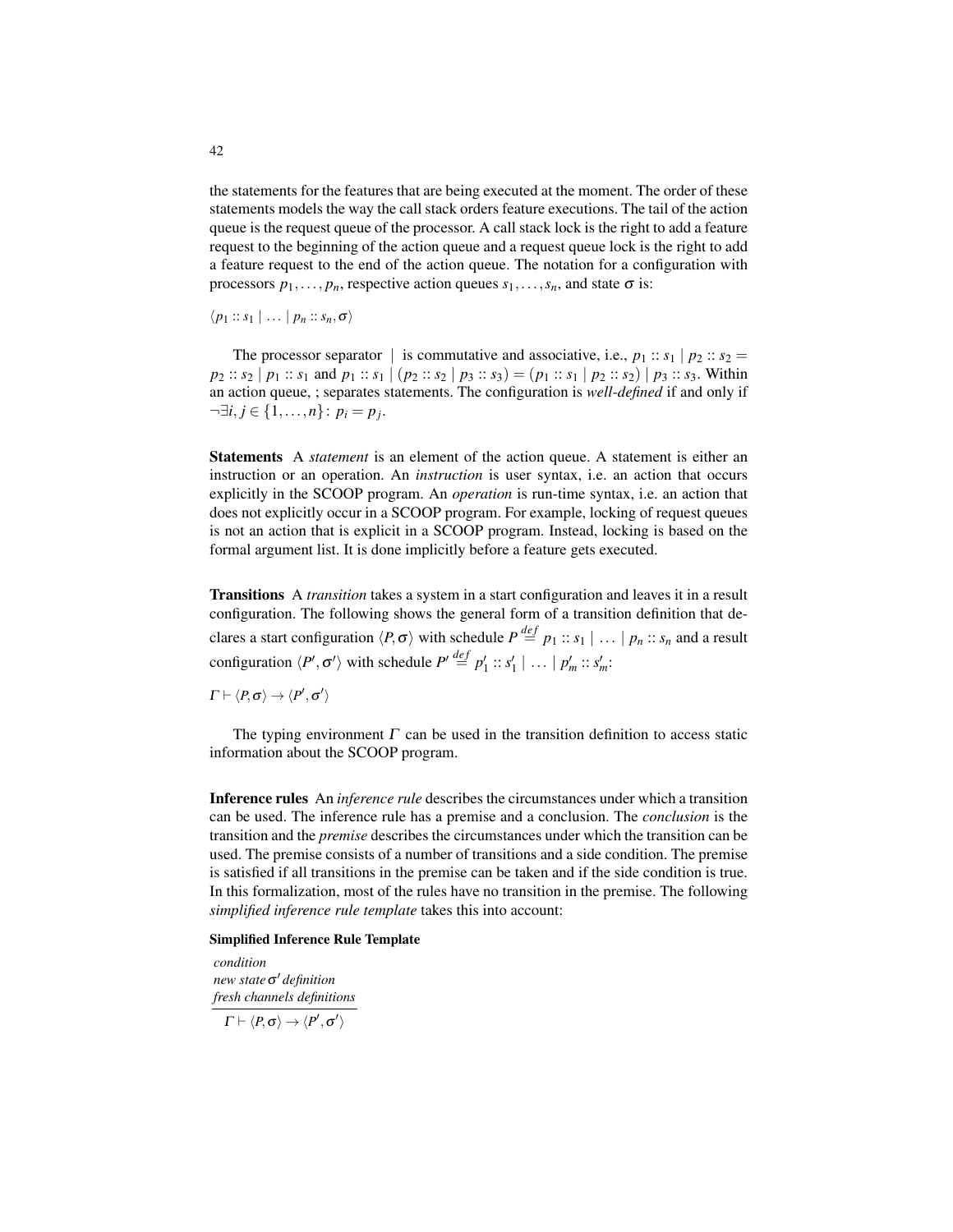the statements for the features that are being executed at the moment. The order of these statements models the way the call stack orders feature executions. The tail of the action queue is the request queue of the processor. A call stack lock is the right to add a feature request to the beginning of the action queue and a request queue lock is the right to add a feature request to the end of the action queue. The notation for a configuration with processors $p_1, \ldots, p_n$, respective action queues $s_1, \ldots, s_n$, and state $\sigma$ is:

$\langle p_1 :: s_1 \mid \ldots \mid p_n :: s_n, \sigma \rangle$

The processor separator $\mid$ is commutative and associative, i.e., $p_1 :: s_1 \mid p_2 :: s_2 = p_2 :: s_2 \mid p_1 :: s_1$ and $p_1 :: s_1 \mid (p_2 :: s_2 \mid p_3 :: s_3) = (p_1 :: s_1 \mid p_2 :: s_2) \mid p_3 :: s_3$. Within an action queue, ; separates statements. The configuration is *well-defined* if and only if $\neg \exists i, j \in \{1, \ldots, n\} \colon p_i = p_j$.

**Statements** A *statement* is an element of the action queue. A statement is either an instruction or an operation. An *instruction* is user syntax, i.e. an action that occurs explicitly in the SCOOP program. An *operation* is run-time syntax, i.e. an action that does not explicitly occur in a SCOOP program. For example, locking of request queues is not an action that is explicit in a SCOOP program. Instead, locking is based on the formal argument list. It is done implicitly before a feature gets executed.

**Transitions** A *transition* takes a system in a start configuration and leaves it in a result configuration. The following shows the general form of a transition definition that declares a start configuration $\langle P, \sigma \rangle$ with schedule $P \overset{def}{=} p_1 :: s_1 \mid \ldots \mid p_n :: s_n$ and a result configuration $\langle P', \sigma' \rangle$ with schedule $P' \overset{def}{=} p'_1 :: s'_1 \mid \ldots \mid p'_m :: s'_m$:

$\Gamma \vdash \langle P, \sigma \rangle \rightarrow \langle P', \sigma' \rangle$

The typing environment $\Gamma$ can be used in the transition definition to access static information about the SCOOP program.

**Inference rules** An *inference rule* describes the circumstances under which a transition can be used. The inference rule has a premise and a conclusion. The *conclusion* is the transition and the *premise* describes the circumstances under which the transition can be used. The premise consists of a number of transitions and a side condition. The premise is satisfied if all transitions in the premise can be taken and if the side condition is true. In this formalization, most of the rules have no transition in the premise. The following *simplified inference rule template* takes this into account:

**Simplified Inference Rule Template**

$$\frac{\begin{array}{l} \textit{condition} \\ \textit{new state } \sigma' \textit{ definition} \\ \textit{fresh channels definitions} \end{array}}{\Gamma \vdash \langle P, \sigma \rangle \rightarrow \langle P', \sigma' \rangle}$$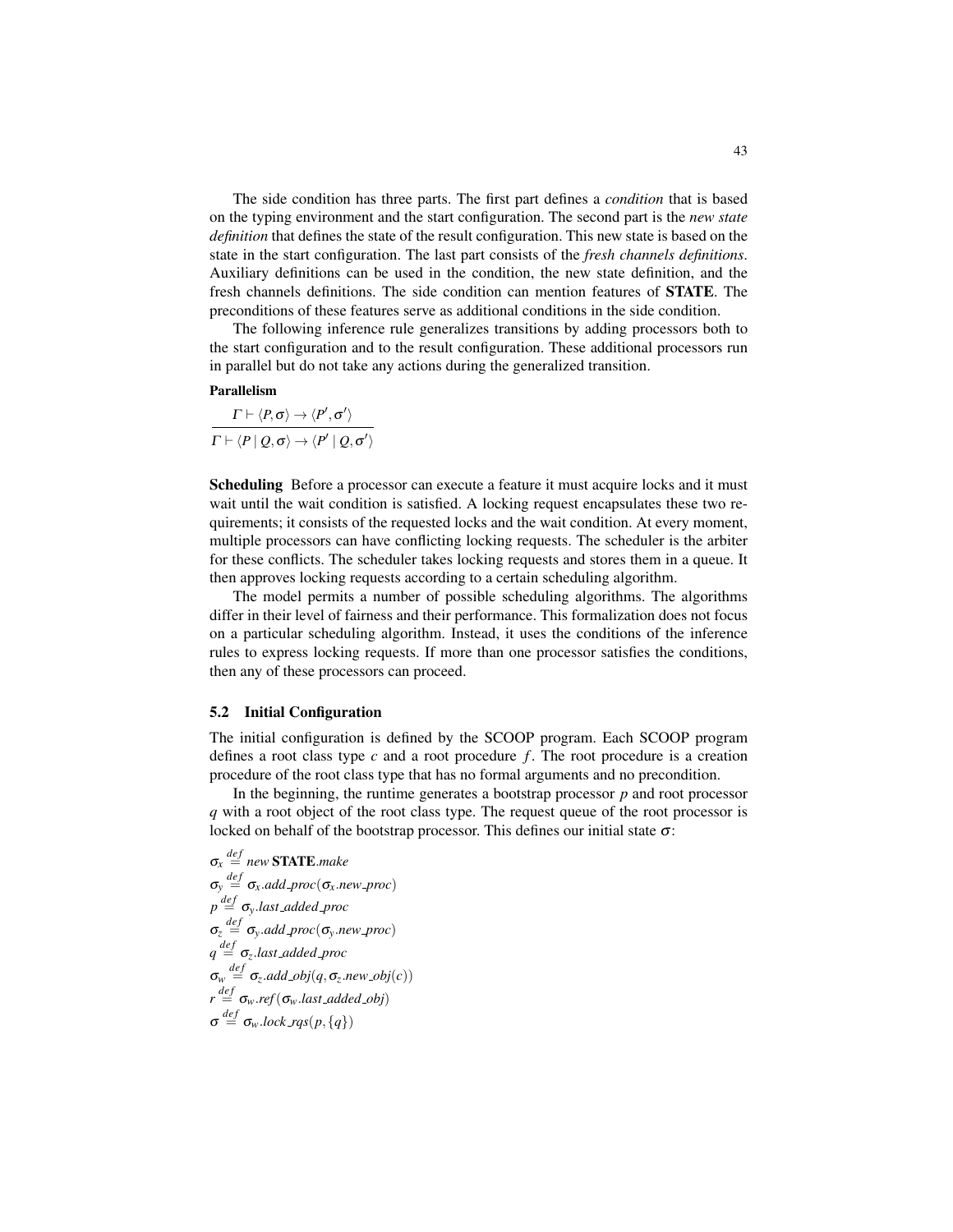The side condition has three parts. The first part defines a *condition* that is based on the typing environment and the start configuration. The second part is the *new state definition* that defines the state of the result configuration. This new state is based on the state in the start configuration. The last part consists of the *fresh channels definitions*. Auxiliary definitions can be used in the condition, the new state definition, and the fresh channels definitions. The side condition can mention features of **STATE**. The preconditions of these features serve as additional conditions in the side condition.

The following inference rule generalizes transitions by adding processors both to the start configuration and to the result configuration. These additional processors run in parallel but do not take any actions during the generalized transition.

**Parallelism**

$$\frac{\Gamma \vdash \langle P, \sigma \rangle \rightarrow \langle P', \sigma' \rangle}{\Gamma \vdash \langle P \mid Q, \sigma \rangle \rightarrow \langle P' \mid Q, \sigma' \rangle}$$

**Scheduling** Before a processor can execute a feature it must acquire locks and it must wait until the wait condition is satisfied. A locking request encapsulates these two requirements; it consists of the requested locks and the wait condition. At every moment, multiple processors can have conflicting locking requests. The scheduler is the arbiter for these conflicts. The scheduler takes locking requests and stores them in a queue. It then approves locking requests according to a certain scheduling algorithm.

The model permits a number of possible scheduling algorithms. The algorithms differ in their level of fairness and their performance. This formalization does not focus on a particular scheduling algorithm. Instead, it uses the conditions of the inference rules to express locking requests. If more than one processor satisfies the conditions, then any of these processors can proceed.

### 5.2 Initial Configuration

The initial configuration is defined by the SCOOP program. Each SCOOP program defines a root class type $c$ and a root procedure $f$. The root procedure is a creation procedure of the root class type that has no formal arguments and no precondition.

In the beginning, the runtime generates a bootstrap processor $p$ and root processor $q$ with a root object of the root class type. The request queue of the root processor is locked on behalf of the bootstrap processor. This defines our initial state $\sigma$:

$$\sigma_x \stackrel{def}{=} new\ \textbf{STATE}.make$$
$$\sigma_y \stackrel{def}{=} \sigma_x.add\_proc(\sigma_x.new\_proc)$$
$$p \stackrel{def}{=} \sigma_y.last\_added\_proc$$
$$\sigma_z \stackrel{def}{=} \sigma_y.add\_proc(\sigma_y.new\_proc)$$
$$q \stackrel{def}{=} \sigma_z.last\_added\_proc$$
$$\sigma_w \stackrel{def}{=} \sigma_z.add\_obj(q, \sigma_z.new\_obj(c))$$
$$r \stackrel{def}{=} \sigma_w.ref(\sigma_w.last\_added\_obj)$$
$$\sigma \stackrel{def}{=} \sigma_w.lock\_rqs(p, \{q\})$$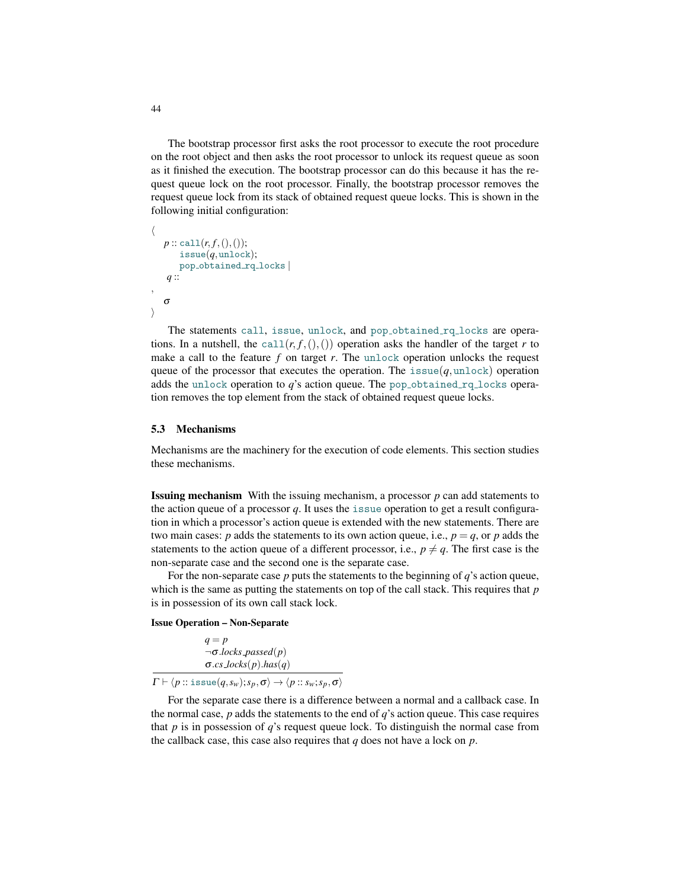The bootstrap processor first asks the root processor to execute the root procedure on the root object and then asks the root processor to unlock its request queue as soon as it finished the execution. The bootstrap processor can do this because it has the request queue lock on the root processor. Finally, the bootstrap processor removes the request queue lock from its stack of obtained request queue locks. This is shown in the following initial configuration:

$$\langle$$
$$p :: \texttt{call}(r, f, (), ());$$
$$\texttt{issue}(q, \texttt{unlock});$$
$$\texttt{pop\_obtained\_rq\_locks} \mid$$
$$q ::$$
$$,$$
$$\sigma$$
$$\rangle$$

The statements `call`, `issue`, `unlock`, and `pop_obtained_rq_locks` are operations. In a nutshell, the $\texttt{call}(r, f, (), ())$ operation asks the handler of the target $r$ to make a call to the feature $f$ on target $r$. The `unlock` operation unlocks the request queue of the processor that executes the operation. The $\texttt{issue}(q, \texttt{unlock})$ operation adds the `unlock` operation to $q$'s action queue. The `pop_obtained_rq_locks` operation removes the top element from the stack of obtained request queue locks.

## 5.3 Mechanisms

Mechanisms are the machinery for the execution of code elements. This section studies these mechanisms.

**Issuing mechanism** With the issuing mechanism, a processor $p$ can add statements to the action queue of a processor $q$. It uses the `issue` operation to get a result configuration in which a processor's action queue is extended with the new statements. There are two main cases: $p$ adds the statements to its own action queue, i.e., $p = q$, or $p$ adds the statements to the action queue of a different processor, i.e., $p \neq q$. The first case is the non-separate case and the second one is the separate case.

For the non-separate case $p$ puts the statements to the beginning of $q$'s action queue, which is the same as putting the statements on top of the call stack. This requires that $p$ is in possession of its own call stack lock.

**Issue Operation – Non-Separate**

$$\frac{\begin{array}{l} q = p \\ \neg\sigma.locks\_passed(p) \\ \sigma.cs\_locks(p).has(q) \end{array}}{\Gamma \vdash \langle p :: \texttt{issue}(q, s_w); s_p, \sigma\rangle \rightarrow \langle p :: s_w; s_p, \sigma\rangle}$$

For the separate case there is a difference between a normal and a callback case. In the normal case, $p$ adds the statements to the end of $q$'s action queue. This case requires that $p$ is in possession of $q$'s request queue lock. To distinguish the normal case from the callback case, this case also requires that $q$ does not have a lock on $p$.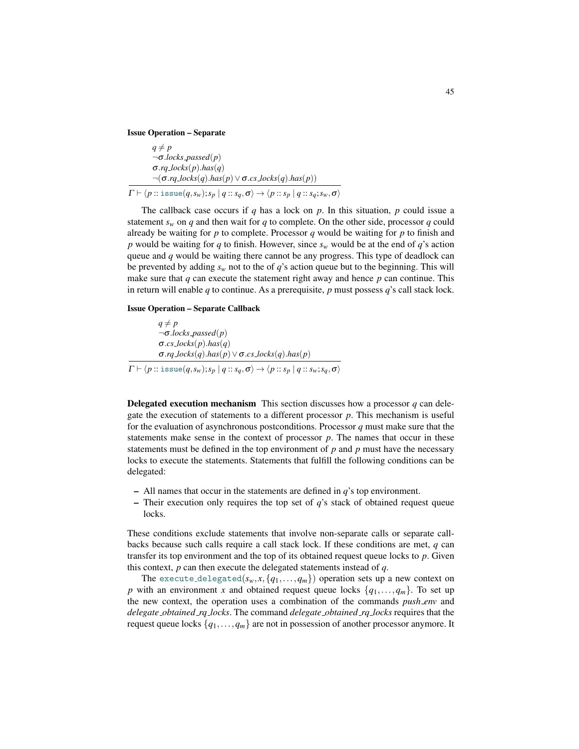**Issue Operation – Separate**

$$
\frac{\begin{array}{l} q \neq p \\ \neg\sigma.locks\_passed(p) \\ \sigma.rq\_locks(p).has(q) \\ \neg(\sigma.rq\_locks(q).has(p) \vee \sigma.cs\_locks(q).has(p)) \end{array}}{\Gamma \vdash \langle p :: \texttt{issue}(q, s_w); s_p \mid q :: s_q, \sigma \rangle \rightarrow \langle p :: s_p \mid q :: s_q; s_w, \sigma \rangle}
$$

The callback case occurs if $q$ has a lock on $p$. In this situation, $p$ could issue a statement $s_w$ on $q$ and then wait for $q$ to complete. On the other side, processor $q$ could already be waiting for $p$ to complete. Processor $q$ would be waiting for $p$ to finish and $p$ would be waiting for $q$ to finish. However, since $s_w$ would be at the end of $q$'s action queue and $q$ would be waiting there cannot be any progress. This type of deadlock can be prevented by adding $s_w$ not to the of $q$'s action queue but to the beginning. This will make sure that $q$ can execute the statement right away and hence $p$ can continue. This in return will enable $q$ to continue. As a prerequisite, $p$ must possess $q$'s call stack lock.

**Issue Operation – Separate Callback**

$$
\frac{\begin{array}{l} q \neq p \\ \neg\sigma.locks\_passed(p) \\ \sigma.cs\_locks(p).has(q) \\ \sigma.rq\_locks(q).has(p) \vee \sigma.cs\_locks(q).has(p) \end{array}}{\Gamma \vdash \langle p :: \texttt{issue}(q, s_w); s_p \mid q :: s_q, \sigma \rangle \rightarrow \langle p :: s_p \mid q :: s_w; s_q, \sigma \rangle}
$$

**Delegated execution mechanism** This section discusses how a processor $q$ can delegate the execution of statements to a different processor $p$. This mechanism is useful for the evaluation of asynchronous postconditions. Processor $q$ must make sure that the statements make sense in the context of processor $p$. The names that occur in these statements must be defined in the top environment of $p$ and $p$ must have the necessary locks to execute the statements. Statements that fulfill the following conditions can be delegated:

– All names that occur in the statements are defined in $q$'s top environment.
– Their execution only requires the top set of $q$'s stack of obtained request queue locks.

These conditions exclude statements that involve non-separate calls or separate callbacks because such calls require a call stack lock. If these conditions are met, $q$ can transfer its top environment and the top of its obtained request queue locks to $p$. Given this context, $p$ can then execute the delegated statements instead of $q$.

The $\texttt{execute\_delegated}(s_w, x, \{q_1, \ldots, q_m\})$ operation sets up a new context on $p$ with an environment $x$ and obtained request queue locks $\{q_1, \ldots, q_m\}$. To set up the new context, the operation uses a combination of the commands *push_env* and *delegate_obtained_rq_locks*. The command *delegate_obtained_rq_locks* requires that the request queue locks $\{q_1, \ldots, q_m\}$ are not in possession of another processor anymore. It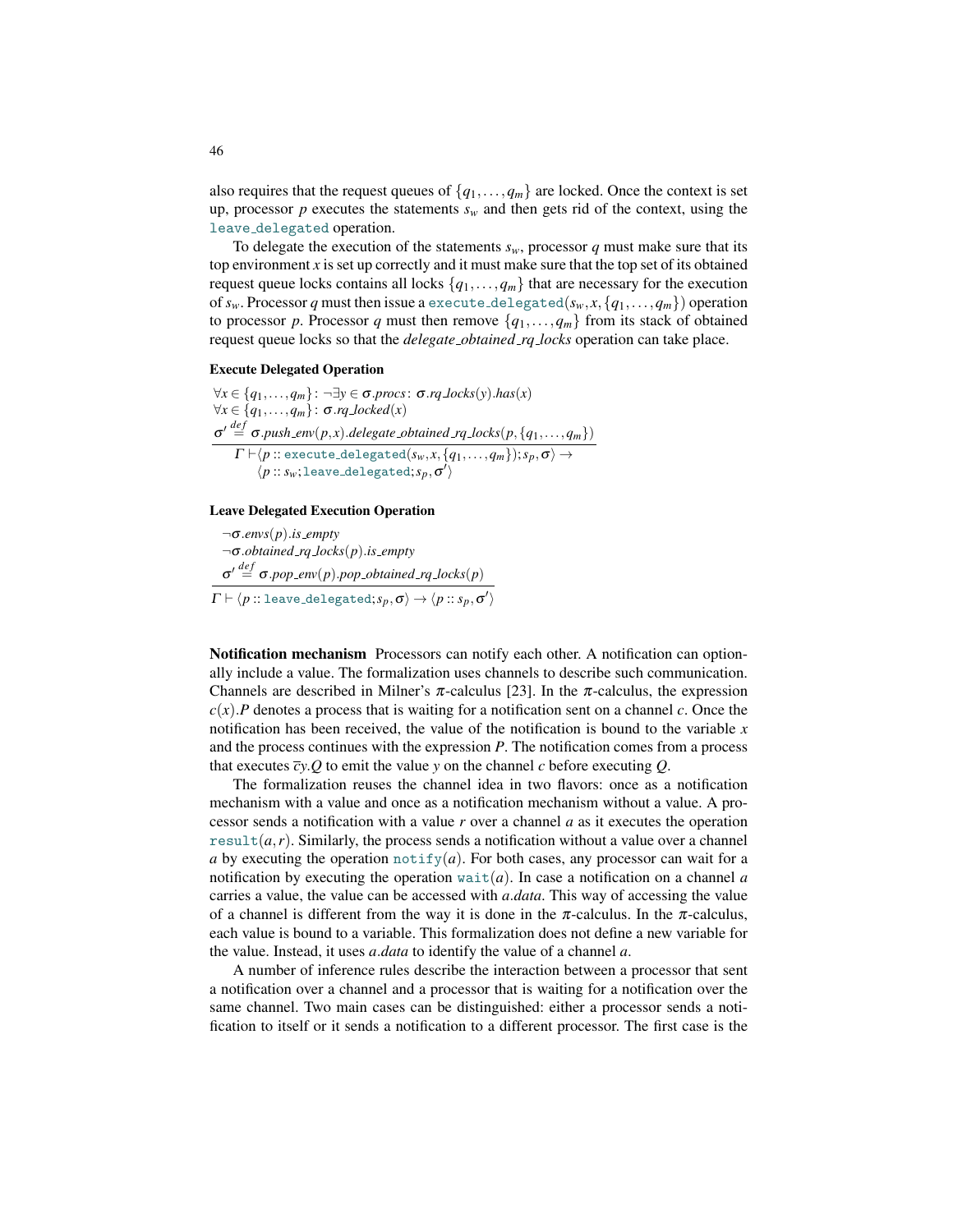also requires that the request queues of $\{q_1, \dots, q_m\}$ are locked. Once the context is set up, processor $p$ executes the statements $s_w$ and then gets rid of the context, using the `leave_delegated` operation.

To delegate the execution of the statements $s_w$, processor $q$ must make sure that its top environment $x$ is set up correctly and it must make sure that the top set of its obtained request queue locks contains all locks $\{q_1, \dots, q_m\}$ that are necessary for the execution of $s_w$. Processor $q$ must then issue a `execute_delegated`$(s_w, x, \{q_1, \dots, q_m\})$ operation to processor $p$. Processor $q$ must then remove $\{q_1, \dots, q_m\}$ from its stack of obtained request queue locks so that the *delegate_obtained_rq_locks* operation can take place.

**Execute Delegated Operation**

$$
\frac{\begin{array}{l}
\forall x \in \{q_1, \dots, q_m\} \colon \neg \exists y \in \sigma.procs \colon \sigma.rq\_locks(y).has(x) \\
\forall x \in \{q_1, \dots, q_m\} \colon \sigma.rq\_locked(x) \\
\sigma' \stackrel{def}{=} \sigma.push\_env(p, x).delegate\_obtained\_rq\_locks(p, \{q_1, \dots, q_m\})
\end{array}}{\begin{array}{l}
\Gamma \vdash \langle p :: \texttt{execute\_delegated}(s_w, x, \{q_1, \dots, q_m\}); s_p, \sigma \rangle \rightarrow \\
\quad \langle p :: s_w; \texttt{leave\_delegated}; s_p, \sigma' \rangle
\end{array}}
$$

**Leave Delegated Execution Operation**

$$
\frac{\begin{array}{l}
\neg \sigma.envs(p).is\_empty \\
\neg \sigma.obtained\_rq\_locks(p).is\_empty \\
\sigma' \stackrel{def}{=} \sigma.pop\_env(p).pop\_obtained\_rq\_locks(p)
\end{array}}{\Gamma \vdash \langle p :: \texttt{leave\_delegated}; s_p, \sigma \rangle \rightarrow \langle p :: s_p, \sigma' \rangle}
$$

**Notification mechanism** Processors can notify each other. A notification can optionally include a value. The formalization uses channels to describe such communication. Channels are described in Milner's $\pi$-calculus [23]. In the $\pi$-calculus, the expression $c(x).P$ denotes a process that is waiting for a notification sent on a channel $c$. Once the notification has been received, the value of the notification is bound to the variable $x$ and the process continues with the expression $P$. The notification comes from a process that executes $\overline{c}y.Q$ to emit the value $y$ on the channel $c$ before executing $Q$.

The formalization reuses the channel idea in two flavors: once as a notification mechanism with a value and once as a notification mechanism without a value. A processor sends a notification with a value $r$ over a channel $a$ as it executes the operation `result`$(a, r)$. Similarly, the process sends a notification without a value over a channel $a$ by executing the operation `notify`$(a)$. For both cases, any processor can wait for a notification by executing the operation `wait`$(a)$. In case a notification on a channel $a$ carries a value, the value can be accessed with $a.data$. This way of accessing the value of a channel is different from the way it is done in the $\pi$-calculus. In the $\pi$-calculus, each value is bound to a variable. This formalization does not define a new variable for the value. Instead, it uses $a.data$ to identify the value of a channel $a$.

A number of inference rules describe the interaction between a processor that sent a notification over a channel and a processor that is waiting for a notification over the same channel. Two main cases can be distinguished: either a processor sends a notification to itself or it sends a notification to a different processor. The first case is the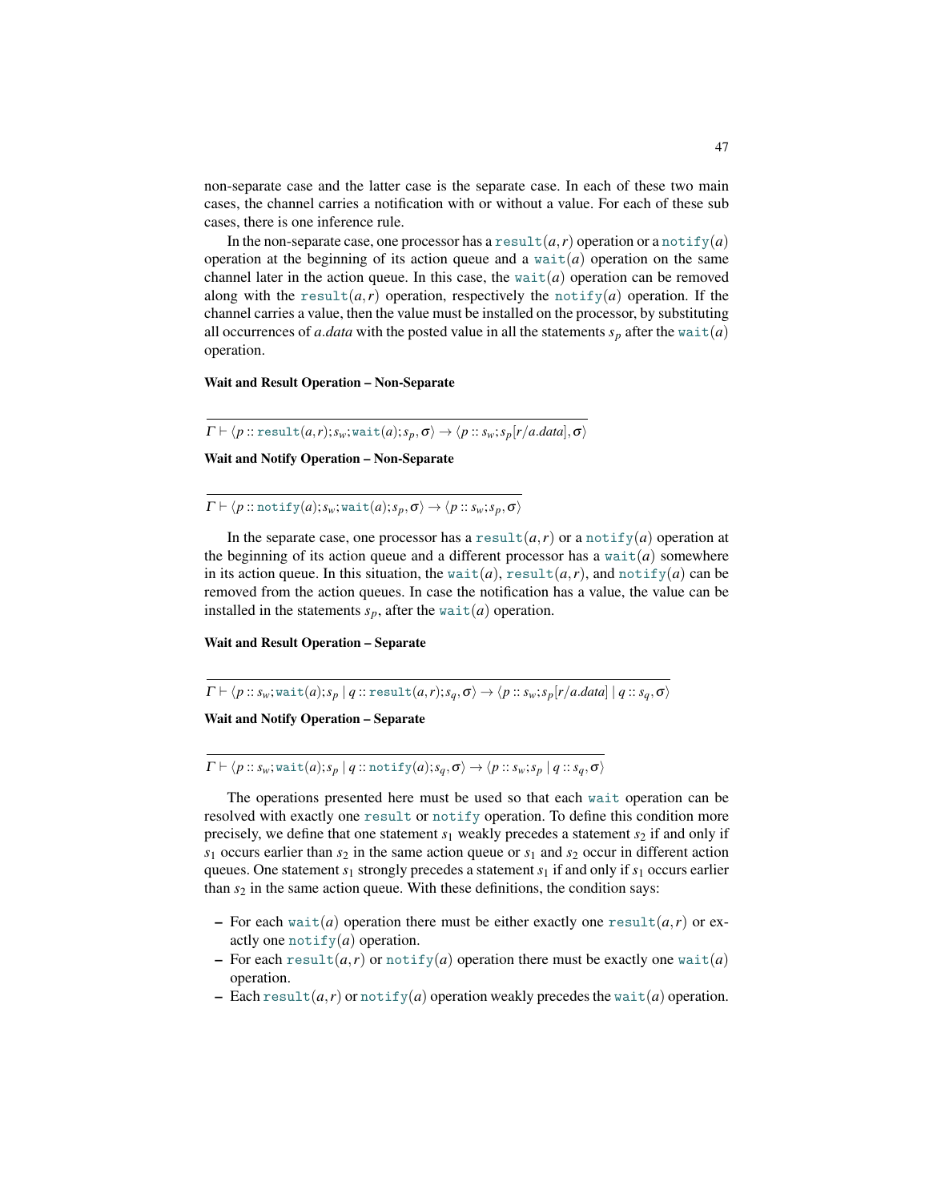non-separate case and the latter case is the separate case. In each of these two main cases, the channel carries a notification with or without a value. For each of these sub cases, there is one inference rule.

In the non-separate case, one processor has a `result`$(a,r)$ operation or a `notify`$(a)$ operation at the beginning of its action queue and a `wait`$(a)$ operation on the same channel later in the action queue. In this case, the `wait`$(a)$ operation can be removed along with the `result`$(a,r)$ operation, respectively the `notify`$(a)$ operation. If the channel carries a value, then the value must be installed on the processor, by substituting all occurrences of *a.data* with the posted value in all the statements $s_p$ after the `wait`$(a)$ operation.

**Wait and Result Operation – Non-Separate**

$$\frac{}{\Gamma \vdash \langle p :: \texttt{result}(a,r); s_w; \texttt{wait}(a); s_p, \sigma \rangle \rightarrow \langle p :: s_w; s_p[r/a.data], \sigma \rangle}$$

**Wait and Notify Operation – Non-Separate**

$$\frac{}{\Gamma \vdash \langle p :: \texttt{notify}(a); s_w; \texttt{wait}(a); s_p, \sigma \rangle \rightarrow \langle p :: s_w; s_p, \sigma \rangle}$$

In the separate case, one processor has a `result`$(a,r)$ or a `notify`$(a)$ operation at the beginning of its action queue and a different processor has a `wait`$(a)$ somewhere in its action queue. In this situation, the `wait`$(a)$, `result`$(a,r)$, and `notify`$(a)$ can be removed from the action queues. In case the notification has a value, the value can be installed in the statements $s_p$, after the `wait`$(a)$ operation.

**Wait and Result Operation – Separate**

$$\frac{}{\Gamma \vdash \langle p :: s_w; \texttt{wait}(a); s_p \mid q :: \texttt{result}(a,r); s_q, \sigma \rangle \rightarrow \langle p :: s_w; s_p[r/a.data] \mid q :: s_q, \sigma \rangle}$$

**Wait and Notify Operation – Separate**

$$\frac{}{\Gamma \vdash \langle p :: s_w; \texttt{wait}(a); s_p \mid q :: \texttt{notify}(a); s_q, \sigma \rangle \rightarrow \langle p :: s_w; s_p \mid q :: s_q, \sigma \rangle}$$

The operations presented here must be used so that each `wait` operation can be resolved with exactly one `result` or `notify` operation. To define this condition more precisely, we define that one statement $s_1$ weakly precedes a statement $s_2$ if and only if $s_1$ occurs earlier than $s_2$ in the same action queue or $s_1$ and $s_2$ occur in different action queues. One statement $s_1$ strongly precedes a statement $s_1$ if and only if $s_1$ occurs earlier than $s_2$ in the same action queue. With these definitions, the condition says:

- For each `wait`$(a)$ operation there must be either exactly one `result`$(a,r)$ or exactly one `notify`$(a)$ operation.
- For each `result`$(a,r)$ or `notify`$(a)$ operation there must be exactly one `wait`$(a)$ operation.
- Each `result`$(a,r)$ or `notify`$(a)$ operation weakly precedes the `wait`$(a)$ operation.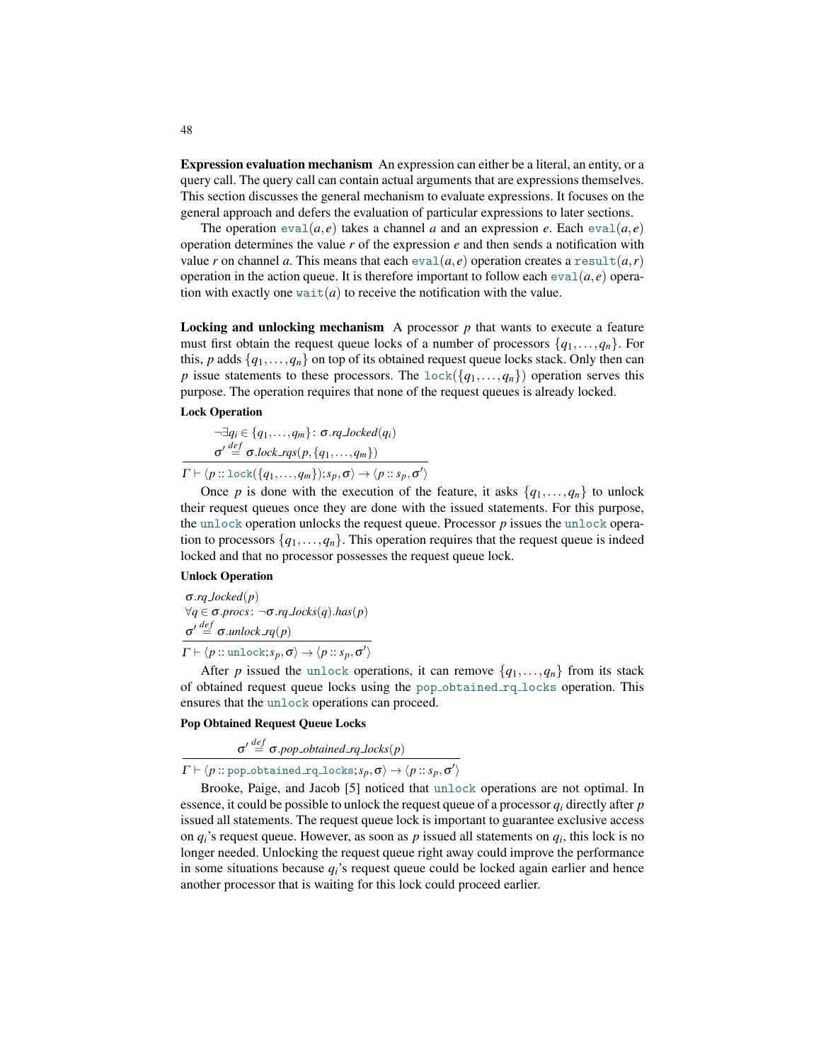**Expression evaluation mechanism** An expression can either be a literal, an entity, or a query call. The query call can contain actual arguments that are expressions themselves. This section discusses the general mechanism to evaluate expressions. It focuses on the general approach and defers the evaluation of particular expressions to later sections.

The operation $\texttt{eval}(a,e)$ takes a channel $a$ and an expression $e$. Each $\texttt{eval}(a,e)$ operation determines the value $r$ of the expression $e$ and then sends a notification with value $r$ on channel $a$. This means that each $\texttt{eval}(a,e)$ operation creates a $\texttt{result}(a,r)$ operation in the action queue. It is therefore important to follow each $\texttt{eval}(a,e)$ operation with exactly one $\texttt{wait}(a)$ to receive the notification with the value.

**Locking and unlocking mechanism** A processor $p$ that wants to execute a feature must first obtain the request queue locks of a number of processors $\{q_1,\ldots,q_n\}$. For this, $p$ adds $\{q_1,\ldots,q_n\}$ on top of its obtained request queue locks stack. Only then can $p$ issue statements to these processors. The $\texttt{lock}(\{q_1,\ldots,q_n\})$ operation serves this purpose. The operation requires that none of the request queues is already locked.

**Lock Operation**

$$\frac{\begin{array}{l}\neg\exists q_i \in \{q_1,\ldots,q_m\}\colon \sigma.rq\_locked(q_i)\\ \sigma' \stackrel{def}{=} \sigma.lock\_rqs(p,\{q_1,\ldots,q_m\})\end{array}}{\Gamma \vdash \langle p :: \texttt{lock}(\{q_1,\ldots,q_m\}); s_p, \sigma\rangle \rightarrow \langle p :: s_p, \sigma'\rangle}$$

Once $p$ is done with the execution of the feature, it asks $\{q_1,\ldots,q_n\}$ to unlock their request queues once they are done with the issued statements. For this purpose, the $\texttt{unlock}$ operation unlocks the request queue. Processor $p$ issues the $\texttt{unlock}$ operation to processors $\{q_1,\ldots,q_n\}$. This operation requires that the request queue is indeed locked and that no processor possesses the request queue lock.

**Unlock Operation**

$$\frac{\begin{array}{l}\sigma.rq\_locked(p)\\ \forall q \in \sigma.procs\colon \neg\sigma.rq\_locks(q).has(p)\\ \sigma' \stackrel{def}{=} \sigma.unlock\_rq(p)\end{array}}{\Gamma \vdash \langle p :: \texttt{unlock}; s_p, \sigma\rangle \rightarrow \langle p :: s_p, \sigma'\rangle}$$

After $p$ issued the $\texttt{unlock}$ operations, it can remove $\{q_1,\ldots,q_n\}$ from its stack of obtained request queue locks using the $\texttt{pop\_obtained\_rq\_locks}$ operation. This ensures that the $\texttt{unlock}$ operations can proceed.

**Pop Obtained Request Queue Locks**

$$\frac{\sigma' \stackrel{def}{=} \sigma.pop\_obtained\_rq\_locks(p)}{\Gamma \vdash \langle p :: \texttt{pop\_obtained\_rq\_locks}; s_p, \sigma\rangle \rightarrow \langle p :: s_p, \sigma'\rangle}$$

Brooke, Paige, and Jacob [5] noticed that $\texttt{unlock}$ operations are not optimal. In essence, it could be possible to unlock the request queue of a processor $q_i$ directly after $p$ issued all statements. The request queue lock is important to guarantee exclusive access on $q_i$'s request queue. However, as soon as $p$ issued all statements on $q_i$, this lock is no longer needed. Unlocking the request queue right away could improve the performance in some situations because $q_i$'s request queue could be locked again earlier and hence another processor that is waiting for this lock could proceed earlier.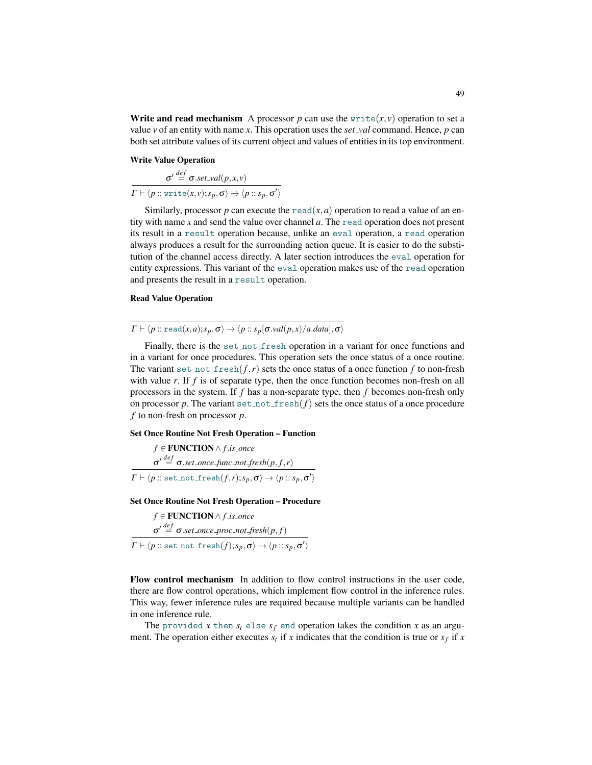**Write and read mechanism** A processor $p$ can use the `write`$(x, v)$ operation to set a value $v$ of an entity with name $x$. This operation uses the *set_val* command. Hence, $p$ can both set attribute values of its current object and values of entities in its top environment.

**Write Value Operation**

$$\frac{\sigma' \stackrel{def}{=} \sigma.set\_val(p, x, v)}{\Gamma \vdash \langle p :: \texttt{write}(x, v); s_p, \sigma\rangle \rightarrow \langle p :: s_p, \sigma'\rangle}$$

Similarly, processor $p$ can execute the `read`$(x, a)$ operation to read a value of an entity with name $x$ and send the value over channel $a$. The `read` operation does not present its result in a `result` operation because, unlike an `eval` operation, a `read` operation always produces a result for the surrounding action queue. It is easier to do the substitution of the channel access directly. A later section introduces the `eval` operation for entity expressions. This variant of the `eval` operation makes use of the `read` operation and presents the result in a `result` operation.

**Read Value Operation**

$$\frac{}{\Gamma \vdash \langle p :: \texttt{read}(x, a); s_p, \sigma\rangle \rightarrow \langle p :: s_p[\sigma.val(p, x)/a.data], \sigma\rangle}$$

Finally, there is the `set_not_fresh` operation in a variant for once functions and in a variant for once procedures. This operation sets the once status of a once routine. The variant `set_not_fresh`$(f, r)$ sets the once status of a once function $f$ to non-fresh with value $r$. If $f$ is of separate type, then the once function becomes non-fresh on all processors in the system. If $f$ has a non-separate type, then $f$ becomes non-fresh only on processor $p$. The variant `set_not_fresh`$(f)$ sets the once status of a once procedure $f$ to non-fresh on processor $p$.

**Set Once Routine Not Fresh Operation – Function**

$$\frac{\begin{array}{c} f \in \textbf{FUNCTION} \wedge f.is\_once \\ \sigma' \stackrel{def}{=} \sigma.set\_once\_func\_not\_fresh(p, f, r) \end{array}}{\Gamma \vdash \langle p :: \texttt{set\_not\_fresh}(f, r); s_p, \sigma\rangle \rightarrow \langle p :: s_p, \sigma'\rangle}$$

**Set Once Routine Not Fresh Operation – Procedure**

$$\frac{\begin{array}{c} f \in \textbf{FUNCTION} \wedge f.is\_once \\ \sigma' \stackrel{def}{=} \sigma.set\_once\_proc\_not\_fresh(p, f) \end{array}}{\Gamma \vdash \langle p :: \texttt{set\_not\_fresh}(f); s_p, \sigma\rangle \rightarrow \langle p :: s_p, \sigma'\rangle}$$

**Flow control mechanism** In addition to flow control instructions in the user code, there are flow control operations, which implement flow control in the inference rules. This way, fewer inference rules are required because multiple variants can be handled in one inference rule.

The `provided` $x$ `then` $s_t$ `else` $s_f$ `end` operation takes the condition $x$ as an argument. The operation either executes $s_t$ if $x$ indicates that the condition is true or $s_f$ if $x$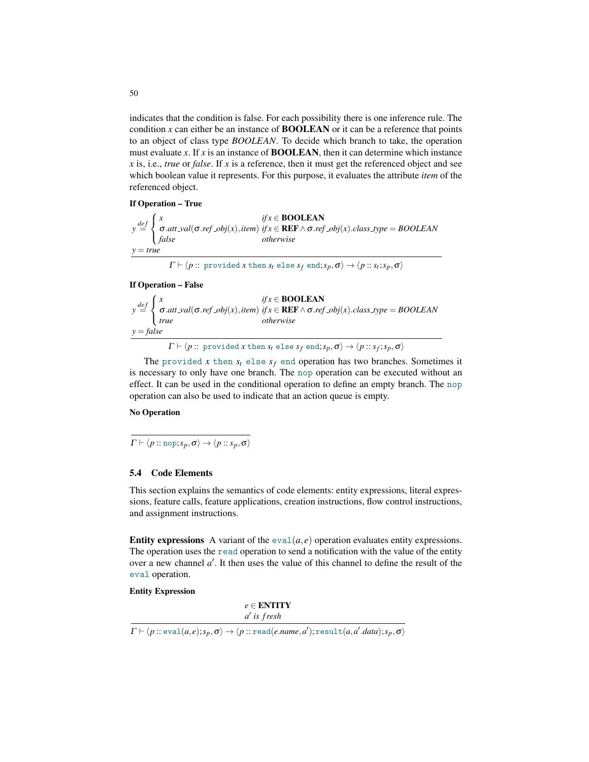indicates that the condition is false. For each possibility there is one inference rule. The condition $x$ can either be an instance of **BOOLEAN** or it can be a reference that points to an object of class type *BOOLEAN*. To decide which branch to take, the operation must evaluate $x$. If $x$ is an instance of **BOOLEAN**, then it can determine which instance $x$ is, i.e., *true* or *false*. If $x$ is a reference, then it must get the referenced object and see which boolean value it represents. For this purpose, it evaluates the attribute *item* of the referenced object.

**If Operation – True**

$$\frac{y \stackrel{def}{=} \begin{cases} x & \text{if } x \in \mathbf{BOOLEAN} \\ \sigma.att\_val(\sigma.ref\_obj(x), item) & \text{if } x \in \mathbf{REF} \wedge \sigma.ref\_obj(x).class\_type = BOOLEAN \\ false & \text{otherwise} \end{cases} \qquad y = true}{\Gamma \vdash \langle p :: \texttt{provided}\ x\ \texttt{then}\ s_t\ \texttt{else}\ s_f\ \texttt{end}; s_p, \sigma\rangle \rightarrow \langle p :: s_t; s_p, \sigma\rangle}$$

**If Operation – False**

$$\frac{y \stackrel{def}{=} \begin{cases} x & \text{if } x \in \mathbf{BOOLEAN} \\ \sigma.att\_val(\sigma.ref\_obj(x), item) & \text{if } x \in \mathbf{REF} \wedge \sigma.ref\_obj(x).class\_type = BOOLEAN \\ true & \text{otherwise} \end{cases} \qquad y = false}{\Gamma \vdash \langle p :: \texttt{provided}\ x\ \texttt{then}\ s_t\ \texttt{else}\ s_f\ \texttt{end}; s_p, \sigma\rangle \rightarrow \langle p :: s_f; s_p, \sigma\rangle}$$

The `provided` $x$ `then` $s_t$ `else` $s_f$ `end` operation has two branches. Sometimes it is necessary to only have one branch. The `nop` operation can be executed without an effect. It can be used in the conditional operation to define an empty branch. The `nop` operation can also be used to indicate that an action queue is empty.

**No Operation**

$$\frac{}{\Gamma \vdash \langle p :: \texttt{nop}; s_p, \sigma\rangle \rightarrow \langle p :: s_p, \sigma\rangle}$$

## 5.4 Code Elements

This section explains the semantics of code elements: entity expressions, literal expressions, feature calls, feature applications, creation instructions, flow control instructions, and assignment instructions.

**Entity expressions** A variant of the `eval`$(a, e)$ operation evaluates entity expressions. The operation uses the `read` operation to send a notification with the value of the entity over a new channel $a'$. It then uses the value of this channel to define the result of the `eval` operation.

**Entity Expression**

$$\frac{e \in \mathbf{ENTITY} \qquad a' \text{ is fresh}}{\Gamma \vdash \langle p :: \texttt{eval}(a, e); s_p, \sigma\rangle \rightarrow \langle p :: \texttt{read}(e.name, a'); \texttt{result}(a, a'.data); s_p, \sigma\rangle}$$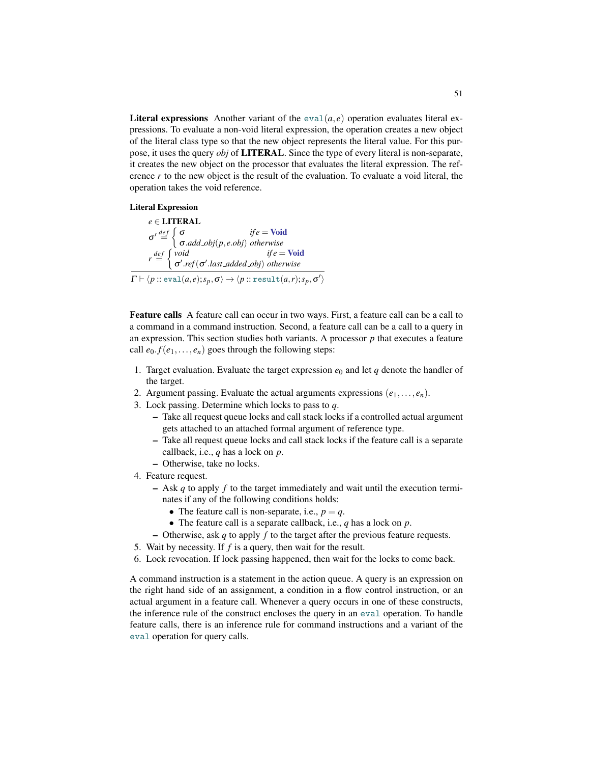**Literal expressions** Another variant of the `eval`$(a,e)$ operation evaluates literal expressions. To evaluate a non-void literal expression, the operation creates a new object of the literal class type so that the new object represents the literal value. For this purpose, it uses the query *obj* of **LITERAL**. Since the type of every literal is non-separate, it creates the new object on the processor that evaluates the literal expression. The reference $r$ to the new object is the result of the evaluation. To evaluate a void literal, the operation takes the void reference.

**Literal Expression**

$$
\frac{
\begin{array}{l}
e \in \textbf{LITERAL} \\
\sigma' \stackrel{def}{=} \begin{cases} \sigma & \mathit{if}\, e = \textbf{Void} \\ \sigma.\mathit{add\_obj}(p, e.\mathit{obj}) & \mathit{otherwise} \end{cases} \\
r \stackrel{def}{=} \begin{cases} \mathit{void} & \mathit{if}\, e = \textbf{Void} \\ \sigma'.\mathit{ref}(\sigma'.\mathit{last\_added\_obj}) & \mathit{otherwise} \end{cases}
\end{array}
}{
\Gamma \vdash \langle p :: \mathtt{eval}(a,e); s_p, \sigma \rangle \rightarrow \langle p :: \mathtt{result}(a,r); s_p, \sigma' \rangle
}
$$

**Feature calls** A feature call can occur in two ways. First, a feature call can be a call to a command in a command instruction. Second, a feature call can be a call to a query in an expression. This section studies both variants. A processor $p$ that executes a feature call $e_0.f(e_1,\ldots,e_n)$ goes through the following steps:

1. Target evaluation. Evaluate the target expression $e_0$ and let $q$ denote the handler of the target.
2. Argument passing. Evaluate the actual arguments expressions $(e_1,\ldots,e_n)$.
3. Lock passing. Determine which locks to pass to $q$.
   – Take all request queue locks and call stack locks if a controlled actual argument gets attached to an attached formal argument of reference type.
   – Take all request queue locks and call stack locks if the feature call is a separate callback, i.e., $q$ has a lock on $p$.
   – Otherwise, take no locks.
4. Feature request.
   – Ask $q$ to apply $f$ to the target immediately and wait until the execution terminates if any of the following conditions holds:
     • The feature call is non-separate, i.e., $p = q$.
     • The feature call is a separate callback, i.e., $q$ has a lock on $p$.
   – Otherwise, ask $q$ to apply $f$ to the target after the previous feature requests.
5. Wait by necessity. If $f$ is a query, then wait for the result.
6. Lock revocation. If lock passing happened, then wait for the locks to come back.

A command instruction is a statement in the action queue. A query is an expression on the right hand side of an assignment, a condition in a flow control instruction, or an actual argument in a feature call. Whenever a query occurs in one of these constructs, the inference rule of the construct encloses the query in an `eval` operation. To handle feature calls, there is an inference rule for command instructions and a variant of the `eval` operation for query calls.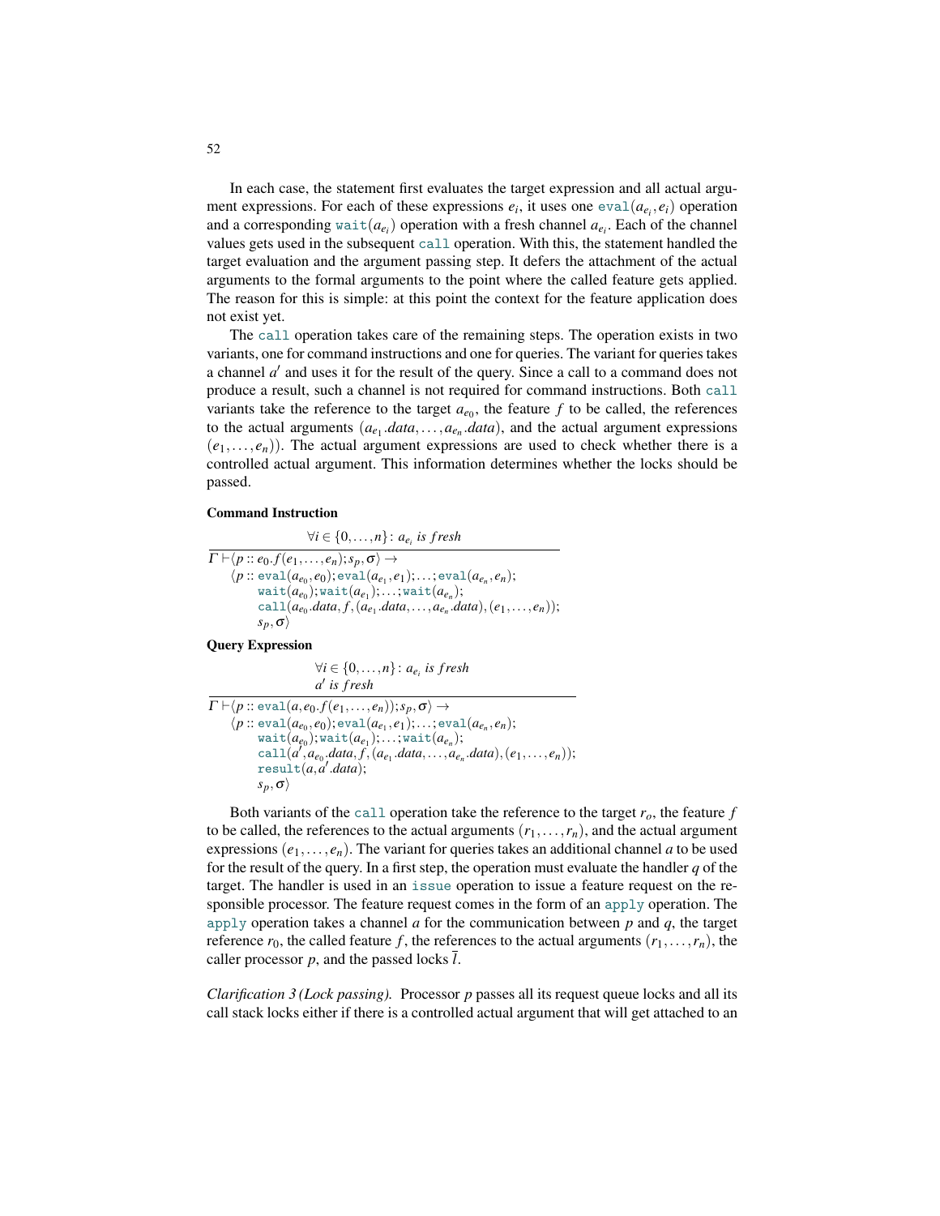In each case, the statement first evaluates the target expression and all actual argument expressions. For each of these expressions $e_i$, it uses one $\texttt{eval}(a_{e_i}, e_i)$ operation and a corresponding $\texttt{wait}(a_{e_i})$ operation with a fresh channel $a_{e_i}$. Each of the channel values gets used in the subsequent `call` operation. With this, the statement handled the target evaluation and the argument passing step. It defers the attachment of the actual arguments to the formal arguments to the point where the called feature gets applied. The reason for this is simple: at this point the context for the feature application does not exist yet.

The `call` operation takes care of the remaining steps. The operation exists in two variants, one for command instructions and one for queries. The variant for queries takes a channel $a'$ and uses it for the result of the query. Since a call to a command does not produce a result, such a channel is not required for command instructions. Both `call` variants take the reference to the target $a_{e_0}$, the feature $f$ to be called, the references to the actual arguments $(a_{e_1}.data, \ldots, a_{e_n}.data)$, and the actual argument expressions $(e_1, \ldots, e_n)$). The actual argument expressions are used to check whether there is a controlled actual argument. This information determines whether the locks should be passed.

**Command Instruction**

$$
\frac{\forall i \in \{0, \ldots, n\} \colon a_{e_i} \textit{ is fresh}}
{\begin{array}{l}
\Gamma \vdash \langle p :: e_0.f(e_1, \ldots, e_n); s_p, \sigma \rangle \rightarrow \\
\quad \langle p :: \texttt{eval}(a_{e_0}, e_0); \texttt{eval}(a_{e_1}, e_1); \ldots; \texttt{eval}(a_{e_n}, e_n); \\
\qquad \texttt{wait}(a_{e_0}); \texttt{wait}(a_{e_1}); \ldots; \texttt{wait}(a_{e_n}); \\
\qquad \texttt{call}(a_{e_0}.data, f, (a_{e_1}.data, \ldots, a_{e_n}.data), (e_1, \ldots, e_n)); \\
\qquad s_p, \sigma \rangle
\end{array}}
$$

**Query Expression**

$$
\frac{\begin{array}{l}\forall i \in \{0, \ldots, n\} \colon a_{e_i} \textit{ is fresh} \\ a' \textit{ is fresh}\end{array}}
{\begin{array}{l}
\Gamma \vdash \langle p :: \texttt{eval}(a, e_0.f(e_1, \ldots, e_n)); s_p, \sigma \rangle \rightarrow \\
\quad \langle p :: \texttt{eval}(a_{e_0}, e_0); \texttt{eval}(a_{e_1}, e_1); \ldots; \texttt{eval}(a_{e_n}, e_n); \\
\qquad \texttt{wait}(a_{e_0}); \texttt{wait}(a_{e_1}); \ldots; \texttt{wait}(a_{e_n}); \\
\qquad \texttt{call}(a', a_{e_0}.data, f, (a_{e_1}.data, \ldots, a_{e_n}.data), (e_1, \ldots, e_n)); \\
\qquad \texttt{result}(a, a'.data); \\
\qquad s_p, \sigma \rangle
\end{array}}
$$

Both variants of the `call` operation take the reference to the target $r_o$, the feature $f$ to be called, the references to the actual arguments $(r_1, \ldots, r_n)$, and the actual argument expressions $(e_1, \ldots, e_n)$. The variant for queries takes an additional channel $a$ to be used for the result of the query. In a first step, the operation must evaluate the handler $q$ of the target. The handler is used in an `issue` operation to issue a feature request on the responsible processor. The feature request comes in the form of an `apply` operation. The `apply` operation takes a channel $a$ for the communication between $p$ and $q$, the target reference $r_0$, the called feature $f$, the references to the actual arguments $(r_1, \ldots, r_n)$, the caller processor $p$, and the passed locks $\bar{l}$.

*Clarification 3 (Lock passing).* Processor $p$ passes all its request queue locks and all its call stack locks either if there is a controlled actual argument that will get attached to an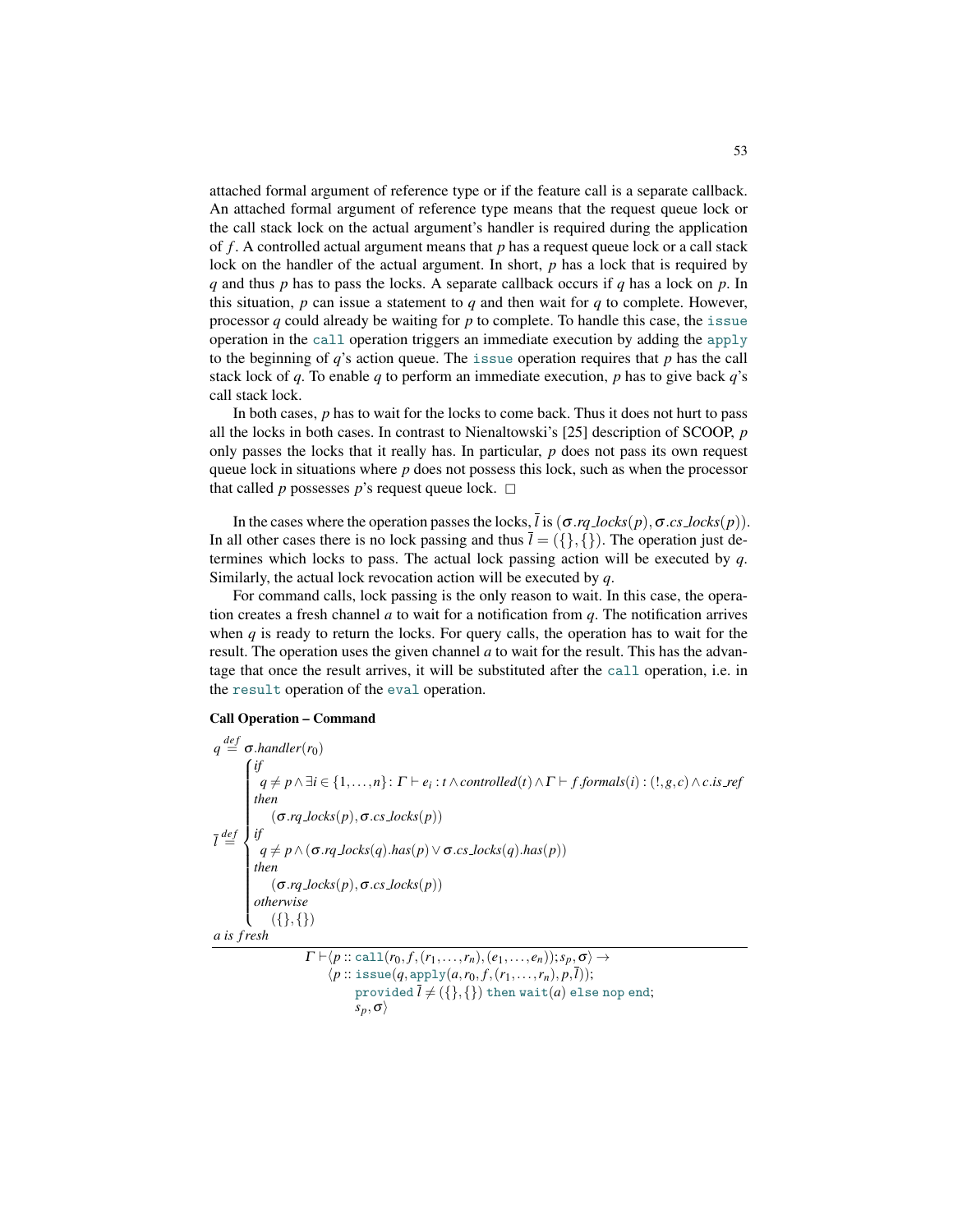attached formal argument of reference type or if the feature call is a separate callback. An attached formal argument of reference type means that the request queue lock or the call stack lock on the actual argument's handler is required during the application of $f$. A controlled actual argument means that $p$ has a request queue lock or a call stack lock on the handler of the actual argument. In short, $p$ has a lock that is required by $q$ and thus $p$ has to pass the locks. A separate callback occurs if $q$ has a lock on $p$. In this situation, $p$ can issue a statement to $q$ and then wait for $q$ to complete. However, processor $q$ could already be waiting for $p$ to complete. To handle this case, the `issue` operation in the `call` operation triggers an immediate execution by adding the `apply` to the beginning of $q$'s action queue. The `issue` operation requires that $p$ has the call stack lock of $q$. To enable $q$ to perform an immediate execution, $p$ has to give back $q$'s call stack lock.

In both cases, $p$ has to wait for the locks to come back. Thus it does not hurt to pass all the locks in both cases. In contrast to Nienaltowski's [25] description of SCOOP, $p$ only passes the locks that it really has. In particular, $p$ does not pass its own request queue lock in situations where $p$ does not possess this lock, such as when the processor that called $p$ possesses $p$'s request queue lock. □

In the cases where the operation passes the locks, $\bar{l}$ is $(\sigma.rq\_locks(p), \sigma.cs\_locks(p))$. In all other cases there is no lock passing and thus $\bar{l} = (\{\},\{\})$. The operation just determines which locks to pass. The actual lock passing action will be executed by $q$. Similarly, the actual lock revocation action will be executed by $q$.

For command calls, lock passing is the only reason to wait. In this case, the operation creates a fresh channel $a$ to wait for a notification from $q$. The notification arrives when $q$ is ready to return the locks. For query calls, the operation has to wait for the result. The operation uses the given channel $a$ to wait for the result. This has the advantage that once the result arrives, it will be substituted after the `call` operation, i.e. in the `result` operation of the `eval` operation.

**Call Operation – Command**

$$q \stackrel{def}{=} \sigma.handler(r_0)$$

$$\bar{l} \stackrel{def}{=} \begin{cases} \textit{if} \\ \quad q \neq p \wedge \exists i \in \{1,\ldots,n\} \colon \Gamma \vdash e_i : t \wedge controlled(t) \wedge \Gamma \vdash f.formals(i) : (!,g,c) \wedge c.is\_ref \\ \textit{then} \\ \quad (\sigma.rq\_locks(p), \sigma.cs\_locks(p)) \\ \textit{if} \\ \quad q \neq p \wedge (\sigma.rq\_locks(q).has(p) \vee \sigma.cs\_locks(q).has(p)) \\ \textit{then} \\ \quad (\sigma.rq\_locks(p), \sigma.cs\_locks(p)) \\ \textit{otherwise} \\ \quad (\{\},\{\}) \end{cases}$$

$a$ *is fresh*

$$\frac{}{\begin{array}{l}\Gamma \vdash \langle p :: \texttt{call}(r_0, f, (r_1,\ldots,r_n), (e_1,\ldots,e_n)); s_p, \sigma\rangle \rightarrow \\ \quad \langle p :: \texttt{issue}(q, \texttt{apply}(a, r_0, f, (r_1,\ldots,r_n), p, \bar{l})); \\ \quad\quad \texttt{provided}\ \bar{l} \neq (\{\},\{\})\ \texttt{then wait}(a)\ \texttt{else nop end}; \\ \quad\quad s_p, \sigma\rangle\end{array}}$$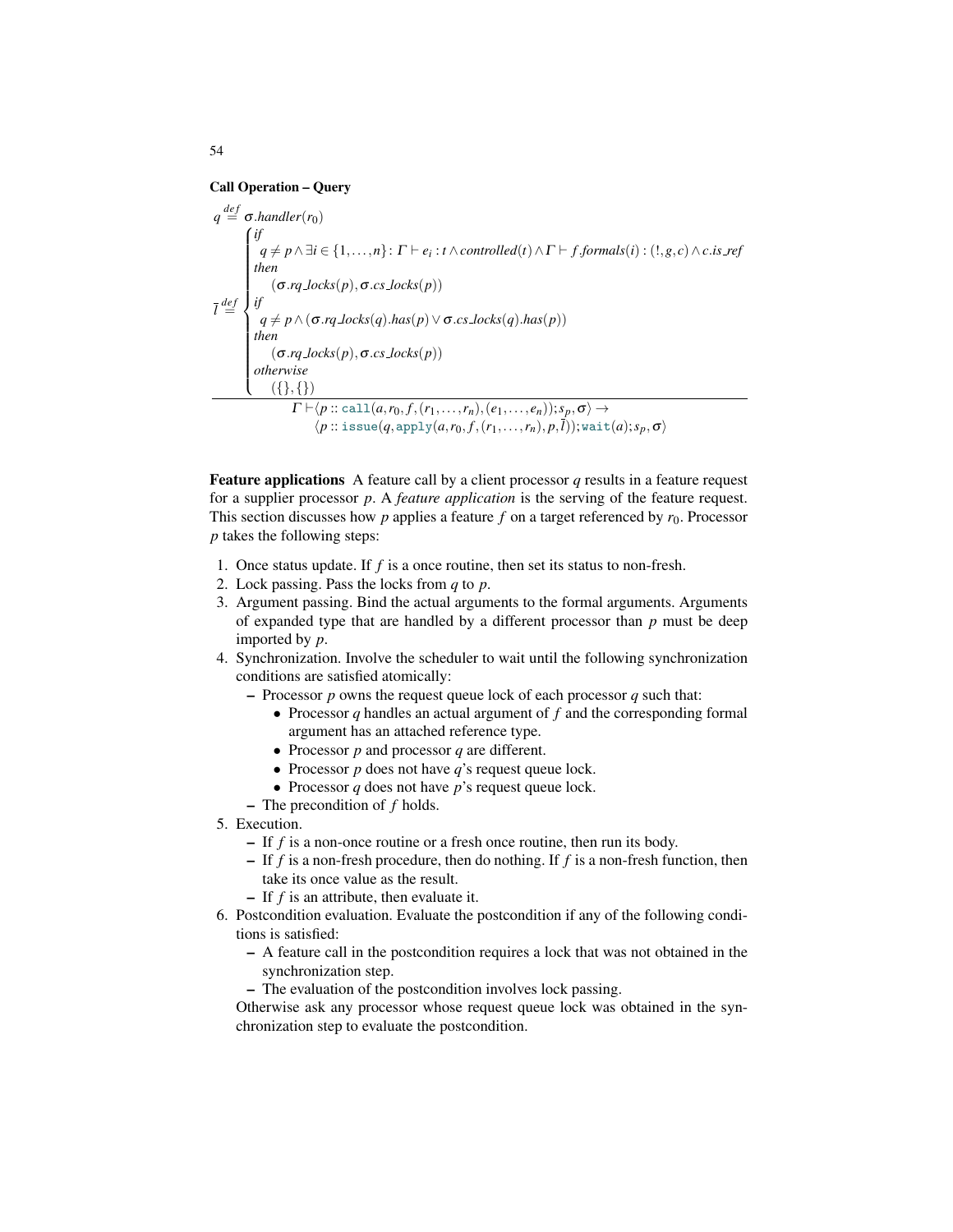**Call Operation – Query**

$$
\frac{
\begin{array}{l}
q \overset{def}{=} \sigma.handler(r_0) \\
\overline{l} \overset{def}{=} \begin{cases}
\textit{if} \\
\quad q \neq p \wedge \exists i \in \{1,\ldots,n\} : \Gamma \vdash e_i : t \wedge controlled(t) \wedge \Gamma \vdash f.formals(i) : (!, g, c) \wedge c.is\_ref \\
\textit{then} \\
\quad (\sigma.rq\_locks(p), \sigma.cs\_locks(p)) \\
\textit{if} \\
\quad q \neq p \wedge (\sigma.rq\_locks(q).has(p) \vee \sigma.cs\_locks(q).has(p)) \\
\textit{then} \\
\quad (\sigma.rq\_locks(p), \sigma.cs\_locks(p)) \\
\textit{otherwise} \\
\quad (\{\}, \{\})
\end{cases}
\end{array}
}{
\begin{array}{l}
\Gamma \vdash \langle p :: \texttt{call}(a, r_0, f, (r_1, \ldots, r_n), (e_1, \ldots, e_n)); s_p, \sigma \rangle \rightarrow \\
\qquad \langle p :: \texttt{issue}(q, \texttt{apply}(a, r_0, f, (r_1, \ldots, r_n), p, \overline{l})); \texttt{wait}(a); s_p, \sigma \rangle
\end{array}
}
$$

**Feature applications** A feature call by a client processor $q$ results in a feature request for a supplier processor $p$. A *feature application* is the serving of the feature request. This section discusses how $p$ applies a feature $f$ on a target referenced by $r_0$. Processor $p$ takes the following steps:

1. Once status update. If $f$ is a once routine, then set its status to non-fresh.
2. Lock passing. Pass the locks from $q$ to $p$.
3. Argument passing. Bind the actual arguments to the formal arguments. Arguments of expanded type that are handled by a different processor than $p$ must be deep imported by $p$.
4. Synchronization. Involve the scheduler to wait until the following synchronization conditions are satisfied atomically:
   - Processor $p$ owns the request queue lock of each processor $q$ such that:
     - Processor $q$ handles an actual argument of $f$ and the corresponding formal argument has an attached reference type.
     - Processor $p$ and processor $q$ are different.
     - Processor $p$ does not have $q$'s request queue lock.
     - Processor $q$ does not have $p$'s request queue lock.
   - The precondition of $f$ holds.
5. Execution.
   - If $f$ is a non-once routine or a fresh once routine, then run its body.
   - If $f$ is a non-fresh procedure, then do nothing. If $f$ is a non-fresh function, then take its once value as the result.
   - If $f$ is an attribute, then evaluate it.
6. Postcondition evaluation. Evaluate the postcondition if any of the following conditions is satisfied:
   - A feature call in the postcondition requires a lock that was not obtained in the synchronization step.
   - The evaluation of the postcondition involves lock passing.

   Otherwise ask any processor whose request queue lock was obtained in the synchronization step to evaluate the postcondition.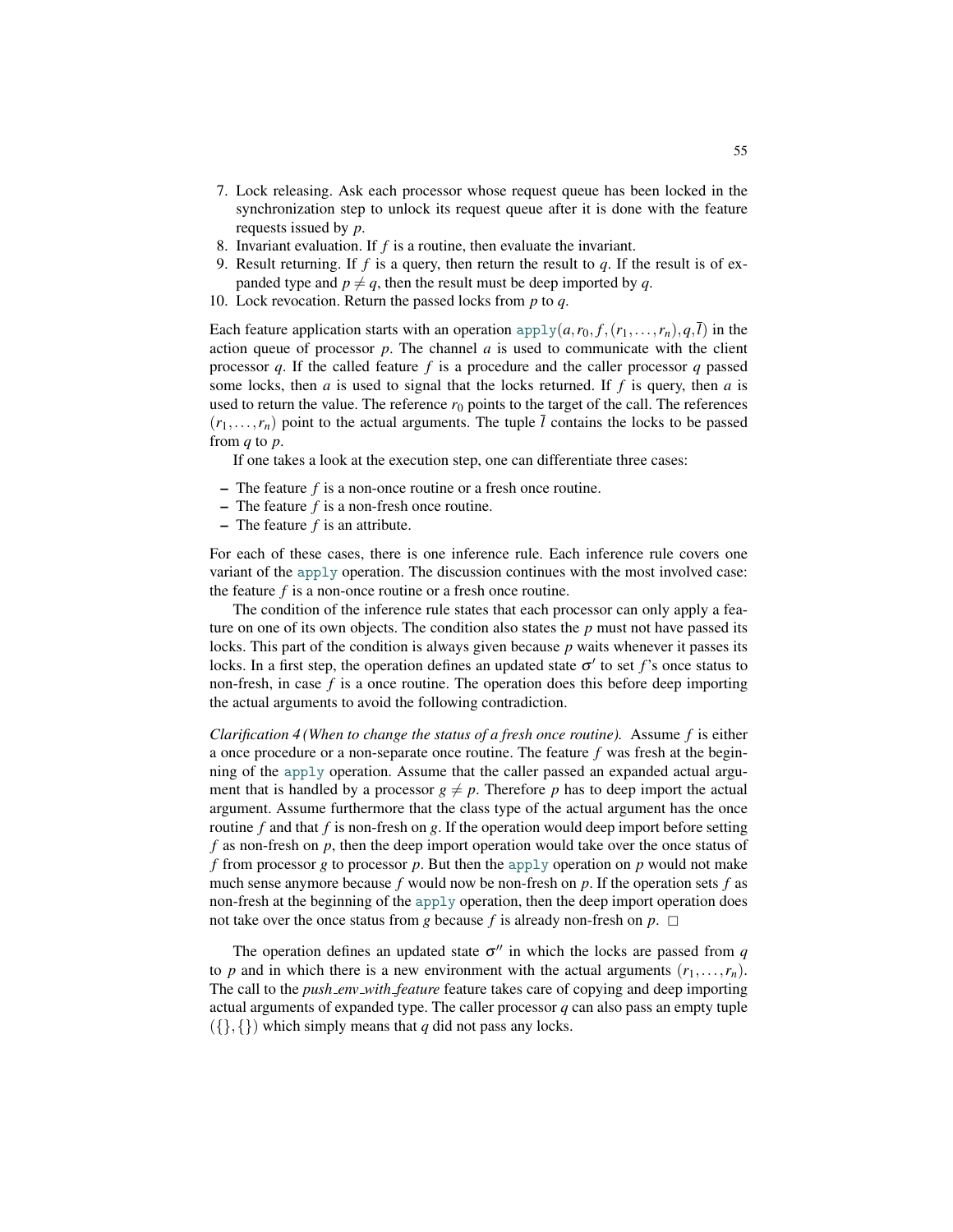7. Lock releasing. Ask each processor whose request queue has been locked in the synchronization step to unlock its request queue after it is done with the feature requests issued by $p$.
8. Invariant evaluation. If $f$ is a routine, then evaluate the invariant.
9. Result returning. If $f$ is a query, then return the result to $q$. If the result is of expanded type and $p \neq q$, then the result must be deep imported by $q$.
10. Lock revocation. Return the passed locks from $p$ to $q$.

Each feature application starts with an operation `apply`$(a, r_0, f, (r_1, \ldots, r_n), q, \overline{l})$ in the action queue of processor $p$. The channel $a$ is used to communicate with the client processor $q$. If the called feature $f$ is a procedure and the caller processor $q$ passed some locks, then $a$ is used to signal that the locks returned. If $f$ is query, then $a$ is used to return the value. The reference $r_0$ points to the target of the call. The references $(r_1, \ldots, r_n)$ point to the actual arguments. The tuple $\overline{l}$ contains the locks to be passed from $q$ to $p$.

If one takes a look at the execution step, one can differentiate three cases:

– The feature $f$ is a non-once routine or a fresh once routine.
– The feature $f$ is a non-fresh once routine.
– The feature $f$ is an attribute.

For each of these cases, there is one inference rule. Each inference rule covers one variant of the `apply` operation. The discussion continues with the most involved case: the feature $f$ is a non-once routine or a fresh once routine.

The condition of the inference rule states that each processor can only apply a feature on one of its own objects. The condition also states the $p$ must not have passed its locks. This part of the condition is always given because $p$ waits whenever it passes its locks. In a first step, the operation defines an updated state $\sigma'$ to set $f$'s once status to non-fresh, in case $f$ is a once routine. The operation does this before deep importing the actual arguments to avoid the following contradiction.

*Clarification 4 (When to change the status of a fresh once routine).* Assume $f$ is either a once procedure or a non-separate once routine. The feature $f$ was fresh at the beginning of the `apply` operation. Assume that the caller passed an expanded actual argument that is handled by a processor $g \neq p$. Therefore $p$ has to deep import the actual argument. Assume furthermore that the class type of the actual argument has the once routine $f$ and that $f$ is non-fresh on $g$. If the operation would deep import before setting $f$ as non-fresh on $p$, then the deep import operation would take over the once status of $f$ from processor $g$ to processor $p$. But then the `apply` operation on $p$ would not make much sense anymore because $f$ would now be non-fresh on $p$. If the operation sets $f$ as non-fresh at the beginning of the `apply` operation, then the deep import operation does not take over the once status from $g$ because $f$ is already non-fresh on $p$. □

The operation defines an updated state $\sigma''$ in which the locks are passed from $q$ to $p$ and in which there is a new environment with the actual arguments $(r_1, \ldots, r_n)$. The call to the *push_env_with_feature* feature takes care of copying and deep importing actual arguments of expanded type. The caller processor $q$ can also pass an empty tuple $(\{\}, \{\})$ which simply means that $q$ did not pass any locks.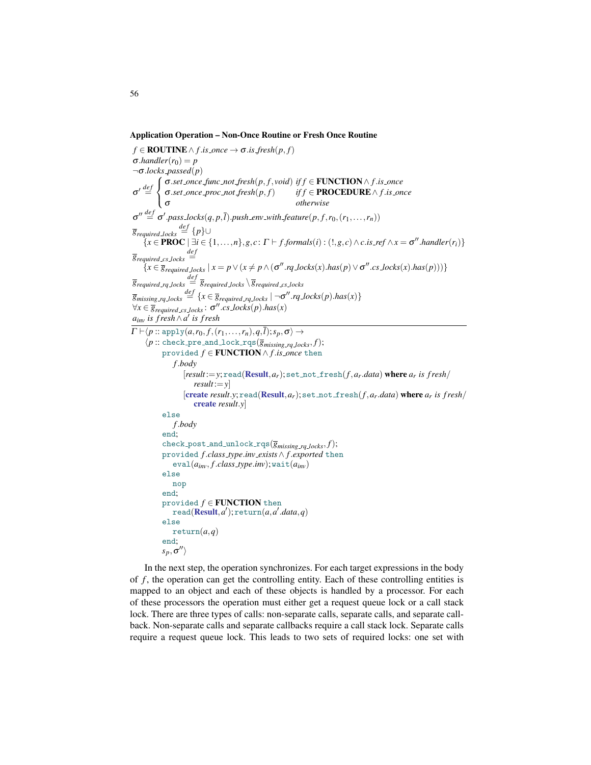**Application Operation – Non-Once Routine or Fresh Once Routine**

$$
\frac{
\begin{array}{l}
f \in \textbf{ROUTINE} \wedge f.is\_once \rightarrow \sigma.is\_fresh(p, f) \\
\sigma.handler(r_0) = p \\
\neg \sigma.locks\_passed(p) \\
\sigma' \overset{def}{=} \begin{cases} \sigma.set\_once\_func\_not\_fresh(p, f, void) & if\, f \in \textbf{FUNCTION} \wedge f.is\_once \\ \sigma.set\_once\_proc\_not\_fresh(p, f) & if\, f \in \textbf{PROCEDURE} \wedge f.is\_once \\ \sigma & otherwise \end{cases} \\
\sigma'' \overset{def}{=} \sigma'.pass\_locks(q, p, \bar{l}).push\_env\_with\_feature(p, f, r_0, (r_1, \dots, r_n)) \\
\overline{g}_{required\_locks} \overset{def}{=} \{p\} \cup \\
\quad \{x \in \textbf{PROC} \mid \exists i \in \{1, \dots, n\}, g, c : \Gamma \vdash f.formals(i) : (!, g, c) \wedge c.is\_ref \wedge x = \sigma''.handler(r_i)\} \\
\overline{g}_{required\_cs\_locks} \overset{def}{=} \\
\quad \{x \in \overline{g}_{required\_locks} \mid x = p \vee (x \neq p \wedge (\sigma''.rq\_locks(x).has(p) \vee \sigma''.cs\_locks(x).has(p)))\} \\
\overline{g}_{required\_rq\_locks} \overset{def}{=} \overline{g}_{required\_locks} \setminus \overline{g}_{required\_cs\_locks} \\
\overline{g}_{missing\_rq\_locks} \overset{def}{=} \{x \in \overline{g}_{required\_rq\_locks} \mid \neg \sigma''.rq\_locks(p).has(x)\} \\
\forall x \in \overline{g}_{required\_cs\_locks} : \sigma''.cs\_locks(p).has(x) \\
a_{inv} \text{ is } fresh \wedge a' \text{ is } fresh
\end{array}
}{
\begin{array}{l}
\Gamma \vdash \langle p :: \texttt{apply}(a, r_0, f, (r_1, \dots, r_n), q, \bar{l}); s_p, \sigma \rangle \rightarrow \\
\quad \langle p :: \texttt{check\_pre\_and\_lock\_rqs}(\overline{g}_{missing\_rq\_locks}, f); \\
\qquad \texttt{provided } f \in \textbf{FUNCTION} \wedge f.is\_once \texttt{ then} \\
\qquad\quad f.body \\
\qquad\qquad [result := y; \texttt{read}(\textbf{Result}, a_r); \texttt{set\_not\_fresh}(f, a_r.data) \textbf{ where } a_r \text{ is } fresh / \\
\qquad\qquad\quad result := y] \\
\qquad\qquad [\textbf{create } result.y; \texttt{read}(\textbf{Result}, a_r); \texttt{set\_not\_fresh}(f, a_r.data) \textbf{ where } a_r \text{ is } fresh / \\
\qquad\qquad\quad \textbf{create } result.y] \\
\qquad \texttt{else} \\
\qquad\quad f.body \\
\qquad \texttt{end}; \\
\qquad \texttt{check\_post\_and\_unlock\_rqs}(\overline{g}_{missing\_rq\_locks}, f); \\
\qquad \texttt{provided } f.class\_type.inv\_exists \wedge f.exported \texttt{ then} \\
\qquad\quad \texttt{eval}(a_{inv}, f.class\_type.inv); \texttt{wait}(a_{inv}) \\
\qquad \texttt{else} \\
\qquad\quad \texttt{nop} \\
\qquad \texttt{end}; \\
\qquad \texttt{provided } f \in \textbf{FUNCTION} \texttt{ then} \\
\qquad\quad \texttt{read}(\textbf{Result}, a'); \texttt{return}(a, a'.data, q) \\
\qquad \texttt{else} \\
\qquad\quad \texttt{return}(a, q) \\
\qquad \texttt{end}; \\
\qquad s_p, \sigma'' \rangle
\end{array}
}
$$

In the next step, the operation synchronizes. For each target expressions in the body of $f$, the operation can get the controlling entity. Each of these controlling entities is mapped to an object and each of these objects is handled by a processor. For each of these processors the operation must either get a request queue lock or a call stack lock. There are three types of calls: non-separate calls, separate calls, and separate callback. Non-separate calls and separate callbacks require a call stack lock. Separate calls require a request queue lock. This leads to two sets of required locks: one set with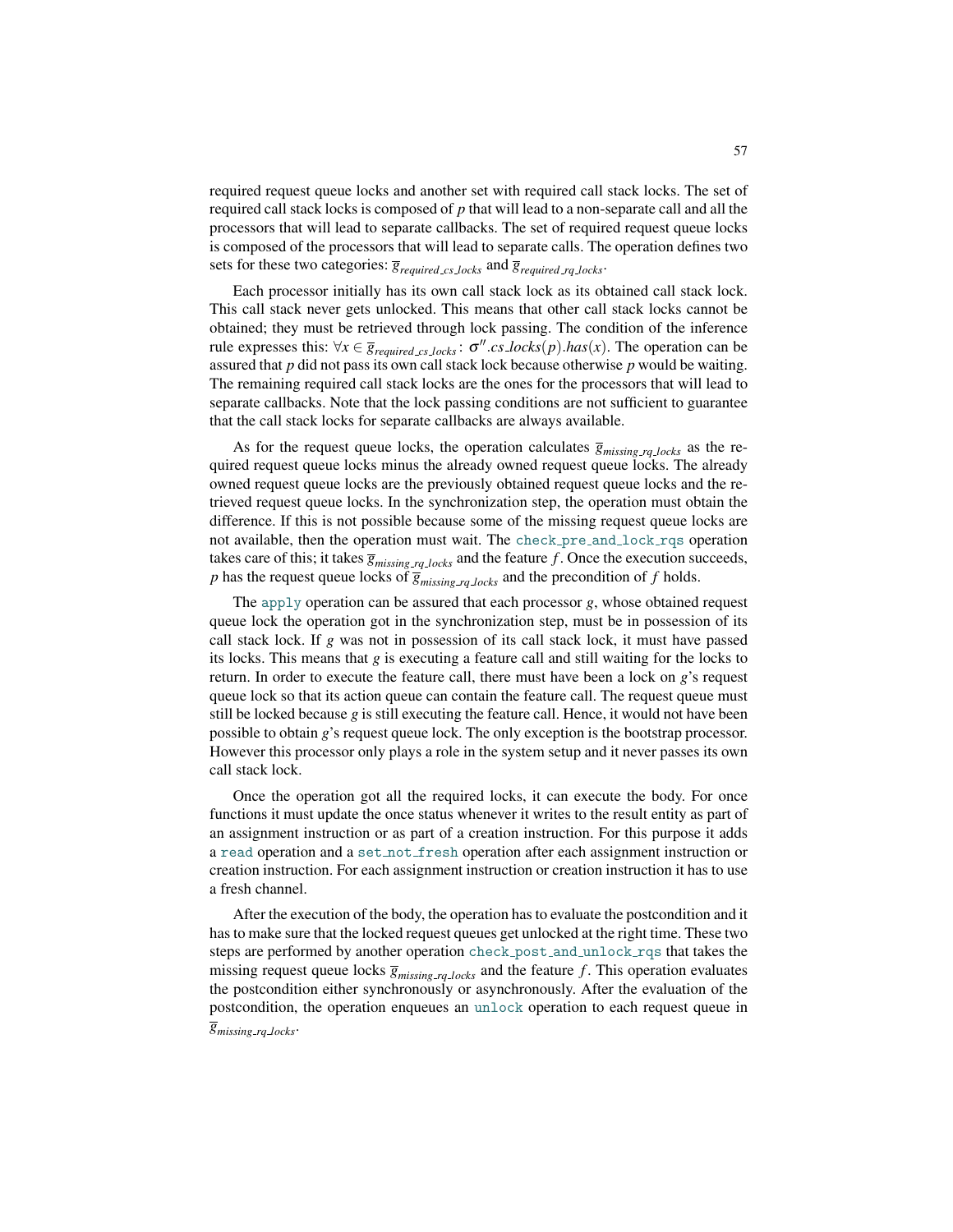required request queue locks and another set with required call stack locks. The set of required call stack locks is composed of $p$ that will lead to a non-separate call and all the processors that will lead to separate callbacks. The set of required request queue locks is composed of the processors that will lead to separate calls. The operation defines two sets for these two categories: $\overline{g}_{required\_cs\_locks}$ and $\overline{g}_{required\_rq\_locks}$.

Each processor initially has its own call stack lock as its obtained call stack lock. This call stack never gets unlocked. This means that other call stack locks cannot be obtained; they must be retrieved through lock passing. The condition of the inference rule expresses this: $\forall x \in \overline{g}_{required\_cs\_locks} : \sigma''.cs\_locks(p).has(x)$. The operation can be assured that $p$ did not pass its own call stack lock because otherwise $p$ would be waiting. The remaining required call stack locks are the ones for the processors that will lead to separate callbacks. Note that the lock passing conditions are not sufficient to guarantee that the call stack locks for separate callbacks are always available.

As for the request queue locks, the operation calculates $\overline{g}_{missing\_rq\_locks}$ as the required request queue locks minus the already owned request queue locks. The already owned request queue locks are the previously obtained request queue locks and the retrieved request queue locks. In the synchronization step, the operation must obtain the difference. If this is not possible because some of the missing request queue locks are not available, then the operation must wait. The `check_pre_and_lock_rqs` operation takes care of this; it takes $\overline{g}_{missing\_rq\_locks}$ and the feature $f$. Once the execution succeeds, $p$ has the request queue locks of $\overline{g}_{missing\_rq\_locks}$ and the precondition of $f$ holds.

The `apply` operation can be assured that each processor $g$, whose obtained request queue lock the operation got in the synchronization step, must be in possession of its call stack lock. If $g$ was not in possession of its call stack lock, it must have passed its locks. This means that $g$ is executing a feature call and still waiting for the locks to return. In order to execute the feature call, there must have been a lock on $g$'s request queue lock so that its action queue can contain the feature call. The request queue must still be locked because $g$ is still executing the feature call. Hence, it would not have been possible to obtain $g$'s request queue lock. The only exception is the bootstrap processor. However this processor only plays a role in the system setup and it never passes its own call stack lock.

Once the operation got all the required locks, it can execute the body. For once functions it must update the once status whenever it writes to the result entity as part of an assignment instruction or as part of a creation instruction. For this purpose it adds a `read` operation and a `set_not_fresh` operation after each assignment instruction or creation instruction. For each assignment instruction or creation instruction it has to use a fresh channel.

After the execution of the body, the operation has to evaluate the postcondition and it has to make sure that the locked request queues get unlocked at the right time. These two steps are performed by another operation `check_post_and_unlock_rqs` that takes the missing request queue locks $\overline{g}_{missing\_rq\_locks}$ and the feature $f$. This operation evaluates the postcondition either synchronously or asynchronously. After the evaluation of the postcondition, the operation enqueues an `unlock` operation to each request queue in $\overline{g}_{missing\_rq\_locks}$.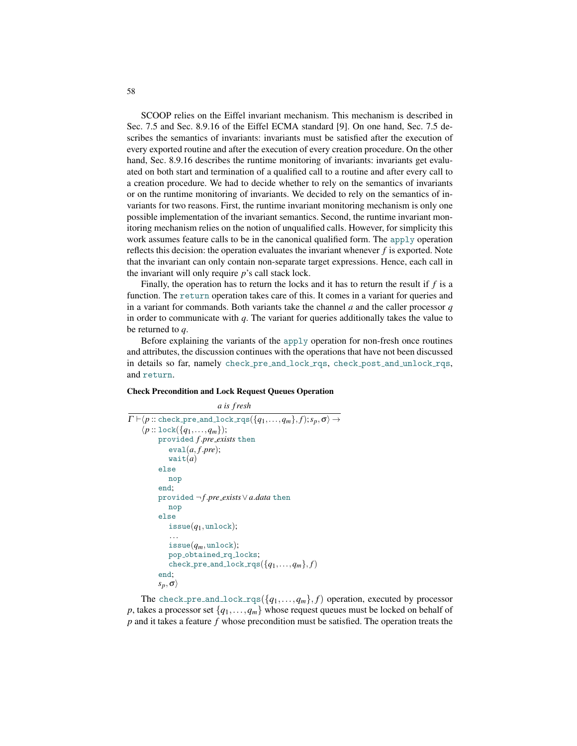SCOOP relies on the Eiffel invariant mechanism. This mechanism is described in Sec. 7.5 and Sec. 8.9.16 of the Eiffel ECMA standard [9]. On one hand, Sec. 7.5 describes the semantics of invariants: invariants must be satisfied after the execution of every exported routine and after the execution of every creation procedure. On the other hand, Sec. 8.9.16 describes the runtime monitoring of invariants: invariants get evaluated on both start and termination of a qualified call to a routine and after every call to a creation procedure. We had to decide whether to rely on the semantics of invariants or on the runtime monitoring of invariants. We decided to rely on the semantics of invariants for two reasons. First, the runtime invariant monitoring mechanism is only one possible implementation of the invariant semantics. Second, the runtime invariant monitoring mechanism relies on the notion of unqualified calls. However, for simplicity this work assumes feature calls to be in the canonical qualified form. The `apply` operation reflects this decision: the operation evaluates the invariant whenever $f$ is exported. Note that the invariant can only contain non-separate target expressions. Hence, each call in the invariant will only require $p$'s call stack lock.

Finally, the operation has to return the locks and it has to return the result if $f$ is a function. The `return` operation takes care of this. It comes in a variant for queries and in a variant for commands. Both variants take the channel $a$ and the caller processor $q$ in order to communicate with $q$. The variant for queries additionally takes the value to be returned to $q$.

Before explaining the variants of the `apply` operation for non-fresh once routines and attributes, the discussion continues with the operations that have not been discussed in details so far, namely `check_pre_and_lock_rqs`, `check_post_and_unlock_rqs`, and `return`.

**Check Precondition and Lock Request Queues Operation**

$$\frac{a \textit{ is fresh}}{\Gamma \vdash \langle p :: \texttt{check\_pre\_and\_lock\_rqs}(\{q_1,\dots,q_m\},f); s_p, \sigma\rangle \rightarrow}$$

```
⟨p :: lock({q_1,...,q_m});
     provided f.pre_exists then
        eval(a, f.pre);
        wait(a)
     else
        nop
     end;
     provided ¬f.pre_exists ∨ a.data then
        nop
     else
        issue(q_1, unlock);
        ...
        issue(q_m, unlock);
        pop_obtained_rq_locks;
        check_pre_and_lock_rqs({q_1,...,q_m}, f)
     end;
     s_p, σ⟩
```

The $\texttt{check\_pre\_and\_lock\_rqs}(\{q_1,\dots,q_m\},f)$ operation, executed by processor $p$, takes a processor set $\{q_1,\dots,q_m\}$ whose request queues must be locked on behalf of $p$ and it takes a feature $f$ whose precondition must be satisfied. The operation treats the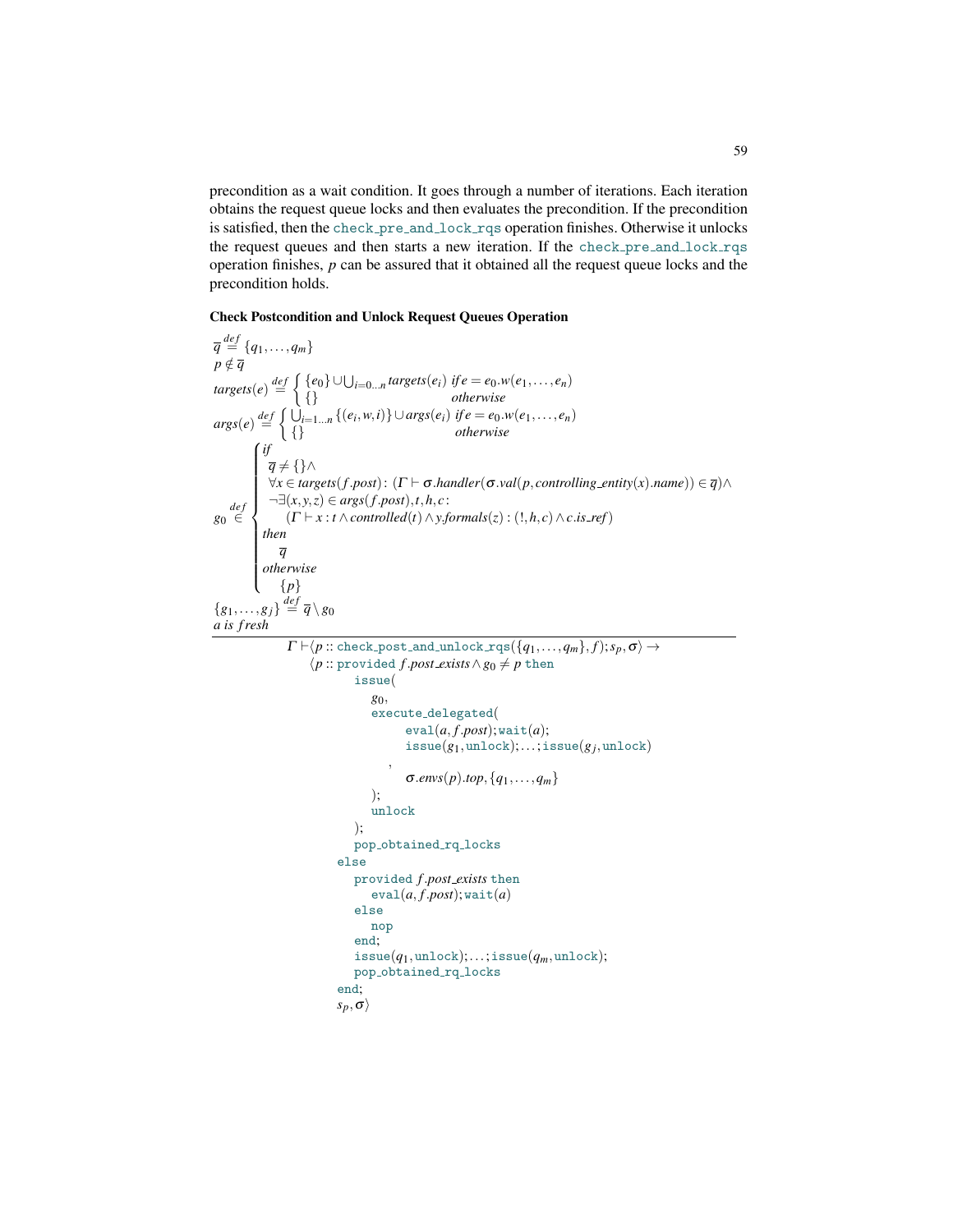precondition as a wait condition. It goes through a number of iterations. Each iteration obtains the request queue locks and then evaluates the precondition. If the precondition is satisfied, then the `check_pre_and_lock_rqs` operation finishes. Otherwise it unlocks the request queues and then starts a new iteration. If the `check_pre_and_lock_rqs` operation finishes, $p$ can be assured that it obtained all the request queue locks and the precondition holds.

#### Check Postcondition and Unlock Request Queues Operation

$$\overline{q} \stackrel{def}{=} \{q_1, \ldots, q_m\}$$

$$p \notin \overline{q}$$

$$targets(e) \stackrel{def}{=} \begin{cases} \{e_0\} \cup \bigcup_{i=0\ldots n} targets(e_i) & \textit{if } e = e_0.w(e_1, \ldots, e_n) \\ \{\} & \textit{otherwise} \end{cases}$$

$$args(e) \stackrel{def}{=} \begin{cases} \bigcup_{i=1\ldots n} \{(e_i, w, i)\} \cup args(e_i) & \textit{if } e = e_0.w(e_1, \ldots, e_n) \\ \{\} & \textit{otherwise} \end{cases}$$

$$g_0 \stackrel{def}{\in} \begin{cases} \textit{if} \\ \quad \overline{q} \neq \{\} \wedge \\ \quad \forall x \in targets(f.post) \colon (\Gamma \vdash \sigma.handler(\sigma.val(p, controlling\_entity(x).name)) \in \overline{q}) \wedge \\ \quad \neg\exists (x, y, z) \in args(f.post), t, h, c \colon \\ \qquad (\Gamma \vdash x : t \wedge controlled(t) \wedge y.formals(z) : (!, h, c) \wedge c.is\_ref) \\ \textit{then} \\ \quad \overline{q} \\ \textit{otherwise} \\ \quad \{p\} \end{cases}$$

$$\{g_1, \ldots, g_j\} \stackrel{def}{=} \overline{q} \setminus g_0$$

$$a \textit{ is fresh}$$

---

$$\Gamma \vdash \langle p :: \texttt{check\_post\_and\_unlock\_rqs}(\{q_1, \ldots, q_m\}, f); s_p, \sigma \rangle \rightarrow$$

```
⟨p :: provided f.post_exists ∧ g0 ≠ p then
        issue(
          g0,
          execute_delegated(
               eval(a, f.post); wait(a);
               issue(g1, unlock); ... ; issue(gj, unlock)
            ,
               σ.envs(p).top, {q1, ..., qm}
          );
          unlock
        );
        pop_obtained_rq_locks
     else
        provided f.post_exists then
          eval(a, f.post); wait(a)
        else
          nop
        end;
        issue(q1, unlock); ... ; issue(qm, unlock);
        pop_obtained_rq_locks
     end;
     sp, σ⟩
```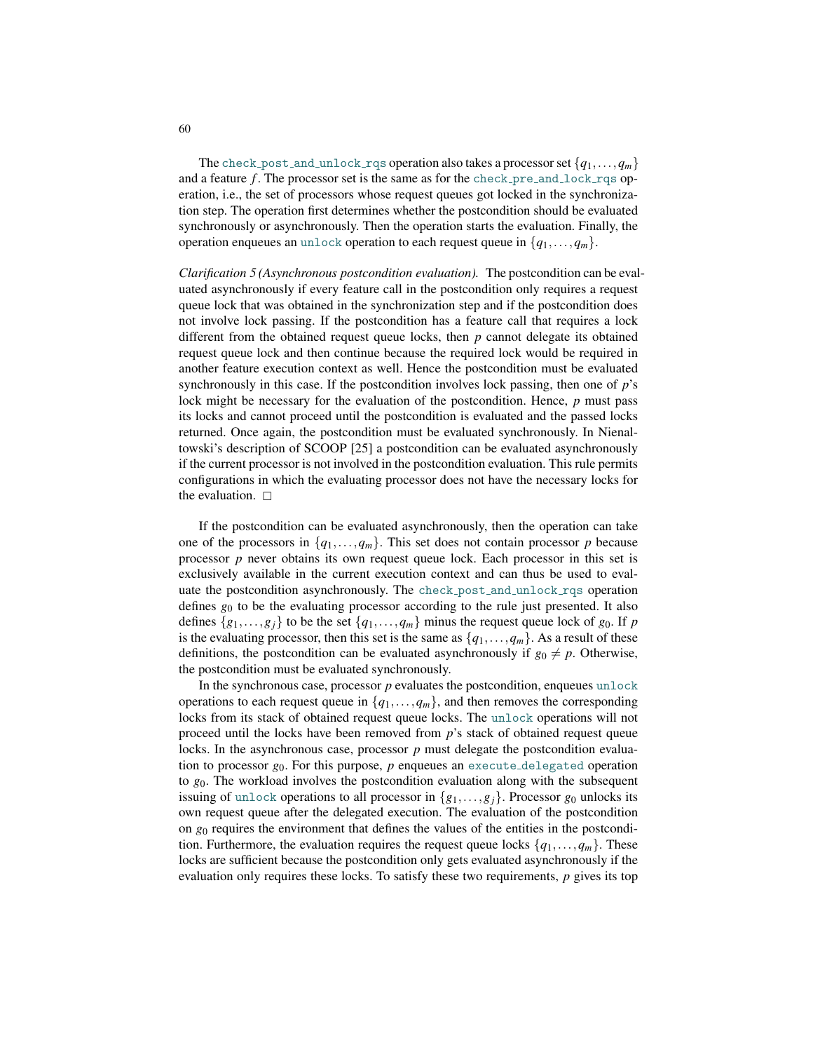The `check_post_and_unlock_rqs` operation also takes a processor set $\{q_1, \ldots, q_m\}$ and a feature $f$. The processor set is the same as for the `check_pre_and_lock_rqs` operation, i.e., the set of processors whose request queues got locked in the synchronization step. The operation first determines whether the postcondition should be evaluated synchronously or asynchronously. Then the operation starts the evaluation. Finally, the operation enqueues an `unlock` operation to each request queue in $\{q_1, \ldots, q_m\}$.

*Clarification 5 (Asynchronous postcondition evaluation).* The postcondition can be evaluated asynchronously if every feature call in the postcondition only requires a request queue lock that was obtained in the synchronization step and if the postcondition does not involve lock passing. If the postcondition has a feature call that requires a lock different from the obtained request queue locks, then $p$ cannot delegate its obtained request queue lock and then continue because the required lock would be required in another feature execution context as well. Hence the postcondition must be evaluated synchronously in this case. If the postcondition involves lock passing, then one of $p$'s lock might be necessary for the evaluation of the postcondition. Hence, $p$ must pass its locks and cannot proceed until the postcondition is evaluated and the passed locks returned. Once again, the postcondition must be evaluated synchronously. In Nienaltowski's description of SCOOP [25] a postcondition can be evaluated asynchronously if the current processor is not involved in the postcondition evaluation. This rule permits configurations in which the evaluating processor does not have the necessary locks for the evaluation. □

If the postcondition can be evaluated asynchronously, then the operation can take one of the processors in $\{q_1, \ldots, q_m\}$. This set does not contain processor $p$ because processor $p$ never obtains its own request queue lock. Each processor in this set is exclusively available in the current execution context and can thus be used to evaluate the postcondition asynchronously. The `check_post_and_unlock_rqs` operation defines $g_0$ to be the evaluating processor according to the rule just presented. It also defines $\{g_1, \ldots, g_j\}$ to be the set $\{q_1, \ldots, q_m\}$ minus the request queue lock of $g_0$. If $p$ is the evaluating processor, then this set is the same as $\{q_1, \ldots, q_m\}$. As a result of these definitions, the postcondition can be evaluated asynchronously if $g_0 \neq p$. Otherwise, the postcondition must be evaluated synchronously.

In the synchronous case, processor $p$ evaluates the postcondition, enqueues `unlock` operations to each request queue in $\{q_1, \ldots, q_m\}$, and then removes the corresponding locks from its stack of obtained request queue locks. The `unlock` operations will not proceed until the locks have been removed from $p$'s stack of obtained request queue locks. In the asynchronous case, processor $p$ must delegate the postcondition evaluation to processor $g_0$. For this purpose, $p$ enqueues an `execute_delegated` operation to $g_0$. The workload involves the postcondition evaluation along with the subsequent issuing of `unlock` operations to all processor in $\{g_1, \ldots, g_j\}$. Processor $g_0$ unlocks its own request queue after the delegated execution. The evaluation of the postcondition on $g_0$ requires the environment that defines the values of the entities in the postcondition. Furthermore, the evaluation requires the request queue locks $\{q_1, \ldots, q_m\}$. These locks are sufficient because the postcondition only gets evaluated asynchronously if the evaluation only requires these locks. To satisfy these two requirements, $p$ gives its top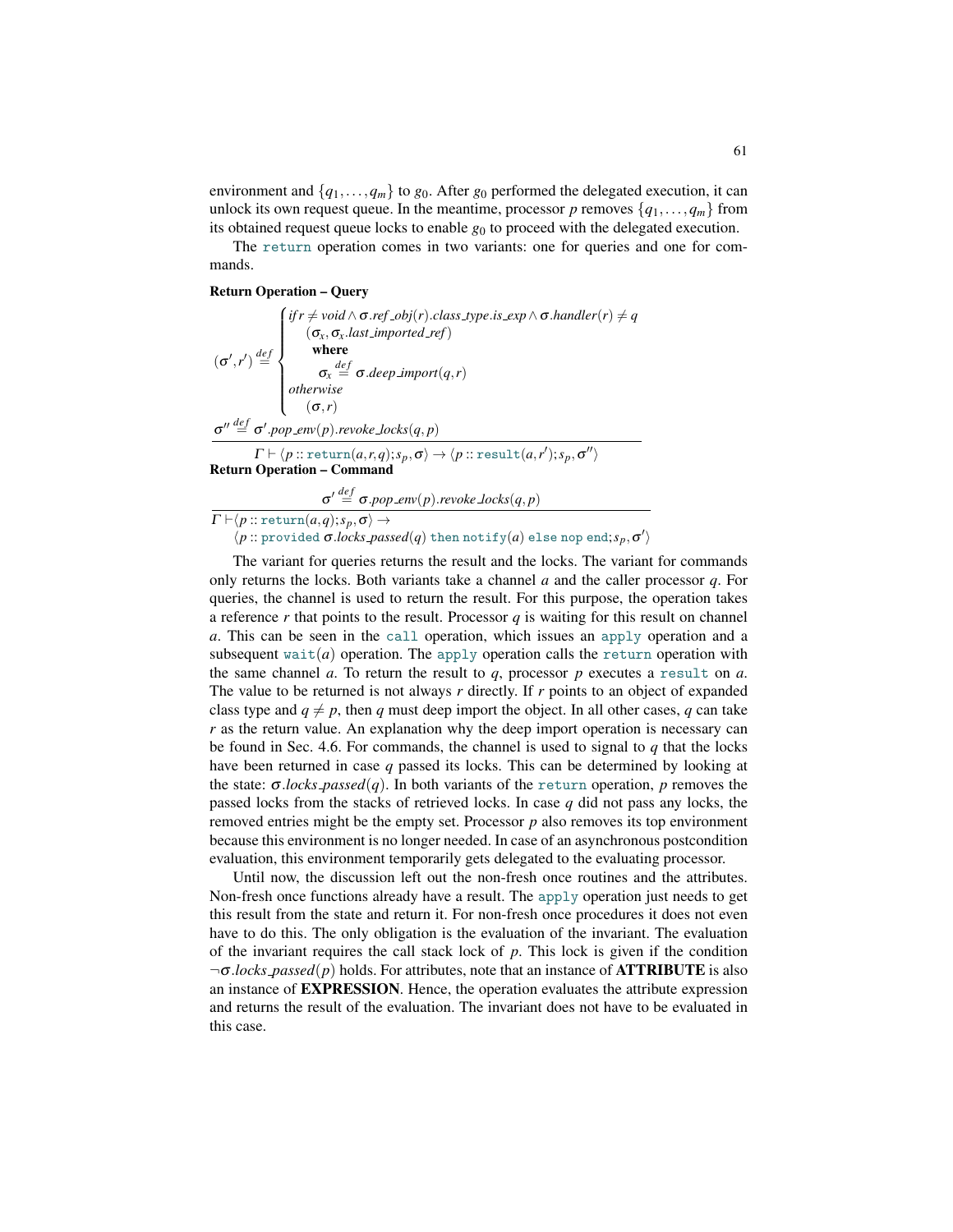environment and $\{q_1, \ldots, q_m\}$ to $g_0$. After $g_0$ performed the delegated execution, it can unlock its own request queue. In the meantime, processor $p$ removes $\{q_1, \ldots, q_m\}$ from its obtained request queue locks to enable $g_0$ to proceed with the delegated execution.

The `return` operation comes in two variants: one for queries and one for commands.

**Return Operation – Query**

$$
\frac{
\begin{array}{l}
(\sigma', r') \stackrel{def}{=} \begin{cases}
\textit{if } r \neq \textit{void} \wedge \sigma.\textit{ref\_obj}(r).\textit{class\_type}.\textit{is\_exp} \wedge \sigma.\textit{handler}(r) \neq q \\
\quad (\sigma_x, \sigma_x.\textit{last\_imported\_ref}) \\
\quad \textbf{where} \\
\quad\quad \sigma_x \stackrel{def}{=} \sigma.\textit{deep\_import}(q, r) \\
\textit{otherwise} \\
\quad (\sigma, r)
\end{cases} \\
\sigma'' \stackrel{def}{=} \sigma'.\textit{pop\_env}(p).\textit{revoke\_locks}(q, p)
\end{array}
}{
\Gamma \vdash \langle p :: \texttt{return}(a, r, q); s_p, \sigma \rangle \rightarrow \langle p :: \texttt{result}(a, r'); s_p, \sigma'' \rangle
}
$$

**Return Operation – Command**

$$
\frac{
\sigma' \stackrel{def}{=} \sigma.\textit{pop\_env}(p).\textit{revoke\_locks}(q, p)
}{
\begin{array}{l}
\Gamma \vdash \langle p :: \texttt{return}(a, q); s_p, \sigma \rangle \rightarrow \\
\quad \langle p :: \texttt{provided } \sigma.\textit{locks\_passed}(q) \texttt{ then notify}(a) \texttt{ else nop end}; s_p, \sigma' \rangle
\end{array}
}
$$

The variant for queries returns the result and the locks. The variant for commands only returns the locks. Both variants take a channel $a$ and the caller processor $q$. For queries, the channel is used to return the result. For this purpose, the operation takes a reference $r$ that points to the result. Processor $q$ is waiting for this result on channel $a$. This can be seen in the `call` operation, which issues an `apply` operation and a subsequent `wait`$(a)$ operation. The `apply` operation calls the `return` operation with the same channel $a$. To return the result to $q$, processor $p$ executes a `result` on $a$. The value to be returned is not always $r$ directly. If $r$ points to an object of expanded class type and $q \neq p$, then $q$ must deep import the object. In all other cases, $q$ can take $r$ as the return value. An explanation why the deep import operation is necessary can be found in Sec. 4.6. For commands, the channel is used to signal to $q$ that the locks have been returned in case $q$ passed its locks. This can be determined by looking at the state: $\sigma.\textit{locks\_passed}(q)$. In both variants of the `return` operation, $p$ removes the passed locks from the stacks of retrieved locks. In case $q$ did not pass any locks, the removed entries might be the empty set. Processor $p$ also removes its top environment because this environment is no longer needed. In case of an asynchronous postcondition evaluation, this environment temporarily gets delegated to the evaluating processor.

Until now, the discussion left out the non-fresh once routines and the attributes. Non-fresh once functions already have a result. The `apply` operation just needs to get this result from the state and return it. For non-fresh once procedures it does not even have to do this. The only obligation is the evaluation of the invariant. The evaluation of the invariant requires the call stack lock of $p$. This lock is given if the condition $\neg\sigma.\textit{locks\_passed}(p)$ holds. For attributes, note that an instance of **ATTRIBUTE** is also an instance of **EXPRESSION**. Hence, the operation evaluates the attribute expression and returns the result of the evaluation. The invariant does not have to be evaluated in this case.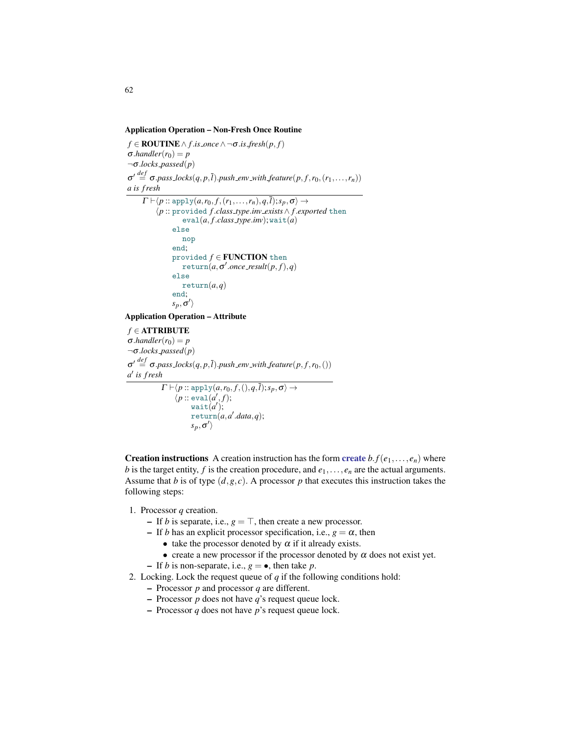**Application Operation – Non-Fresh Once Routine**

$$\frac{\begin{array}{l} f \in \textbf{ROUTINE} \wedge f.is\_once \wedge \neg\sigma.is\_fresh(p,f) \\ \sigma.handler(r_0) = p \\ \neg\sigma.locks\_passed(p) \\ \sigma' \stackrel{def}{=} \sigma.pass\_locks(q,p,\bar{l}).push\_env\_with\_feature(p,f,r_0,(r_1,\ldots,r_n)) \\ a \text{ is fresh} \end{array}}{\begin{array}{l} \Gamma \vdash \langle p :: \texttt{apply}(a,r_0,f,(r_1,\ldots,r_n),q,\bar{l}); s_p, \sigma\rangle \rightarrow \\ \quad \langle p :: \texttt{provided}\ f.class\_type.inv\_exists \wedge f.exported\ \texttt{then} \\ \qquad\quad \texttt{eval}(a, f.class\_type.inv); \texttt{wait}(a) \\ \qquad \texttt{else} \\ \qquad\quad \texttt{nop} \\ \qquad \texttt{end}; \\ \qquad \texttt{provided}\ f \in \textbf{FUNCTION}\ \texttt{then} \\ \qquad\quad \texttt{return}(a, \sigma'.once\_result(p,f), q) \\ \qquad \texttt{else} \\ \qquad\quad \texttt{return}(a,q) \\ \qquad \texttt{end}; \\ \qquad s_p, \sigma'\rangle \end{array}}$$

**Application Operation – Attribute**

$$\frac{\begin{array}{l} f \in \textbf{ATTRIBUTE} \\ \sigma.handler(r_0) = p \\ \neg\sigma.locks\_passed(p) \\ \sigma' \stackrel{def}{=} \sigma.pass\_locks(q,p,\bar{l}).push\_env\_with\_feature(p,f,r_0,()) \\ a' \text{ is fresh} \end{array}}{\begin{array}{l} \Gamma \vdash \langle p :: \texttt{apply}(a,r_0,f,(),q,\bar{l}); s_p, \sigma\rangle \rightarrow \\ \quad \langle p :: \texttt{eval}(a', f); \\ \qquad\ \ \texttt{wait}(a'); \\ \qquad\ \ \texttt{return}(a, a'.data, q); \\ \qquad\ \ s_p, \sigma'\rangle \end{array}}$$

**Creation instructions** A creation instruction has the form **create** $b.f(e_1,\ldots,e_n)$ where $b$ is the target entity, $f$ is the creation procedure, and $e_1,\ldots,e_n$ are the actual arguments. Assume that $b$ is of type $(d,g,c)$. A processor $p$ that executes this instruction takes the following steps:

1. Processor $q$ creation.
   - If $b$ is separate, i.e., $g = \top$, then create a new processor.
   - If $b$ has an explicit processor specification, i.e., $g = \alpha$, then
     - take the processor denoted by $\alpha$ if it already exists.
     - create a new processor if the processor denoted by $\alpha$ does not exist yet.
   - If $b$ is non-separate, i.e., $g = \bullet$, then take $p$.
2. Locking. Lock the request queue of $q$ if the following conditions hold:
   - Processor $p$ and processor $q$ are different.
   - Processor $p$ does not have $q$'s request queue lock.
   - Processor $q$ does not have $p$'s request queue lock.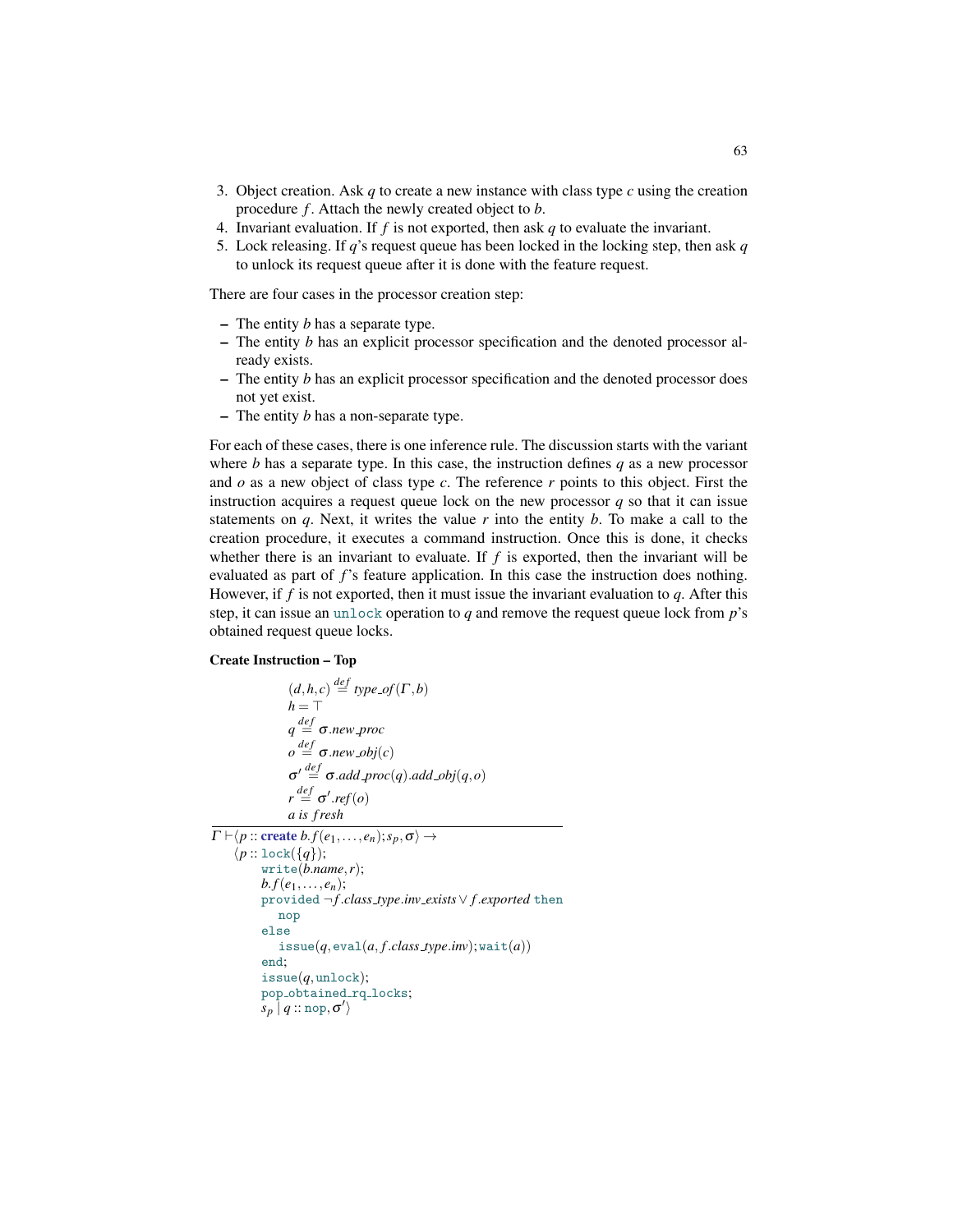3. Object creation. Ask $q$ to create a new instance with class type $c$ using the creation procedure $f$. Attach the newly created object to $b$.
4. Invariant evaluation. If $f$ is not exported, then ask $q$ to evaluate the invariant.
5. Lock releasing. If $q$'s request queue has been locked in the locking step, then ask $q$ to unlock its request queue after it is done with the feature request.

There are four cases in the processor creation step:

- The entity $b$ has a separate type.
- The entity $b$ has an explicit processor specification and the denoted processor already exists.
- The entity $b$ has an explicit processor specification and the denoted processor does not yet exist.
- The entity $b$ has a non-separate type.

For each of these cases, there is one inference rule. The discussion starts with the variant where $b$ has a separate type. In this case, the instruction defines $q$ as a new processor and $o$ as a new object of class type $c$. The reference $r$ points to this object. First the instruction acquires a request queue lock on the new processor $q$ so that it can issue statements on $q$. Next, it writes the value $r$ into the entity $b$. To make a call to the creation procedure, it executes a command instruction. Once this is done, it checks whether there is an invariant to evaluate. If $f$ is exported, then the invariant will be evaluated as part of $f$'s feature application. In this case the instruction does nothing. However, if $f$ is not exported, then it must issue the invariant evaluation to $q$. After this step, it can issue an `unlock` operation to $q$ and remove the request queue lock from $p$'s obtained request queue locks.

**Create Instruction – Top**

$$
\frac{
\begin{array}{l}
(d,h,c) \overset{def}{=} type\_of(\Gamma,b) \\
h = \top \\
q \overset{def}{=} \sigma.new\_proc \\
o \overset{def}{=} \sigma.new\_obj(c) \\
\sigma' \overset{def}{=} \sigma.add\_proc(q).add\_obj(q,o) \\
r \overset{def}{=} \sigma'.ref(o) \\
a \text{ } is \text{ } fresh
\end{array}
}{
\begin{array}{l}
\Gamma \vdash \langle p :: \textbf{create } b.f(e_1,\ldots,e_n); s_p, \sigma\rangle \rightarrow \\
\quad \langle p :: \texttt{lock}(\{q\}); \\
\qquad \texttt{write}(b.name, r); \\
\qquad b.f(e_1,\ldots,e_n); \\
\qquad \texttt{provided } \neg f.class\_type.inv\_exists \vee f.exported \texttt{ then} \\
\qquad\quad \texttt{nop} \\
\qquad \texttt{else} \\
\qquad\quad \texttt{issue}(q, \texttt{eval}(a, f.class\_type.inv); \texttt{wait}(a)) \\
\qquad \texttt{end}; \\
\qquad \texttt{issue}(q, \texttt{unlock}); \\
\qquad \texttt{pop\_obtained\_rq\_locks}; \\
\qquad s_p \mid q :: \texttt{nop}, \sigma' \rangle
\end{array}
}
$$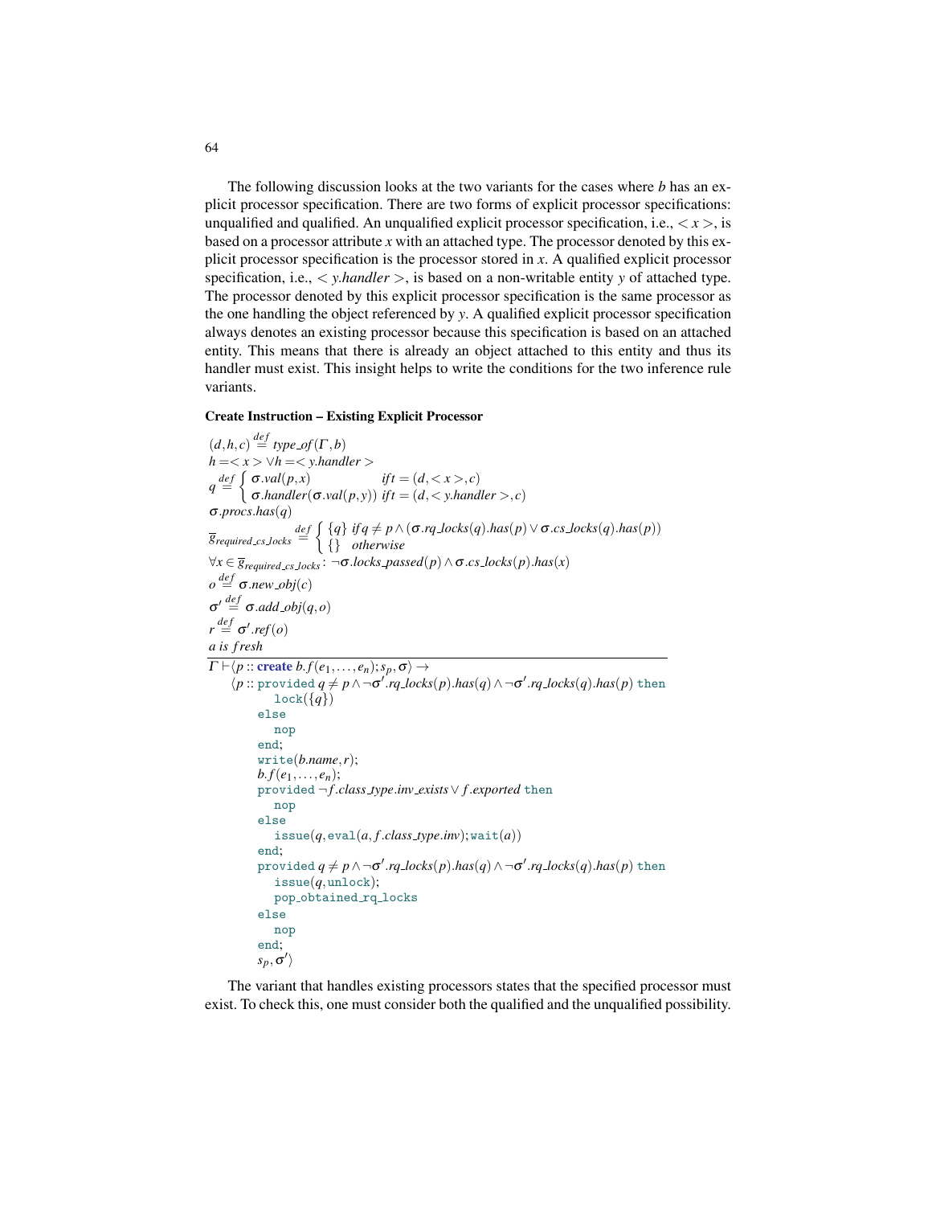The following discussion looks at the two variants for the cases where $b$ has an explicit processor specification. There are two forms of explicit processor specifications: unqualified and qualified. An unqualified explicit processor specification, i.e., $<x>$, is based on a processor attribute $x$ with an attached type. The processor denoted by this explicit processor specification is the processor stored in $x$. A qualified explicit processor specification, i.e., $<y.handler>$, is based on a non-writable entity $y$ of attached type. The processor denoted by this explicit processor specification is the same processor as the one handling the object referenced by $y$. A qualified explicit processor specification always denotes an existing processor because this specification is based on an attached entity. This means that there is already an object attached to this entity and thus its handler must exist. This insight helps to write the conditions for the two inference rule variants.

**Create Instruction – Existing Explicit Processor**

$$
\frac{
\begin{array}{l}
(d,h,c) \stackrel{def}{=} type\_of(\Gamma, b) \\
h = <x> \vee h = <y.handler> \\
q \stackrel{def}{=} \begin{cases} \sigma.val(p,x) & if\, t = (d,<x>,c) \\ \sigma.handler(\sigma.val(p,y)) & if\, t = (d,<y.handler>,c) \end{cases} \\
\sigma.procs.has(q) \\
\overline{g}_{required\_cs\_locks} \stackrel{def}{=} \begin{cases} \{q\} & if\, q \neq p \wedge (\sigma.rq\_locks(q).has(p) \vee \sigma.cs\_locks(q).has(p)) \\ \{\} & otherwise \end{cases} \\
\forall x \in \overline{g}_{required\_cs\_locks} \colon \neg\sigma.locks\_passed(p) \wedge \sigma.cs\_locks(p).has(x) \\
o \stackrel{def}{=} \sigma.new\_obj(c) \\
\sigma' \stackrel{def}{=} \sigma.add\_obj(q,o) \\
r \stackrel{def}{=} \sigma'.ref(o) \\
a \text{ is } fresh
\end{array}
}{
\begin{array}{l}
\Gamma \vdash \langle p :: \textbf{create}\ b.f(e_1,\dots,e_n); s_p, \sigma\rangle \rightarrow \\
\quad \langle p :: \texttt{provided}\ q \neq p \wedge \neg\sigma'.rq\_locks(p).has(q) \wedge \neg\sigma'.rq\_locks(q).has(p)\ \texttt{then} \\
\qquad\quad \texttt{lock}(\{q\}) \\
\qquad \texttt{else} \\
\qquad\quad \texttt{nop} \\
\qquad \texttt{end}; \\
\qquad \texttt{write}(b.name, r); \\
\qquad b.f(e_1,\dots,e_n); \\
\qquad \texttt{provided}\ \neg f.class\_type.inv\_exists \vee f.exported\ \texttt{then} \\
\qquad\quad \texttt{nop} \\
\qquad \texttt{else} \\
\qquad\quad \texttt{issue}(q, \texttt{eval}(a, f.class\_type.inv); \texttt{wait}(a)) \\
\qquad \texttt{end}; \\
\qquad \texttt{provided}\ q \neq p \wedge \neg\sigma'.rq\_locks(p).has(q) \wedge \neg\sigma'.rq\_locks(q).has(p)\ \texttt{then} \\
\qquad\quad \texttt{issue}(q, \texttt{unlock}); \\
\qquad\quad \texttt{pop\_obtained\_rq\_locks} \\
\qquad \texttt{else} \\
\qquad\quad \texttt{nop} \\
\qquad \texttt{end}; \\
\qquad s_p, \sigma'\rangle
\end{array}
}
$$

The variant that handles existing processors states that the specified processor must exist. To check this, one must consider both the qualified and the unqualified possibility.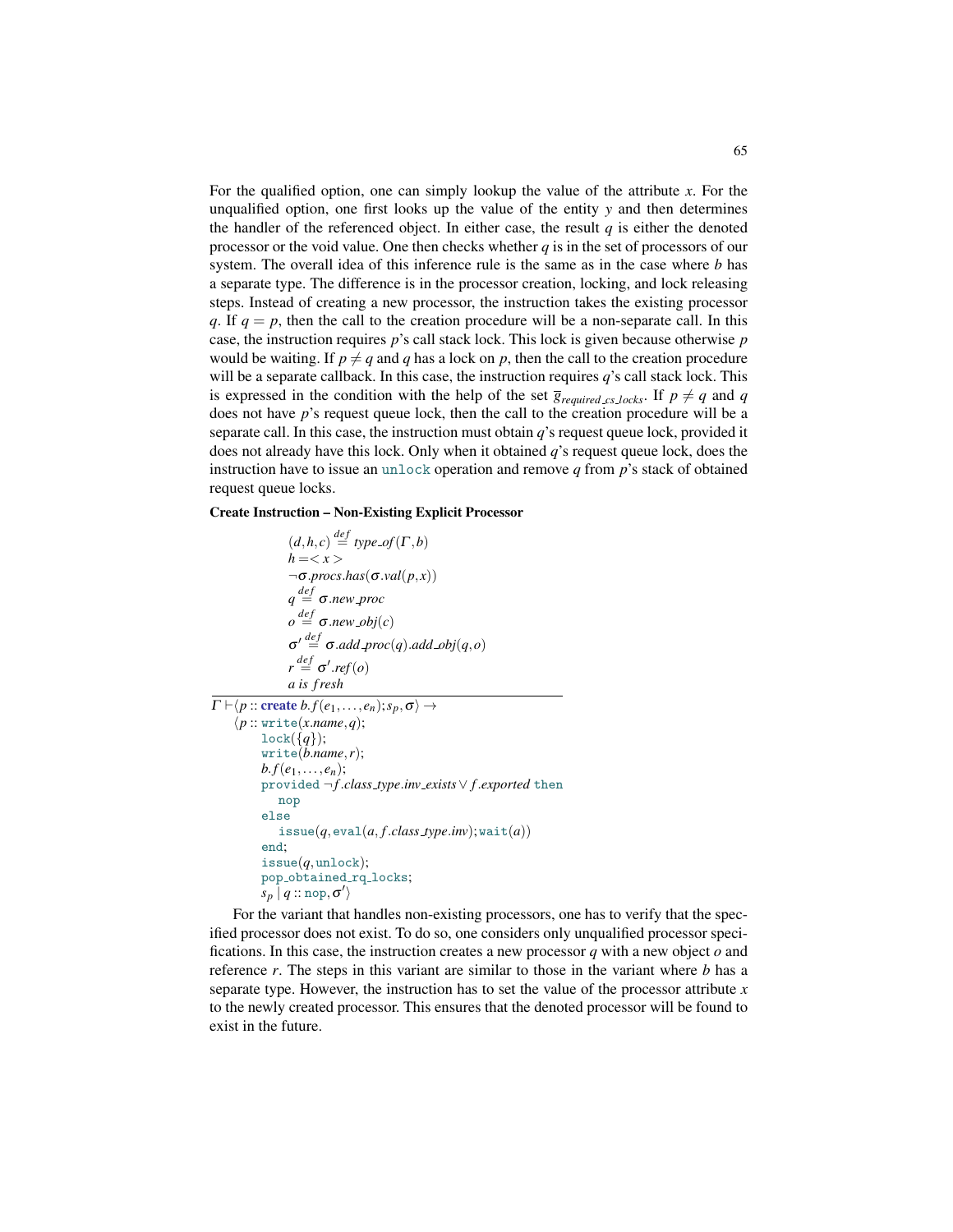For the qualified option, one can simply lookup the value of the attribute $x$. For the unqualified option, one first looks up the value of the entity $y$ and then determines the handler of the referenced object. In either case, the result $q$ is either the denoted processor or the void value. One then checks whether $q$ is in the set of processors of our system. The overall idea of this inference rule is the same as in the case where $b$ has a separate type. The difference is in the processor creation, locking, and lock releasing steps. Instead of creating a new processor, the instruction takes the existing processor $q$. If $q = p$, then the call to the creation procedure will be a non-separate call. In this case, the instruction requires $p$'s call stack lock. This lock is given because otherwise $p$ would be waiting. If $p \neq q$ and $q$ has a lock on $p$, then the call to the creation procedure will be a separate callback. In this case, the instruction requires $q$'s call stack lock. This is expressed in the condition with the help of the set $\overline{g}_{required\_cs\_locks}$. If $p \neq q$ and $q$ does not have $p$'s request queue lock, then the call to the creation procedure will be a separate call. In this case, the instruction must obtain $q$'s request queue lock, provided it does not already have this lock. Only when it obtained $q$'s request queue lock, does the instruction have to issue an `unlock` operation and remove $q$ from $p$'s stack of obtained request queue locks.

**Create Instruction – Non-Existing Explicit Processor**

$$
\frac{
\begin{array}{l}
(d,h,c) \stackrel{def}{=} type\_of(\Gamma, b) \\
h = <x> \\
\neg \sigma.procs.has(\sigma.val(p,x)) \\
q \stackrel{def}{=} \sigma.new\_proc \\
o \stackrel{def}{=} \sigma.new\_obj(c) \\
\sigma' \stackrel{def}{=} \sigma.add\_proc(q).add\_obj(q,o) \\
r \stackrel{def}{=} \sigma'.ref(o) \\
a \text{ is } fresh
\end{array}
}{
\begin{array}{l}
\Gamma \vdash \langle p :: \textbf{create}\ b.f(e_1,\dots,e_n); s_p, \sigma \rangle \rightarrow \\
\quad \langle p :: \texttt{write}(x.name, q); \\
\qquad \texttt{lock}(\{q\}); \\
\qquad \texttt{write}(b.name, r); \\
\qquad b.f(e_1,\dots,e_n); \\
\qquad \texttt{provided}\ \neg f.class\_type.inv\_exists \vee f.exported\ \texttt{then} \\
\qquad\quad \texttt{nop} \\
\qquad \texttt{else} \\
\qquad\quad \texttt{issue}(q, \texttt{eval}(a, f.class\_type.inv); \texttt{wait}(a)) \\
\qquad \texttt{end}; \\
\qquad \texttt{issue}(q, \texttt{unlock}); \\
\qquad \texttt{pop\_obtained\_rq\_locks}; \\
\qquad s_p \mid q :: \texttt{nop}, \sigma' \rangle
\end{array}
}
$$

For the variant that handles non-existing processors, one has to verify that the specified processor does not exist. To do so, one considers only unqualified processor specifications. In this case, the instruction creates a new processor $q$ with a new object $o$ and reference $r$. The steps in this variant are similar to those in the variant where $b$ has a separate type. However, the instruction has to set the value of the processor attribute $x$ to the newly created processor. This ensures that the denoted processor will be found to exist in the future.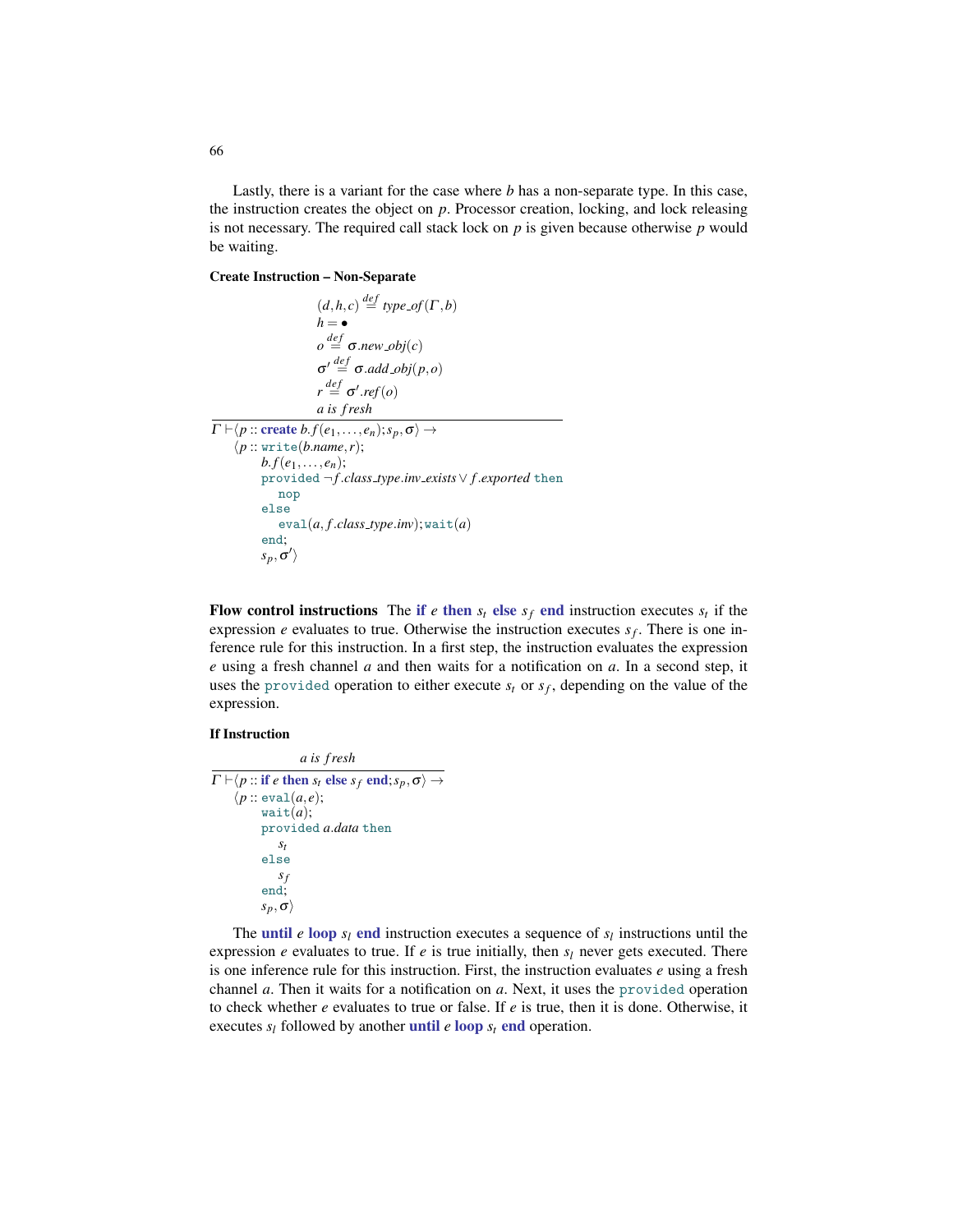Lastly, there is a variant for the case where $b$ has a non-separate type. In this case, the instruction creates the object on $p$. Processor creation, locking, and lock releasing is not necessary. The required call stack lock on $p$ is given because otherwise $p$ would be waiting.

**Create Instruction – Non-Separate**

$$
\frac{
\begin{array}{l}
(d,h,c) \stackrel{def}{=} type\_of(\Gamma, b) \\
h = \bullet \\
o \stackrel{def}{=} \sigma.new\_obj(c) \\
\sigma' \stackrel{def}{=} \sigma.add\_obj(p,o) \\
r \stackrel{def}{=} \sigma'.ref(o) \\
a \textit{ is fresh}
\end{array}
}{
\begin{array}{l}
\Gamma \vdash \langle p :: \textbf{create } b.f(e_1,\ldots,e_n); s_p, \sigma\rangle \rightarrow \\
\quad \langle p :: \texttt{write}(b.name, r); \\
\qquad b.f(e_1,\ldots,e_n); \\
\qquad \texttt{provided } \neg f.class\_type.inv\_exists \lor f.exported \texttt{ then} \\
\qquad\quad \texttt{nop} \\
\qquad \texttt{else} \\
\qquad\quad \texttt{eval}(a, f.class\_type.inv); \texttt{wait}(a) \\
\qquad \texttt{end}; \\
\qquad s_p, \sigma'\rangle
\end{array}
}
$$

**Flow control instructions** The **if** $e$ **then** $s_t$ **else** $s_f$ **end** instruction executes $s_t$ if the expression $e$ evaluates to true. Otherwise the instruction executes $s_f$. There is one inference rule for this instruction. In a first step, the instruction evaluates the expression $e$ using a fresh channel $a$ and then waits for a notification on $a$. In a second step, it uses the `provided` operation to either execute $s_t$ or $s_f$, depending on the value of the expression.

**If Instruction**

$$
\frac{
a \textit{ is fresh}
}{
\begin{array}{l}
\Gamma \vdash \langle p :: \textbf{if } e \textbf{ then } s_t \textbf{ else } s_f \textbf{ end}; s_p, \sigma\rangle \rightarrow \\
\quad \langle p :: \texttt{eval}(a, e); \\
\qquad \texttt{wait}(a); \\
\qquad \texttt{provided } a.data \texttt{ then} \\
\qquad\quad s_t \\
\qquad \texttt{else} \\
\qquad\quad s_f \\
\qquad \texttt{end}; \\
\qquad s_p, \sigma\rangle
\end{array}
}
$$

The **until** $e$ **loop** $s_l$ **end** instruction executes a sequence of $s_l$ instructions until the expression $e$ evaluates to true. If $e$ is true initially, then $s_l$ never gets executed. There is one inference rule for this instruction. First, the instruction evaluates $e$ using a fresh channel $a$. Then it waits for a notification on $a$. Next, it uses the `provided` operation to check whether $e$ evaluates to true or false. If $e$ is true, then it is done. Otherwise, it executes $s_l$ followed by another **until** $e$ **loop** $s_l$ **end** operation.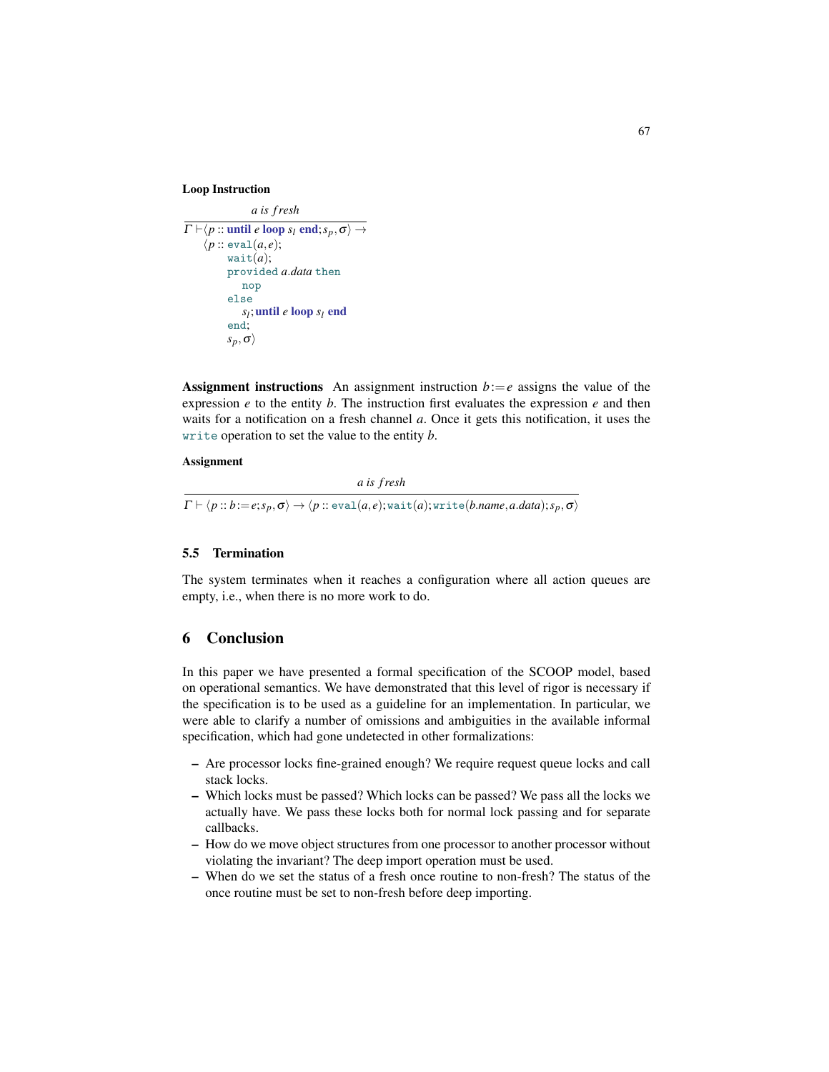**Loop Instruction**

$$\frac{a \textit{ is fresh}}{\begin{array}{l}\Gamma \vdash \langle p :: \textbf{until } e \textbf{ loop } s_l \textbf{ end}; s_p, \sigma\rangle \rightarrow \\ \quad \langle p :: \texttt{eval}(a, e); \\ \quad\quad \texttt{wait}(a); \\ \quad\quad \texttt{provided } a.data \texttt{ then} \\ \quad\quad\quad \texttt{nop} \\ \quad\quad \texttt{else} \\ \quad\quad\quad s_l; \textbf{until } e \textbf{ loop } s_l \textbf{ end} \\ \quad\quad \texttt{end}; \\ \quad\quad s_p, \sigma\rangle\end{array}}$$

**Assignment instructions** An assignment instruction $b := e$ assigns the value of the expression $e$ to the entity $b$. The instruction first evaluates the expression $e$ and then waits for a notification on a fresh channel $a$. Once it gets this notification, it uses the `write` operation to set the value to the entity $b$.

**Assignment**

$$\frac{a \textit{ is fresh}}{\Gamma \vdash \langle p :: b := e; s_p, \sigma\rangle \rightarrow \langle p :: \texttt{eval}(a, e); \texttt{wait}(a); \texttt{write}(b.name, a.data); s_p, \sigma\rangle}$$

### 5.5 Termination

The system terminates when it reaches a configuration where all action queues are empty, i.e., when there is no more work to do.

## 6 Conclusion

In this paper we have presented a formal specification of the SCOOP model, based on operational semantics. We have demonstrated that this level of rigor is necessary if the specification is to be used as a guideline for an implementation. In particular, we were able to clarify a number of omissions and ambiguities in the available informal specification, which had gone undetected in other formalizations:

- Are processor locks fine-grained enough? We require request queue locks and call stack locks.
- Which locks must be passed? Which locks can be passed? We pass all the locks we actually have. We pass these locks both for normal lock passing and for separate callbacks.
- How do we move object structures from one processor to another processor without violating the invariant? The deep import operation must be used.
- When do we set the status of a fresh once routine to non-fresh? The status of the once routine must be set to non-fresh before deep importing.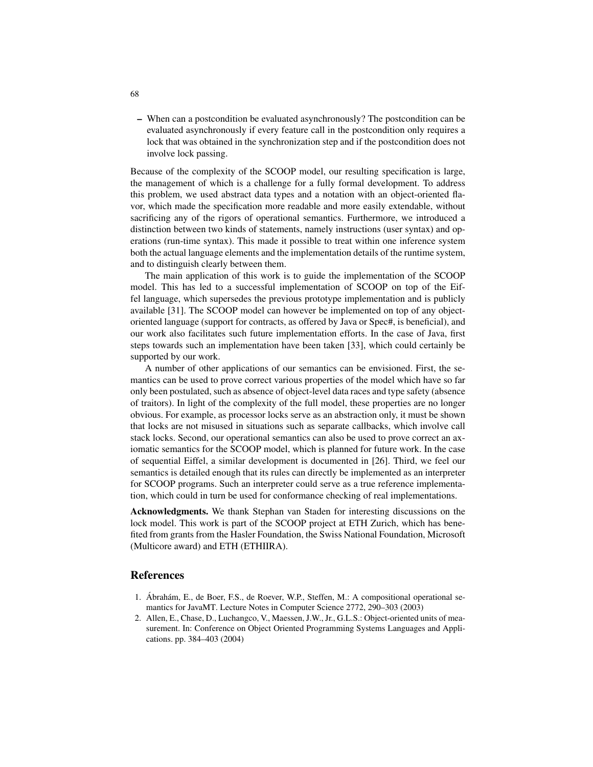– When can a postcondition be evaluated asynchronously? The postcondition can be evaluated asynchronously if every feature call in the postcondition only requires a lock that was obtained in the synchronization step and if the postcondition does not involve lock passing.

Because of the complexity of the SCOOP model, our resulting specification is large, the management of which is a challenge for a fully formal development. To address this problem, we used abstract data types and a notation with an object-oriented flavor, which made the specification more readable and more easily extendable, without sacrificing any of the rigors of operational semantics. Furthermore, we introduced a distinction between two kinds of statements, namely instructions (user syntax) and operations (run-time syntax). This made it possible to treat within one inference system both the actual language elements and the implementation details of the runtime system, and to distinguish clearly between them.

The main application of this work is to guide the implementation of the SCOOP model. This has led to a successful implementation of SCOOP on top of the Eiffel language, which supersedes the previous prototype implementation and is publicly available [31]. The SCOOP model can however be implemented on top of any object-oriented language (support for contracts, as offered by Java or Spec#, is beneficial), and our work also facilitates such future implementation efforts. In the case of Java, first steps towards such an implementation have been taken [33], which could certainly be supported by our work.

A number of other applications of our semantics can be envisioned. First, the semantics can be used to prove correct various properties of the model which have so far only been postulated, such as absence of object-level data races and type safety (absence of traitors). In light of the complexity of the full model, these properties are no longer obvious. For example, as processor locks serve as an abstraction only, it must be shown that locks are not misused in situations such as separate callbacks, which involve call stack locks. Second, our operational semantics can also be used to prove correct an axiomatic semantics for the SCOOP model, which is planned for future work. In the case of sequential Eiffel, a similar development is documented in [26]. Third, we feel our semantics is detailed enough that its rules can directly be implemented as an interpreter for SCOOP programs. Such an interpreter could serve as a true reference implementation, which could in turn be used for conformance checking of real implementations.

**Acknowledgments.** We thank Stephan van Staden for interesting discussions on the lock model. This work is part of the SCOOP project at ETH Zurich, which has benefited from grants from the Hasler Foundation, the Swiss National Foundation, Microsoft (Multicore award) and ETH (ETHIIRA).

## References

1. Ábrahám, E., de Boer, F.S., de Roever, W.P., Steffen, M.: A compositional operational semantics for JavaMT. Lecture Notes in Computer Science 2772, 290–303 (2003)
2. Allen, E., Chase, D., Luchangco, V., Maessen, J.W., Jr., G.L.S.: Object-oriented units of measurement. In: Conference on Object Oriented Programming Systems Languages and Applications. pp. 384–403 (2004)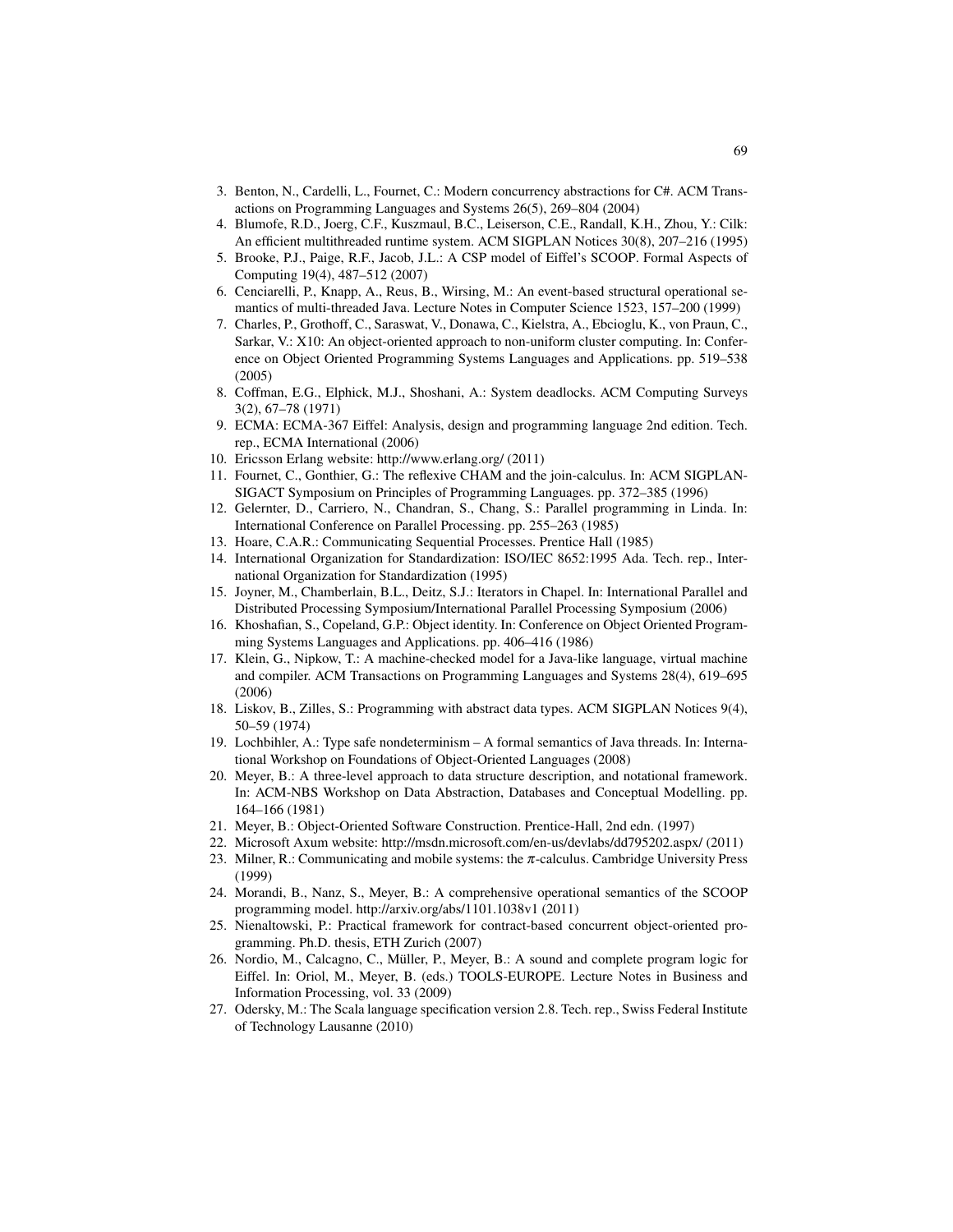3. Benton, N., Cardelli, L., Fournet, C.: Modern concurrency abstractions for C#. ACM Transactions on Programming Languages and Systems 26(5), 269–804 (2004)
4. Blumofe, R.D., Joerg, C.F., Kuszmaul, B.C., Leiserson, C.E., Randall, K.H., Zhou, Y.: Cilk: An efficient multithreaded runtime system. ACM SIGPLAN Notices 30(8), 207–216 (1995)
5. Brooke, P.J., Paige, R.F., Jacob, J.L.: A CSP model of Eiffel's SCOOP. Formal Aspects of Computing 19(4), 487–512 (2007)
6. Cenciarelli, P., Knapp, A., Reus, B., Wirsing, M.: An event-based structural operational semantics of multi-threaded Java. Lecture Notes in Computer Science 1523, 157–200 (1999)
7. Charles, P., Grothoff, C., Saraswat, V., Donawa, C., Kielstra, A., Ebcioglu, K., von Praun, C., Sarkar, V.: X10: An object-oriented approach to non-uniform cluster computing. In: Conference on Object Oriented Programming Systems Languages and Applications. pp. 519–538 (2005)
8. Coffman, E.G., Elphick, M.J., Shoshani, A.: System deadlocks. ACM Computing Surveys 3(2), 67–78 (1971)
9. ECMA: ECMA-367 Eiffel: Analysis, design and programming language 2nd edition. Tech. rep., ECMA International (2006)
10. Ericsson Erlang website: http://www.erlang.org/ (2011)
11. Fournet, C., Gonthier, G.: The reflexive CHAM and the join-calculus. In: ACM SIGPLAN-SIGACT Symposium on Principles of Programming Languages. pp. 372–385 (1996)
12. Gelernter, D., Carriero, N., Chandran, S., Chang, S.: Parallel programming in Linda. In: International Conference on Parallel Processing. pp. 255–263 (1985)
13. Hoare, C.A.R.: Communicating Sequential Processes. Prentice Hall (1985)
14. International Organization for Standardization: ISO/IEC 8652:1995 Ada. Tech. rep., International Organization for Standardization (1995)
15. Joyner, M., Chamberlain, B.L., Deitz, S.J.: Iterators in Chapel. In: International Parallel and Distributed Processing Symposium/International Parallel Processing Symposium (2006)
16. Khoshafian, S., Copeland, G.P.: Object identity. In: Conference on Object Oriented Programming Systems Languages and Applications. pp. 406–416 (1986)
17. Klein, G., Nipkow, T.: A machine-checked model for a Java-like language, virtual machine and compiler. ACM Transactions on Programming Languages and Systems 28(4), 619–695 (2006)
18. Liskov, B., Zilles, S.: Programming with abstract data types. ACM SIGPLAN Notices 9(4), 50–59 (1974)
19. Lochbihler, A.: Type safe nondeterminism – A formal semantics of Java threads. In: International Workshop on Foundations of Object-Oriented Languages (2008)
20. Meyer, B.: A three-level approach to data structure description, and notational framework. In: ACM-NBS Workshop on Data Abstraction, Databases and Conceptual Modelling. pp. 164–166 (1981)
21. Meyer, B.: Object-Oriented Software Construction. Prentice-Hall, 2nd edn. (1997)
22. Microsoft Axum website: http://msdn.microsoft.com/en-us/devlabs/dd795202.aspx/ (2011)
23. Milner, R.: Communicating and mobile systems: the $\pi$-calculus. Cambridge University Press (1999)
24. Morandi, B., Nanz, S., Meyer, B.: A comprehensive operational semantics of the SCOOP programming model. http://arxiv.org/abs/1101.1038v1 (2011)
25. Nienaltowski, P.: Practical framework for contract-based concurrent object-oriented programming. Ph.D. thesis, ETH Zurich (2007)
26. Nordio, M., Calcagno, C., Müller, P., Meyer, B.: A sound and complete program logic for Eiffel. In: Oriol, M., Meyer, B. (eds.) TOOLS-EUROPE. Lecture Notes in Business and Information Processing, vol. 33 (2009)
27. Odersky, M.: The Scala language specification version 2.8. Tech. rep., Swiss Federal Institute of Technology Lausanne (2010)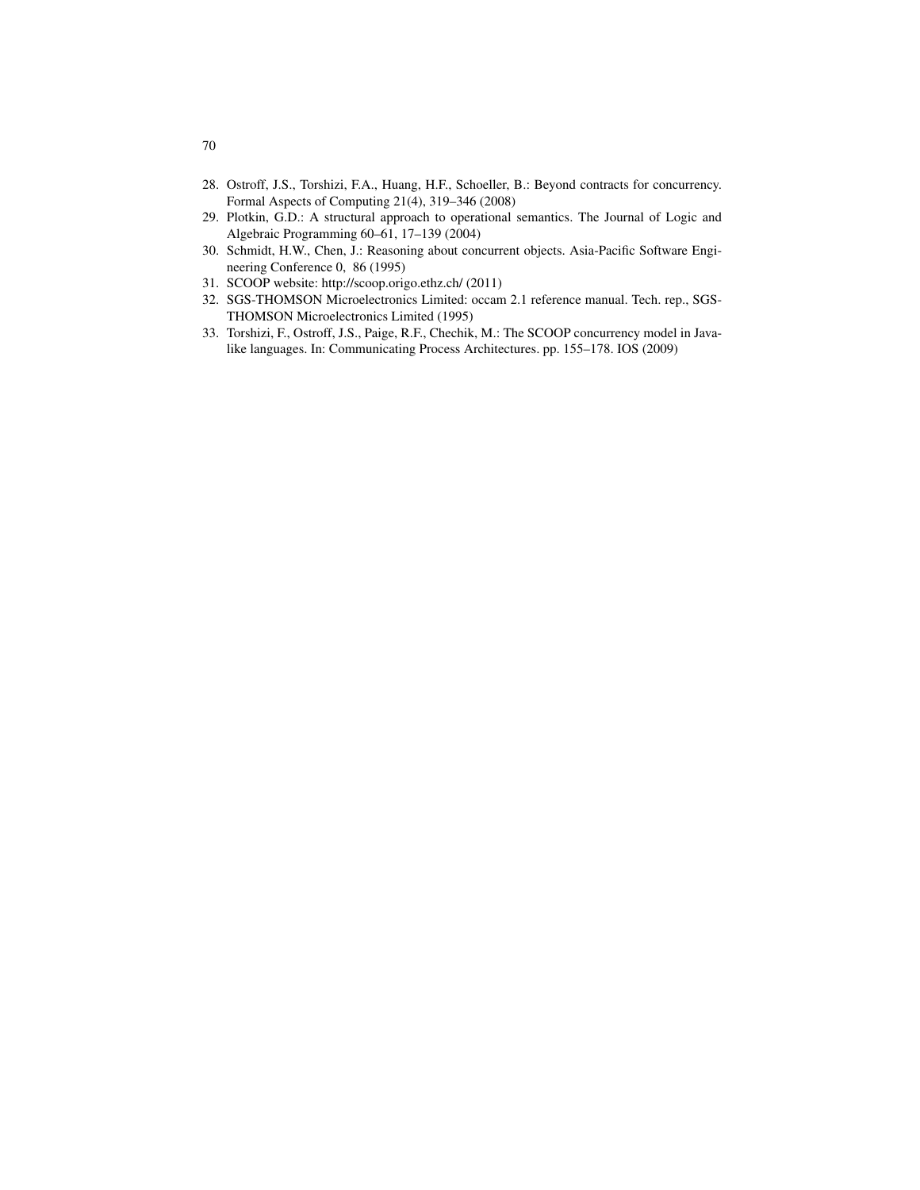28. Ostroff, J.S., Torshizi, F.A., Huang, H.F., Schoeller, B.: Beyond contracts for concurrency. Formal Aspects of Computing 21(4), 319–346 (2008)
29. Plotkin, G.D.: A structural approach to operational semantics. The Journal of Logic and Algebraic Programming 60–61, 17–139 (2004)
30. Schmidt, H.W., Chen, J.: Reasoning about concurrent objects. Asia-Pacific Software Engineering Conference 0, 86 (1995)
31. SCOOP website: http://scoop.origo.ethz.ch/ (2011)
32. SGS-THOMSON Microelectronics Limited: occam 2.1 reference manual. Tech. rep., SGS-THOMSON Microelectronics Limited (1995)
33. Torshizi, F., Ostroff, J.S., Paige, R.F., Chechik, M.: The SCOOP concurrency model in Java-like languages. In: Communicating Process Architectures. pp. 155–178. IOS (2009)